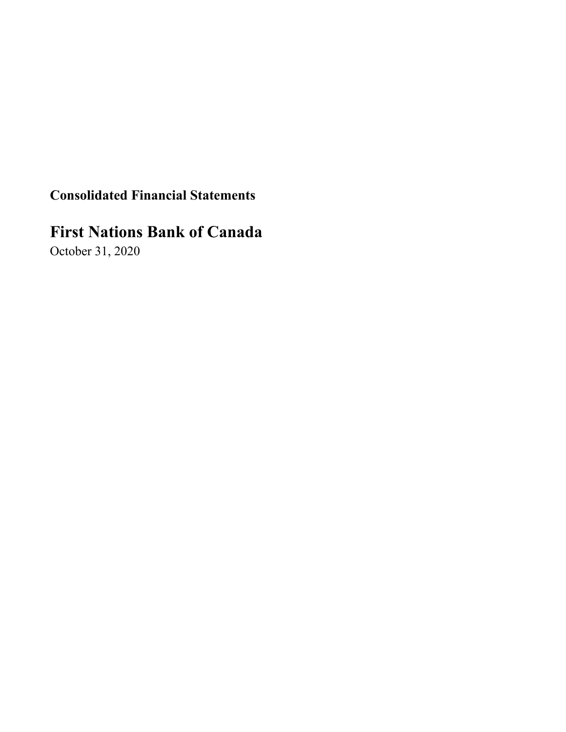**Consolidated Financial Statements**

# First Nations Bank of Canada

October 31, 2020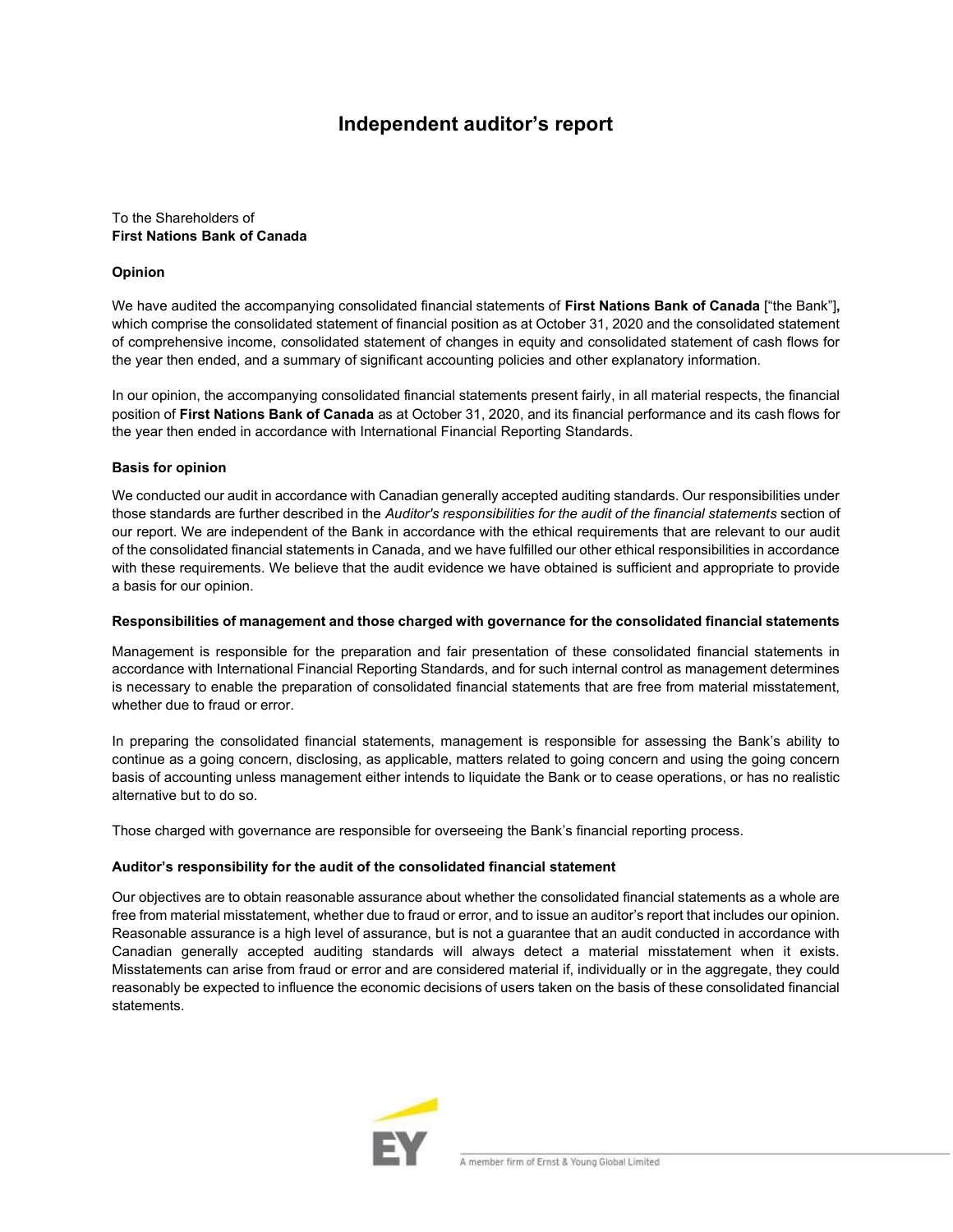# Independent auditor's report

To the Shareholders of
**First Nations Bank of Canada**

**Opinion**

We have audited the accompanying consolidated financial statements of **First Nations Bank of Canada** ["the Bank"], which comprise the consolidated statement of financial position as at October 31, 2020 and the consolidated statement of comprehensive income, consolidated statement of changes in equity and consolidated statement of cash flows for the year then ended, and a summary of significant accounting policies and other explanatory information.

In our opinion, the accompanying consolidated financial statements present fairly, in all material respects, the financial position of **First Nations Bank of Canada** as at October 31, 2020, and its financial performance and its cash flows for the year then ended in accordance with International Financial Reporting Standards.

**Basis for opinion**

We conducted our audit in accordance with Canadian generally accepted auditing standards. Our responsibilities under those standards are further described in the *Auditor's responsibilities for the audit of the financial statements* section of our report. We are independent of the Bank in accordance with the ethical requirements that are relevant to our audit of the consolidated financial statements in Canada, and we have fulfilled our other ethical responsibilities in accordance with these requirements. We believe that the audit evidence we have obtained is sufficient and appropriate to provide a basis for our opinion.

**Responsibilities of management and those charged with governance for the consolidated financial statements**

Management is responsible for the preparation and fair presentation of these consolidated financial statements in accordance with International Financial Reporting Standards, and for such internal control as management determines is necessary to enable the preparation of consolidated financial statements that are free from material misstatement, whether due to fraud or error.

In preparing the consolidated financial statements, management is responsible for assessing the Bank's ability to continue as a going concern, disclosing, as applicable, matters related to going concern and using the going concern basis of accounting unless management either intends to liquidate the Bank or to cease operations, or has no realistic alternative but to do so.

Those charged with governance are responsible for overseeing the Bank's financial reporting process.

**Auditor's responsibility for the audit of the consolidated financial statement**

Our objectives are to obtain reasonable assurance about whether the consolidated financial statements as a whole are free from material misstatement, whether due to fraud or error, and to issue an auditor's report that includes our opinion. Reasonable assurance is a high level of assurance, but is not a guarantee that an audit conducted in accordance with Canadian generally accepted auditing standards will always detect a material misstatement when it exists. Misstatements can arise from fraud or error and are considered material if, individually or in the aggregate, they could reasonably be expected to influence the economic decisions of users taken on the basis of these consolidated financial statements.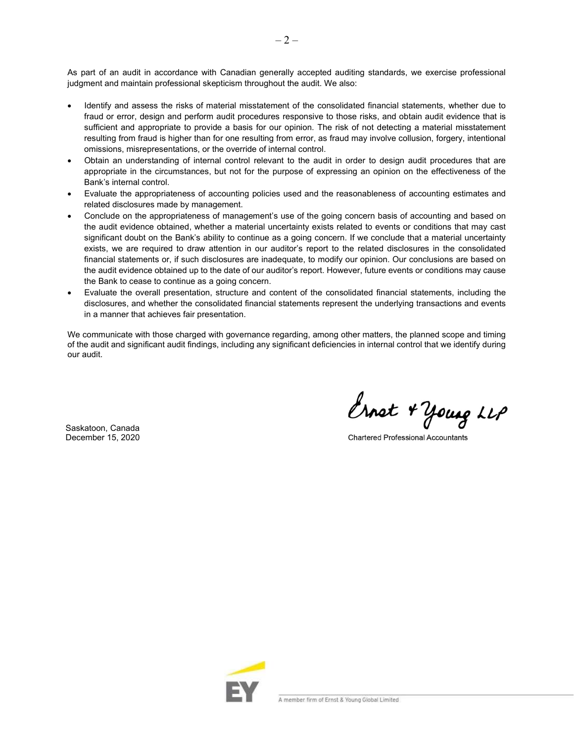As part of an audit in accordance with Canadian generally accepted auditing standards, we exercise professional judgment and maintain professional skepticism throughout the audit. We also:

- Identify and assess the risks of material misstatement of the consolidated financial statements, whether due to fraud or error, design and perform audit procedures responsive to those risks, and obtain audit evidence that is sufficient and appropriate to provide a basis for our opinion. The risk of not detecting a material misstatement resulting from fraud is higher than for one resulting from error, as fraud may involve collusion, forgery, intentional omissions, misrepresentations, or the override of internal control.
- Obtain an understanding of internal control relevant to the audit in order to design audit procedures that are appropriate in the circumstances, but not for the purpose of expressing an opinion on the effectiveness of the Bank's internal control.
- Evaluate the appropriateness of accounting policies used and the reasonableness of accounting estimates and related disclosures made by management.
- Conclude on the appropriateness of management's use of the going concern basis of accounting and based on the audit evidence obtained, whether a material uncertainty exists related to events or conditions that may cast significant doubt on the Bank's ability to continue as a going concern. If we conclude that a material uncertainty exists, we are required to draw attention in our auditor's report to the related disclosures in the consolidated financial statements or, if such disclosures are inadequate, to modify our opinion. Our conclusions are based on the audit evidence obtained up to the date of our auditor's report. However, future events or conditions may cause the Bank to cease to continue as a going concern.
- Evaluate the overall presentation, structure and content of the consolidated financial statements, including the disclosures, and whether the consolidated financial statements represent the underlying transactions and events in a manner that achieves fair presentation.

We communicate with those charged with governance regarding, among other matters, the planned scope and timing of the audit and significant audit findings, including any significant deficiencies in internal control that we identify during our audit.

Ernst & Young LLP

Chartered Professional Accountants

Saskatoon, Canada
December 15, 2020

A member firm of Ernst & Young Global Limited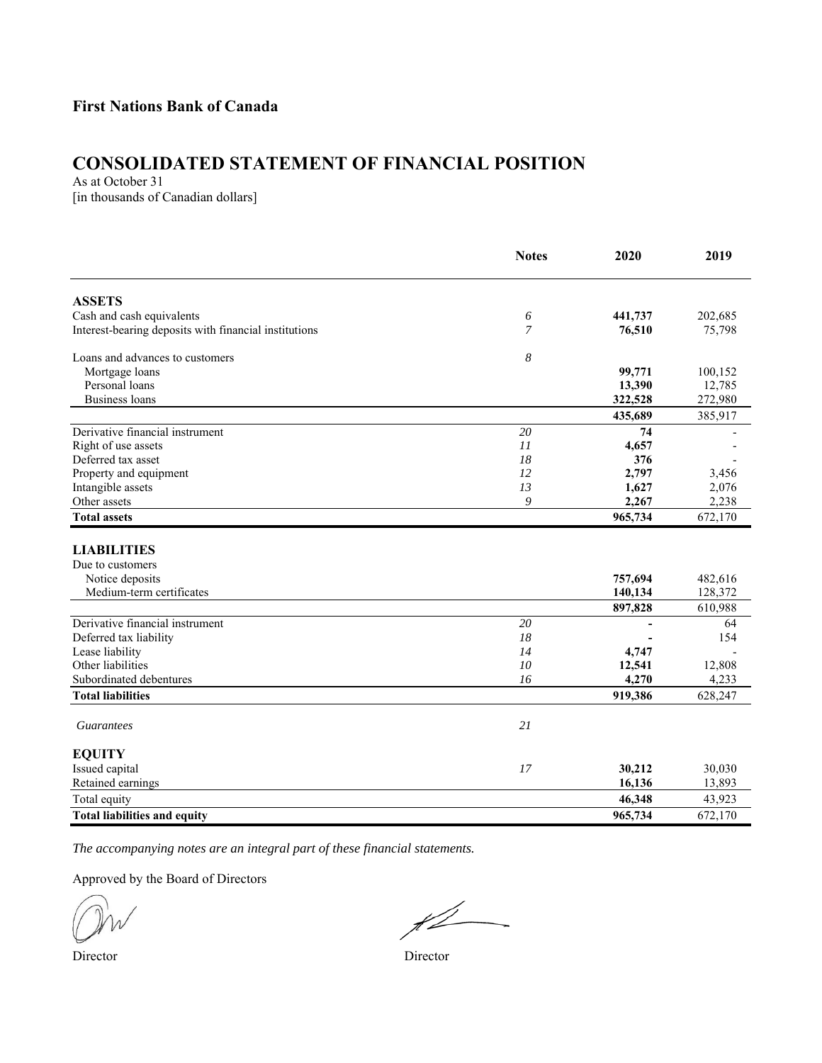**First Nations Bank of Canada**

# CONSOLIDATED STATEMENT OF FINANCIAL POSITION

As at October 31
[in thousands of Canadian dollars]

| | Notes | 2020 | 2019 |
|---|---|---|---|
| **ASSETS** | | | |
| Cash and cash equivalents | *6* | **441,737** | 202,685 |
| Interest-bearing deposits with financial institutions | *7* | **76,510** | 75,798 |
| Loans and advances to customers | *8* | | |
| Mortgage loans | | **99,771** | 100,152 |
| Personal loans | | **13,390** | 12,785 |
| Business loans | | **322,528** | 272,980 |
| | | **435,689** | 385,917 |
| Derivative financial instrument | *20* | **74** | - |
| Right of use assets | *11* | **4,657** | - |
| Deferred tax asset | *18* | **376** | - |
| Property and equipment | *12* | **2,797** | 3,456 |
| Intangible assets | *13* | **1,627** | 2,076 |
| Other assets | *9* | **2,267** | 2,238 |
| **Total assets** | | **965,734** | 672,170 |
| **LIABILITIES** | | | |
| Due to customers | | | |
| Notice deposits | | **757,694** | 482,616 |
| Medium-term certificates | | **140,134** | 128,372 |
| | | **897,828** | 610,988 |
| Derivative financial instrument | *20* | **-** | 64 |
| Deferred tax liability | *18* | **-** | 154 |
| Lease liability | *14* | **4,747** | - |
| Other liabilities | *10* | **12,541** | 12,808 |
| Subordinated debentures | *16* | **4,270** | 4,233 |
| **Total liabilities** | | **919,386** | 628,247 |
| *Guarantees* | *21* | | |
| **EQUITY** | | | |
| Issued capital | *17* | **30,212** | 30,030 |
| Retained earnings | | **16,136** | 13,893 |
| Total equity | | **46,348** | 43,923 |
| **Total liabilities and equity** | | **965,734** | 672,170 |

*The accompanying notes are an integral part of these financial statements.*

Approved by the Board of Directors

Director

Director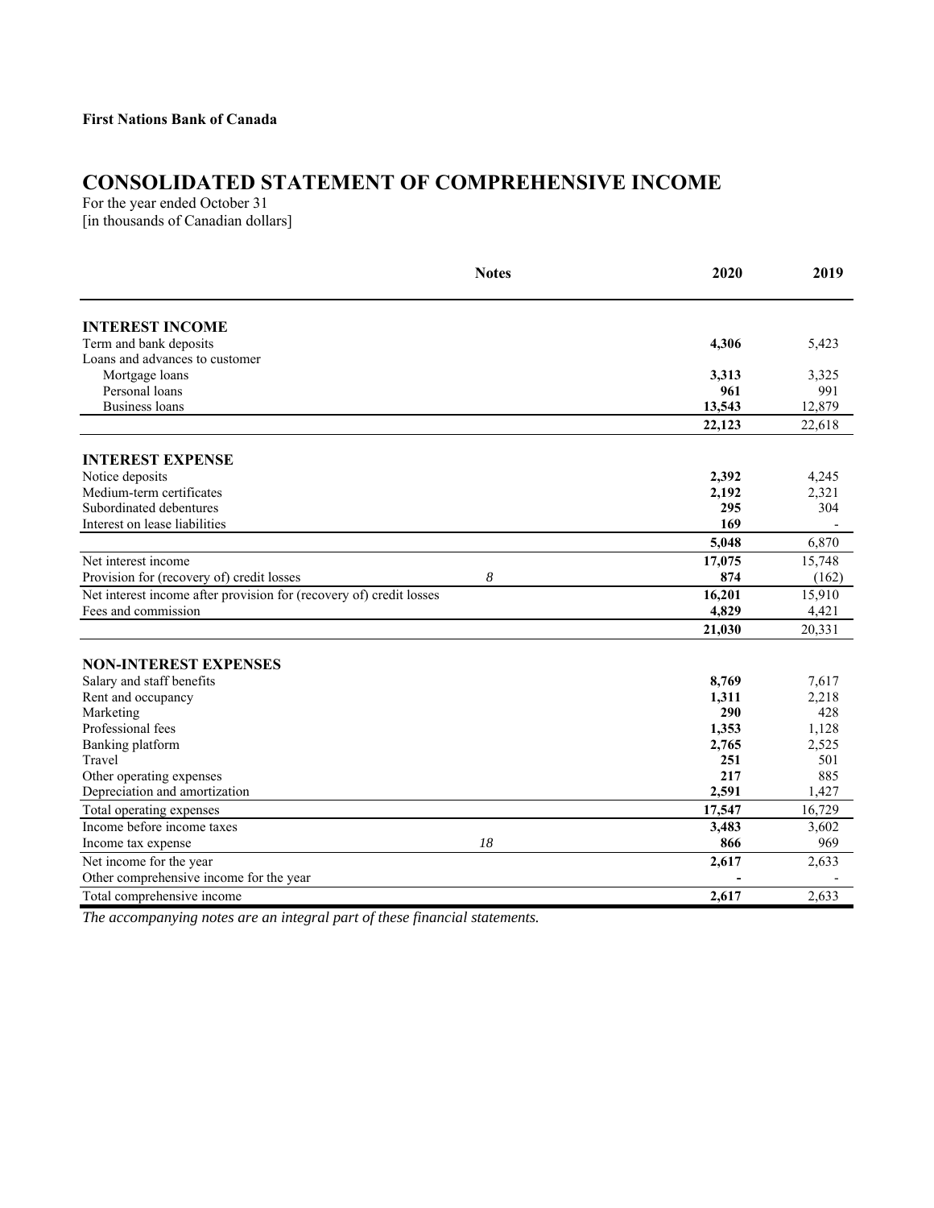**First Nations Bank of Canada**

# CONSOLIDATED STATEMENT OF COMPREHENSIVE INCOME

For the year ended October 31
[in thousands of Canadian dollars]

| | Notes | 2020 | 2019 |
|---|---|---|---|
| **INTEREST INCOME** | | | |
| Term and bank deposits | | **4,306** | 5,423 |
| Loans and advances to customer | | | |
| Mortgage loans | | **3,313** | 3,325 |
| Personal loans | | **961** | 991 |
| Business loans | | **13,543** | 12,879 |
| | | **22,123** | 22,618 |
| **INTEREST EXPENSE** | | | |
| Notice deposits | | **2,392** | 4,245 |
| Medium-term certificates | | **2,192** | 2,321 |
| Subordinated debentures | | **295** | 304 |
| Interest on lease liabilities | | **169** | - |
| | | **5,048** | 6,870 |
| Net interest income | | **17,075** | 15,748 |
| Provision for (recovery of) credit losses | *8* | **874** | (162) |
| Net interest income after provision for (recovery of) credit losses | | **16,201** | 15,910 |
| Fees and commission | | **4,829** | 4,421 |
| | | **21,030** | 20,331 |
| **NON-INTEREST EXPENSES** | | | |
| Salary and staff benefits | | **8,769** | 7,617 |
| Rent and occupancy | | **1,311** | 2,218 |
| Marketing | | **290** | 428 |
| Professional fees | | **1,353** | 1,128 |
| Banking platform | | **2,765** | 2,525 |
| Travel | | **251** | 501 |
| Other operating expenses | | **217** | 885 |
| Depreciation and amortization | | **2,591** | 1,427 |
| Total operating expenses | | **17,547** | 16,729 |
| Income before income taxes | | **3,483** | 3,602 |
| Income tax expense | *18* | **866** | 969 |
| Net income for the year | | **2,617** | 2,633 |
| Other comprehensive income for the year | | **-** | - |
| Total comprehensive income | | **2,617** | 2,633 |

*The accompanying notes are an integral part of these financial statements.*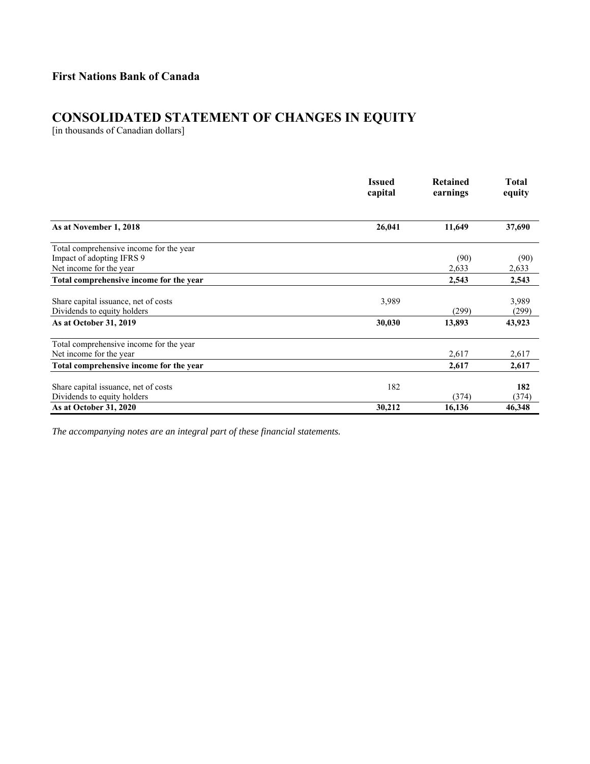**First Nations Bank of Canada**

# CONSOLIDATED STATEMENT OF CHANGES IN EQUITY

[in thousands of Canadian dollars]

| | Issued capital | Retained earnings | Total equity |
|---|---|---|---|
| **As at November 1, 2018** | **26,041** | **11,649** | **37,690** |
| Total comprehensive income for the year | | | |
| Impact of adopting IFRS 9 | | (90) | (90) |
| Net income for the year | | 2,633 | 2,633 |
| **Total comprehensive income for the year** | | **2,543** | **2,543** |
| Share capital issuance, net of costs | 3,989 | | 3,989 |
| Dividends to equity holders | | (299) | (299) |
| **As at October 31, 2019** | **30,030** | **13,893** | **43,923** |
| Total comprehensive income for the year | | | |
| Net income for the year | | 2,617 | 2,617 |
| **Total comprehensive income for the year** | | **2,617** | **2,617** |
| Share capital issuance, net of costs | 182 | | **182** |
| Dividends to equity holders | | (374) | (374) |
| **As at October 31, 2020** | **30,212** | **16,136** | **46,348** |

*The accompanying notes are an integral part of these financial statements.*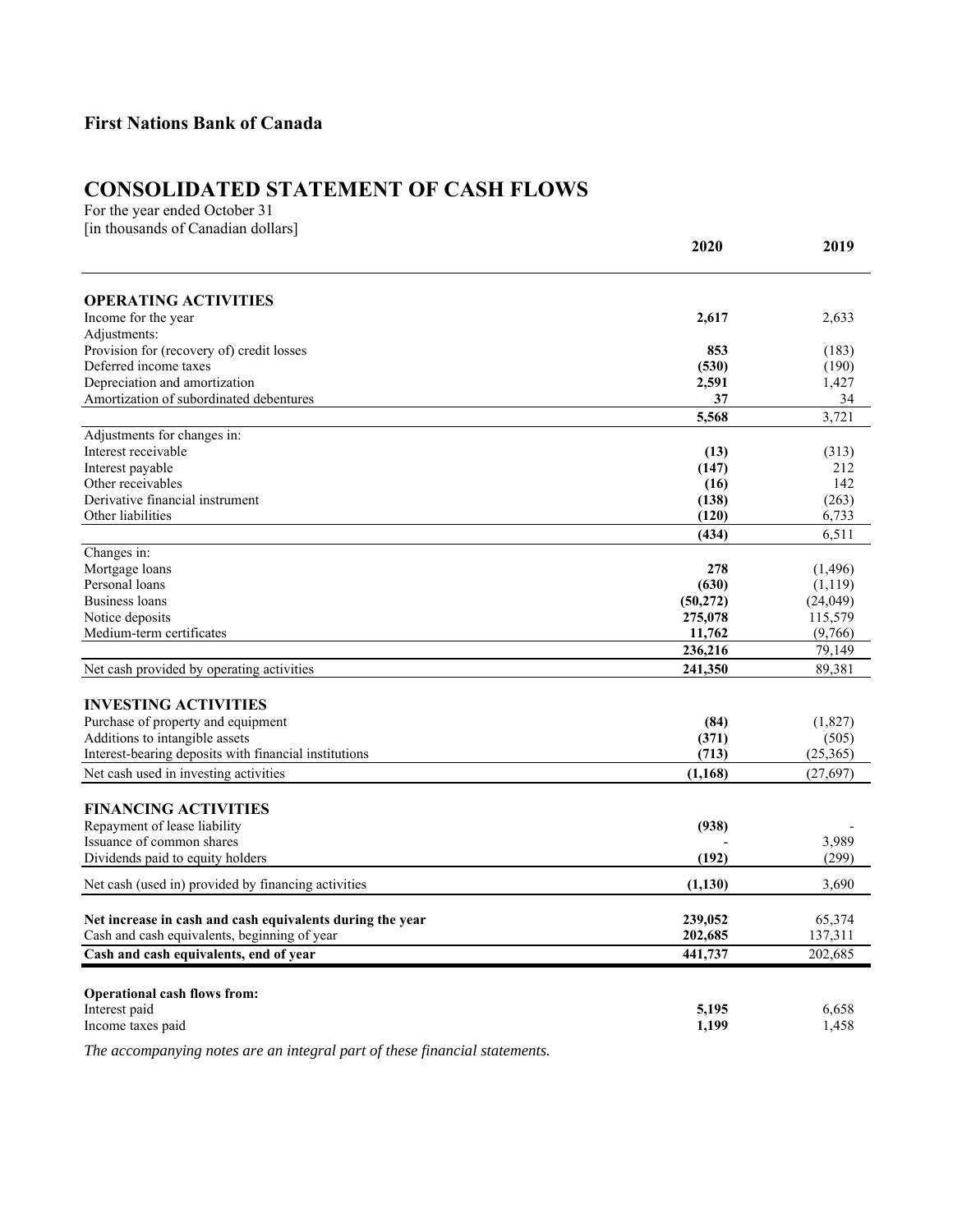**First Nations Bank of Canada**

# CONSOLIDATED STATEMENT OF CASH FLOWS

For the year ended October 31
[in thousands of Canadian dollars]

| | 2020 | 2019 |
|---|---|---|
| **OPERATING ACTIVITIES** | | |
| Income for the year | **2,617** | 2,633 |
| Adjustments: | | |
| Provision for (recovery of) credit losses | **853** | (183) |
| Deferred income taxes | **(530)** | (190) |
| Depreciation and amortization | **2,591** | 1,427 |
| Amortization of subordinated debentures | **37** | 34 |
| | **5,568** | 3,721 |
| Adjustments for changes in: | | |
| Interest receivable | **(13)** | (313) |
| Interest payable | **(147)** | 212 |
| Other receivables | **(16)** | 142 |
| Derivative financial instrument | **(138)** | (263) |
| Other liabilities | **(120)** | 6,733 |
| | **(434)** | 6,511 |
| Changes in: | | |
| Mortgage loans | **278** | (1,496) |
| Personal loans | **(630)** | (1,119) |
| Business loans | **(50,272)** | (24,049) |
| Notice deposits | **275,078** | 115,579 |
| Medium-term certificates | **11,762** | (9,766) |
| | **236,216** | 79,149 |
| Net cash provided by operating activities | **241,350** | 89,381 |
| **INVESTING ACTIVITIES** | | |
| Purchase of property and equipment | **(84)** | (1,827) |
| Additions to intangible assets | **(371)** | (505) |
| Interest-bearing deposits with financial institutions | **(713)** | (25,365) |
| Net cash used in investing activities | **(1,168)** | (27,697) |
| **FINANCING ACTIVITIES** | | |
| Repayment of lease liability | **(938)** | - |
| Issuance of common shares | - | 3,989 |
| Dividends paid to equity holders | **(192)** | (299) |
| Net cash (used in) provided by financing activities | **(1,130)** | 3,690 |
| **Net increase in cash and cash equivalents during the year** | **239,052** | 65,374 |
| Cash and cash equivalents, beginning of year | **202,685** | 137,311 |
| **Cash and cash equivalents, end of year** | **441,737** | 202,685 |
| **Operational cash flows from:** | | |
| Interest paid | **5,195** | 6,658 |
| Income taxes paid | **1,199** | 1,458 |

*The accompanying notes are an integral part of these financial statements.*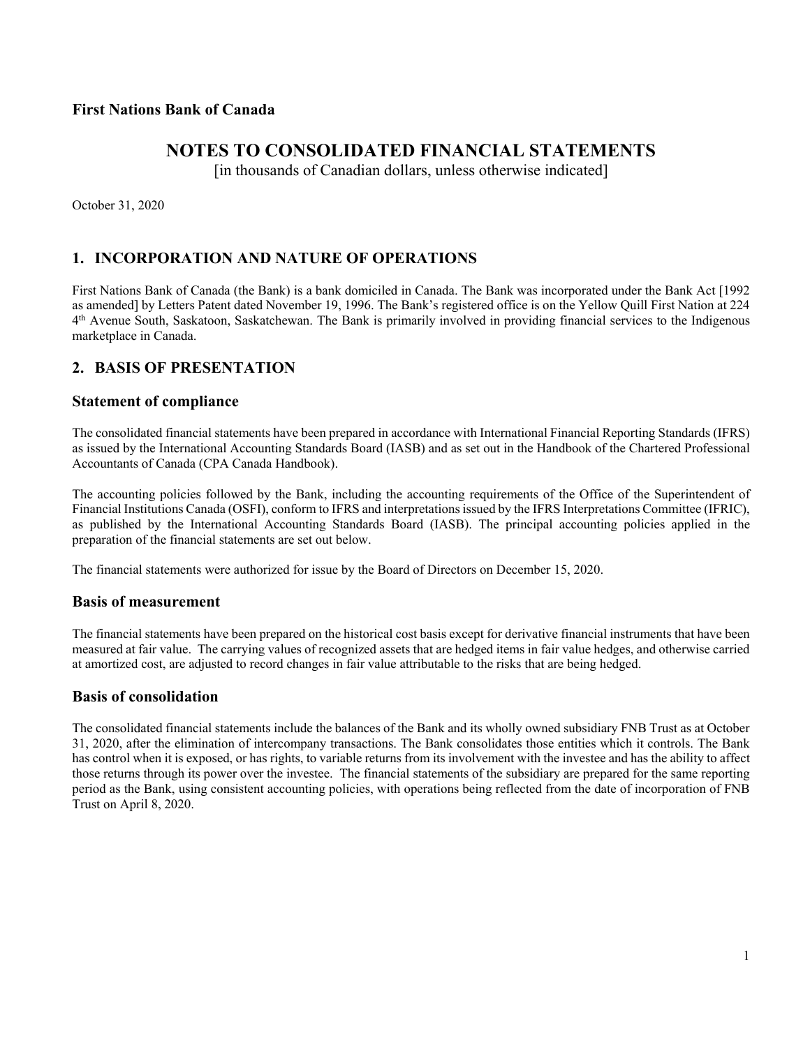**First Nations Bank of Canada**

# NOTES TO CONSOLIDATED FINANCIAL STATEMENTS

[in thousands of Canadian dollars, unless otherwise indicated]

October 31, 2020

## 1. INCORPORATION AND NATURE OF OPERATIONS

First Nations Bank of Canada (the Bank) is a bank domiciled in Canada. The Bank was incorporated under the Bank Act [1992 as amended] by Letters Patent dated November 19, 1996. The Bank's registered office is on the Yellow Quill First Nation at 224 4th Avenue South, Saskatoon, Saskatchewan. The Bank is primarily involved in providing financial services to the Indigenous marketplace in Canada.

## 2. BASIS OF PRESENTATION

### Statement of compliance

The consolidated financial statements have been prepared in accordance with International Financial Reporting Standards (IFRS) as issued by the International Accounting Standards Board (IASB) and as set out in the Handbook of the Chartered Professional Accountants of Canada (CPA Canada Handbook).

The accounting policies followed by the Bank, including the accounting requirements of the Office of the Superintendent of Financial Institutions Canada (OSFI), conform to IFRS and interpretations issued by the IFRS Interpretations Committee (IFRIC), as published by the International Accounting Standards Board (IASB). The principal accounting policies applied in the preparation of the financial statements are set out below.

The financial statements were authorized for issue by the Board of Directors on December 15, 2020.

### Basis of measurement

The financial statements have been prepared on the historical cost basis except for derivative financial instruments that have been measured at fair value. The carrying values of recognized assets that are hedged items in fair value hedges, and otherwise carried at amortized cost, are adjusted to record changes in fair value attributable to the risks that are being hedged.

### Basis of consolidation

The consolidated financial statements include the balances of the Bank and its wholly owned subsidiary FNB Trust as at October 31, 2020, after the elimination of intercompany transactions. The Bank consolidates those entities which it controls. The Bank has control when it is exposed, or has rights, to variable returns from its involvement with the investee and has the ability to affect those returns through its power over the investee. The financial statements of the subsidiary are prepared for the same reporting period as the Bank, using consistent accounting policies, with operations being reflected from the date of incorporation of FNB Trust on April 8, 2020.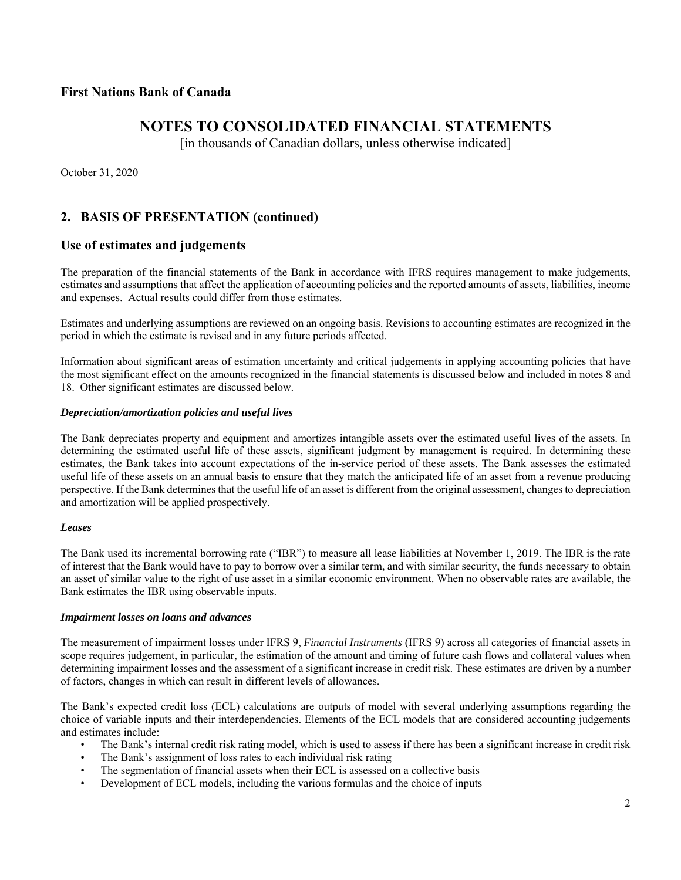# First Nations Bank of Canada

## NOTES TO CONSOLIDATED FINANCIAL STATEMENTS

[in thousands of Canadian dollars, unless otherwise indicated]

October 31, 2020

## 2. BASIS OF PRESENTATION (continued)

### Use of estimates and judgements

The preparation of the financial statements of the Bank in accordance with IFRS requires management to make judgements, estimates and assumptions that affect the application of accounting policies and the reported amounts of assets, liabilities, income and expenses. Actual results could differ from those estimates.

Estimates and underlying assumptions are reviewed on an ongoing basis. Revisions to accounting estimates are recognized in the period in which the estimate is revised and in any future periods affected.

Information about significant areas of estimation uncertainty and critical judgements in applying accounting policies that have the most significant effect on the amounts recognized in the financial statements is discussed below and included in notes 8 and 18. Other significant estimates are discussed below.

#### *Depreciation/amortization policies and useful lives*

The Bank depreciates property and equipment and amortizes intangible assets over the estimated useful lives of the assets. In determining the estimated useful life of these assets, significant judgment by management is required. In determining these estimates, the Bank takes into account expectations of the in-service period of these assets. The Bank assesses the estimated useful life of these assets on an annual basis to ensure that they match the anticipated life of an asset from a revenue producing perspective. If the Bank determines that the useful life of an asset is different from the original assessment, changes to depreciation and amortization will be applied prospectively.

#### *Leases*

The Bank used its incremental borrowing rate ("IBR") to measure all lease liabilities at November 1, 2019. The IBR is the rate of interest that the Bank would have to pay to borrow over a similar term, and with similar security, the funds necessary to obtain an asset of similar value to the right of use asset in a similar economic environment. When no observable rates are available, the Bank estimates the IBR using observable inputs.

#### *Impairment losses on loans and advances*

The measurement of impairment losses under IFRS 9, *Financial Instruments* (IFRS 9) across all categories of financial assets in scope requires judgement, in particular, the estimation of the amount and timing of future cash flows and collateral values when determining impairment losses and the assessment of a significant increase in credit risk. These estimates are driven by a number of factors, changes in which can result in different levels of allowances.

The Bank's expected credit loss (ECL) calculations are outputs of model with several underlying assumptions regarding the choice of variable inputs and their interdependencies. Elements of the ECL models that are considered accounting judgements and estimates include:

- The Bank's internal credit risk rating model, which is used to assess if there has been a significant increase in credit risk
- The Bank's assignment of loss rates to each individual risk rating
- The segmentation of financial assets when their ECL is assessed on a collective basis
- Development of ECL models, including the various formulas and the choice of inputs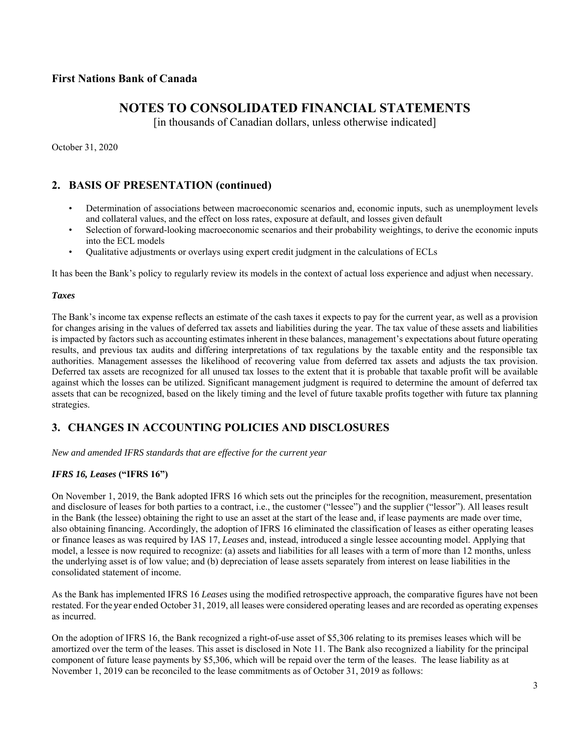## 2. BASIS OF PRESENTATION (continued)

- Determination of associations between macroeconomic scenarios and, economic inputs, such as unemployment levels and collateral values, and the effect on loss rates, exposure at default, and losses given default
- Selection of forward-looking macroeconomic scenarios and their probability weightings, to derive the economic inputs into the ECL models
- Qualitative adjustments or overlays using expert credit judgment in the calculations of ECLs

It has been the Bank's policy to regularly review its models in the context of actual loss experience and adjust when necessary.

***Taxes***

The Bank's income tax expense reflects an estimate of the cash taxes it expects to pay for the current year, as well as a provision for changes arising in the values of deferred tax assets and liabilities during the year. The tax value of these assets and liabilities is impacted by factors such as accounting estimates inherent in these balances, management's expectations about future operating results, and previous tax audits and differing interpretations of tax regulations by the taxable entity and the responsible tax authorities. Management assesses the likelihood of recovering value from deferred tax assets and adjusts the tax provision. Deferred tax assets are recognized for all unused tax losses to the extent that it is probable that taxable profit will be available against which the losses can be utilized. Significant management judgment is required to determine the amount of deferred tax assets that can be recognized, based on the likely timing and the level of future taxable profits together with future tax planning strategies.

## 3. CHANGES IN ACCOUNTING POLICIES AND DISCLOSURES

*New and amended IFRS standards that are effective for the current year*

***IFRS 16, Leases* ("IFRS 16")**

On November 1, 2019, the Bank adopted IFRS 16 which sets out the principles for the recognition, measurement, presentation and disclosure of leases for both parties to a contract, i.e., the customer ("lessee") and the supplier ("lessor"). All leases result in the Bank (the lessee) obtaining the right to use an asset at the start of the lease and, if lease payments are made over time, also obtaining financing. Accordingly, the adoption of IFRS 16 eliminated the classification of leases as either operating leases or finance leases as was required by IAS 17, *Leases* and, instead, introduced a single lessee accounting model. Applying that model, a lessee is now required to recognize: (a) assets and liabilities for all leases with a term of more than 12 months, unless the underlying asset is of low value; and (b) depreciation of lease assets separately from interest on lease liabilities in the consolidated statement of income.

As the Bank has implemented IFRS 16 *Leases* using the modified retrospective approach, the comparative figures have not been restated. For the year ended October 31, 2019, all leases were considered operating leases and are recorded as operating expenses as incurred.

On the adoption of IFRS 16, the Bank recognized a right-of-use asset of $5,306 relating to its premises leases which will be amortized over the term of the leases. This asset is disclosed in Note 11. The Bank also recognized a liability for the principal component of future lease payments by $5,306, which will be repaid over the term of the leases. The lease liability as at November 1, 2019 can be reconciled to the lease commitments as of October 31, 2019 as follows: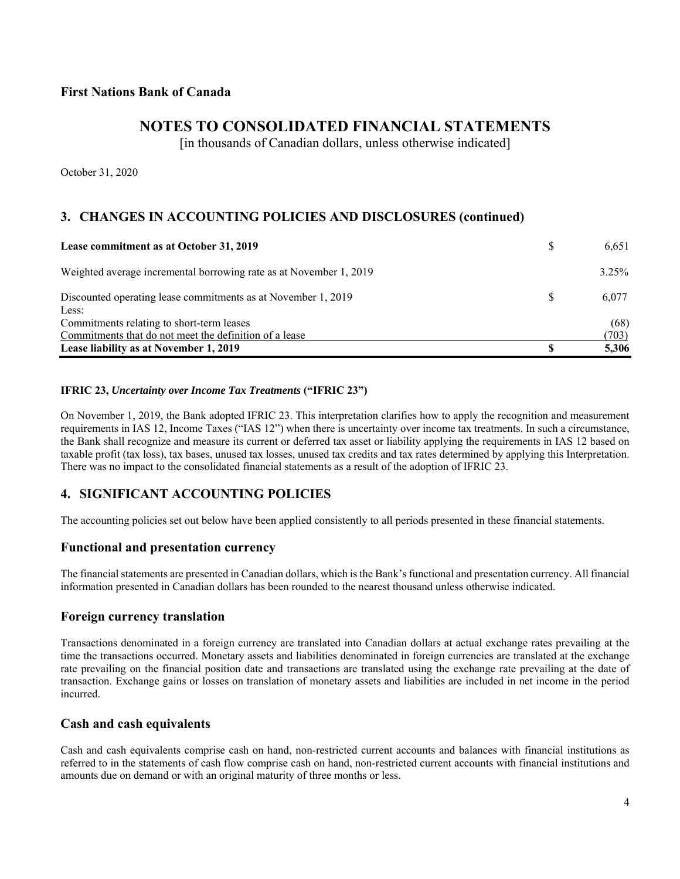# First Nations Bank of Canada

## NOTES TO CONSOLIDATED FINANCIAL STATEMENTS

[in thousands of Canadian dollars, unless otherwise indicated]

October 31, 2020

## 3. CHANGES IN ACCOUNTING POLICIES AND DISCLOSURES (continued)

| | | |
|---|---|---|
| **Lease commitment as at October 31, 2019** | $ | 6,651 |
| Weighted average incremental borrowing rate as at November 1, 2019 | | 3.25% |
| Discounted operating lease commitments as at November 1, 2019 | $ | 6,077 |
| Less: | | |
| Commitments relating to short-term leases | | (68) |
| Commitments that do not meet the definition of a lease | | (703) |
| **Lease liability as at November 1, 2019** | **$** | **5,306** |

**IFRIC 23, *Uncertainty over Income Tax Treatments* ("IFRIC 23")**

On November 1, 2019, the Bank adopted IFRIC 23. This interpretation clarifies how to apply the recognition and measurement requirements in IAS 12, Income Taxes ("IAS 12") when there is uncertainty over income tax treatments. In such a circumstance, the Bank shall recognize and measure its current or deferred tax asset or liability applying the requirements in IAS 12 based on taxable profit (tax loss), tax bases, unused tax losses, unused tax credits and tax rates determined by applying this Interpretation. There was no impact to the consolidated financial statements as a result of the adoption of IFRIC 23.

## 4. SIGNIFICANT ACCOUNTING POLICIES

The accounting policies set out below have been applied consistently to all periods presented in these financial statements.

### Functional and presentation currency

The financial statements are presented in Canadian dollars, which is the Bank's functional and presentation currency. All financial information presented in Canadian dollars has been rounded to the nearest thousand unless otherwise indicated.

### Foreign currency translation

Transactions denominated in a foreign currency are translated into Canadian dollars at actual exchange rates prevailing at the time the transactions occurred. Monetary assets and liabilities denominated in foreign currencies are translated at the exchange rate prevailing on the financial position date and transactions are translated using the exchange rate prevailing at the date of transaction. Exchange gains or losses on translation of monetary assets and liabilities are included in net income in the period incurred.

### Cash and cash equivalents

Cash and cash equivalents comprise cash on hand, non-restricted current accounts and balances with financial institutions as referred to in the statements of cash flow comprise cash on hand, non-restricted current accounts with financial institutions and amounts due on demand or with an original maturity of three months or less.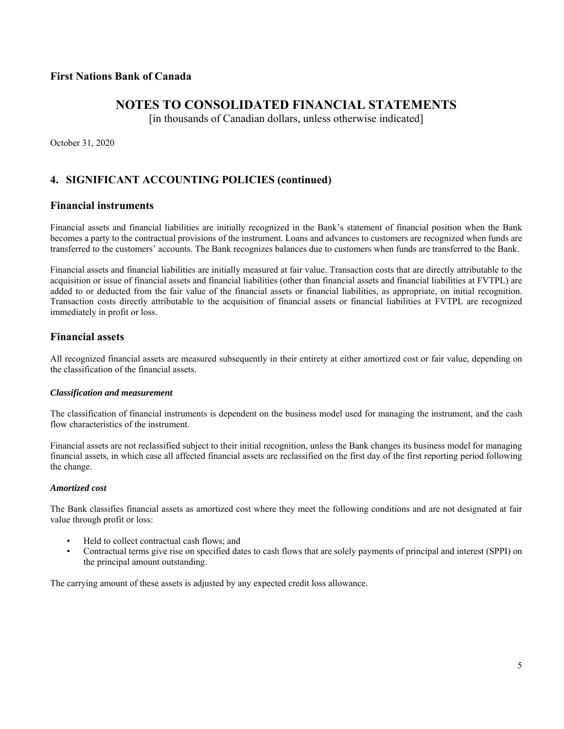## 4. SIGNIFICANT ACCOUNTING POLICIES (continued)

### Financial instruments

Financial assets and financial liabilities are initially recognized in the Bank's statement of financial position when the Bank becomes a party to the contractual provisions of the instrument. Loans and advances to customers are recognized when funds are transferred to the customers' accounts. The Bank recognizes balances due to customers when funds are transferred to the Bank.

Financial assets and financial liabilities are initially measured at fair value. Transaction costs that are directly attributable to the acquisition or issue of financial assets and financial liabilities (other than financial assets and financial liabilities at FVTPL) are added to or deducted from the fair value of the financial assets or financial liabilities, as appropriate, on initial recognition. Transaction costs directly attributable to the acquisition of financial assets or financial liabilities at FVTPL are recognized immediately in profit or loss.

### Financial assets

All recognized financial assets are measured subsequently in their entirety at either amortized cost or fair value, depending on the classification of the financial assets.

***Classification and measurement***

The classification of financial instruments is dependent on the business model used for managing the instrument, and the cash flow characteristics of the instrument.

Financial assets are not reclassified subject to their initial recognition, unless the Bank changes its business model for managing financial assets, in which case all affected financial assets are reclassified on the first day of the first reporting period following the change.

***Amortized cost***

The Bank classifies financial assets as amortized cost where they meet the following conditions and are not designated at fair value through profit or loss:

- Held to collect contractual cash flows; and
- Contractual terms give rise on specified dates to cash flows that are solely payments of principal and interest (SPPI) on the principal amount outstanding.

The carrying amount of these assets is adjusted by any expected credit loss allowance.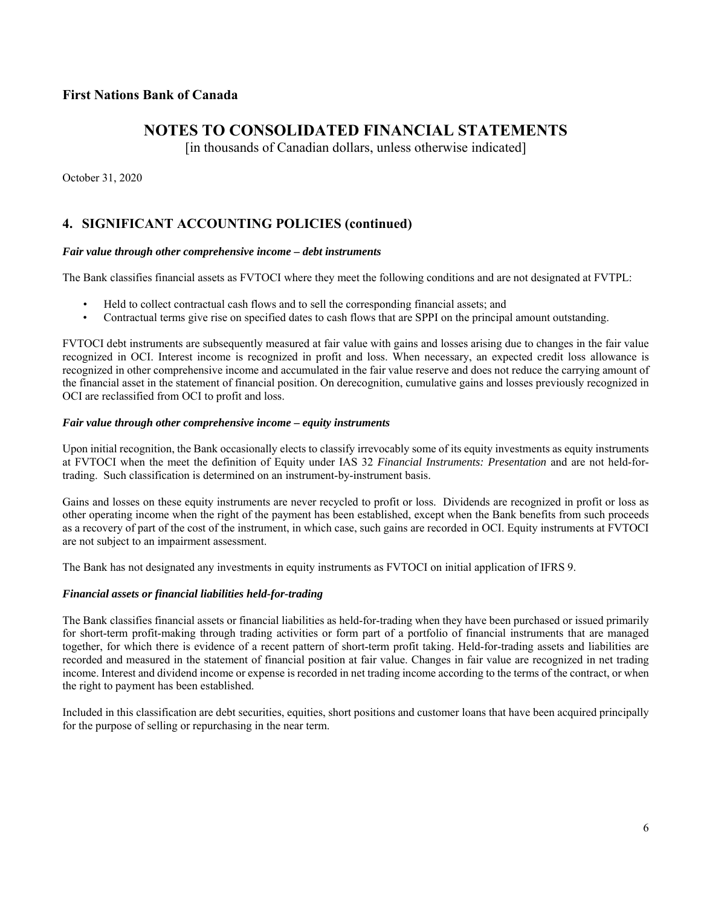## 4. SIGNIFICANT ACCOUNTING POLICIES (continued)

***Fair value through other comprehensive income – debt instruments***

The Bank classifies financial assets as FVTOCI where they meet the following conditions and are not designated at FVTPL:

- Held to collect contractual cash flows and to sell the corresponding financial assets; and
- Contractual terms give rise on specified dates to cash flows that are SPPI on the principal amount outstanding.

FVTOCI debt instruments are subsequently measured at fair value with gains and losses arising due to changes in the fair value recognized in OCI. Interest income is recognized in profit and loss. When necessary, an expected credit loss allowance is recognized in other comprehensive income and accumulated in the fair value reserve and does not reduce the carrying amount of the financial asset in the statement of financial position. On derecognition, cumulative gains and losses previously recognized in OCI are reclassified from OCI to profit and loss.

***Fair value through other comprehensive income – equity instruments***

Upon initial recognition, the Bank occasionally elects to classify irrevocably some of its equity investments as equity instruments at FVTOCI when the meet the definition of Equity under IAS 32 *Financial Instruments: Presentation* and are not held-for-trading. Such classification is determined on an instrument-by-instrument basis.

Gains and losses on these equity instruments are never recycled to profit or loss. Dividends are recognized in profit or loss as other operating income when the right of the payment has been established, except when the Bank benefits from such proceeds as a recovery of part of the cost of the instrument, in which case, such gains are recorded in OCI. Equity instruments at FVTOCI are not subject to an impairment assessment.

The Bank has not designated any investments in equity instruments as FVTOCI on initial application of IFRS 9.

***Financial assets or financial liabilities held-for-trading***

The Bank classifies financial assets or financial liabilities as held-for-trading when they have been purchased or issued primarily for short-term profit-making through trading activities or form part of a portfolio of financial instruments that are managed together, for which there is evidence of a recent pattern of short-term profit taking. Held-for-trading assets and liabilities are recorded and measured in the statement of financial position at fair value. Changes in fair value are recognized in net trading income. Interest and dividend income or expense is recorded in net trading income according to the terms of the contract, or when the right to payment has been established.

Included in this classification are debt securities, equities, short positions and customer loans that have been acquired principally for the purpose of selling or repurchasing in the near term.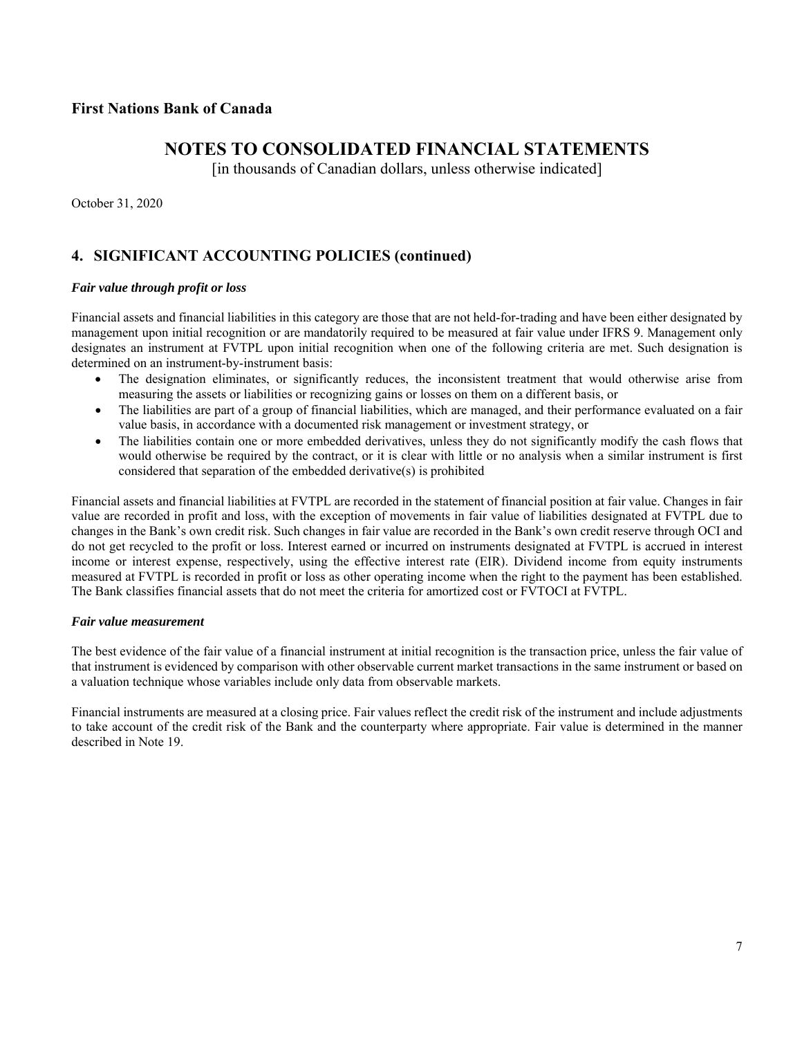# First Nations Bank of Canada

## NOTES TO CONSOLIDATED FINANCIAL STATEMENTS

[in thousands of Canadian dollars, unless otherwise indicated]

October 31, 2020

## 4. SIGNIFICANT ACCOUNTING POLICIES (continued)

### *Fair value through profit or loss*

Financial assets and financial liabilities in this category are those that are not held-for-trading and have been either designated by management upon initial recognition or are mandatorily required to be measured at fair value under IFRS 9. Management only designates an instrument at FVTPL upon initial recognition when one of the following criteria are met. Such designation is determined on an instrument-by-instrument basis:

- The designation eliminates, or significantly reduces, the inconsistent treatment that would otherwise arise from measuring the assets or liabilities or recognizing gains or losses on them on a different basis, or
- The liabilities are part of a group of financial liabilities, which are managed, and their performance evaluated on a fair value basis, in accordance with a documented risk management or investment strategy, or
- The liabilities contain one or more embedded derivatives, unless they do not significantly modify the cash flows that would otherwise be required by the contract, or it is clear with little or no analysis when a similar instrument is first considered that separation of the embedded derivative(s) is prohibited

Financial assets and financial liabilities at FVTPL are recorded in the statement of financial position at fair value. Changes in fair value are recorded in profit and loss, with the exception of movements in fair value of liabilities designated at FVTPL due to changes in the Bank's own credit risk. Such changes in fair value are recorded in the Bank's own credit reserve through OCI and do not get recycled to the profit or loss. Interest earned or incurred on instruments designated at FVTPL is accrued in interest income or interest expense, respectively, using the effective interest rate (EIR). Dividend income from equity instruments measured at FVTPL is recorded in profit or loss as other operating income when the right to the payment has been established. The Bank classifies financial assets that do not meet the criteria for amortized cost or FVTOCI at FVTPL.

### *Fair value measurement*

The best evidence of the fair value of a financial instrument at initial recognition is the transaction price, unless the fair value of that instrument is evidenced by comparison with other observable current market transactions in the same instrument or based on a valuation technique whose variables include only data from observable markets.

Financial instruments are measured at a closing price. Fair values reflect the credit risk of the instrument and include adjustments to take account of the credit risk of the Bank and the counterparty where appropriate. Fair value is determined in the manner described in Note 19.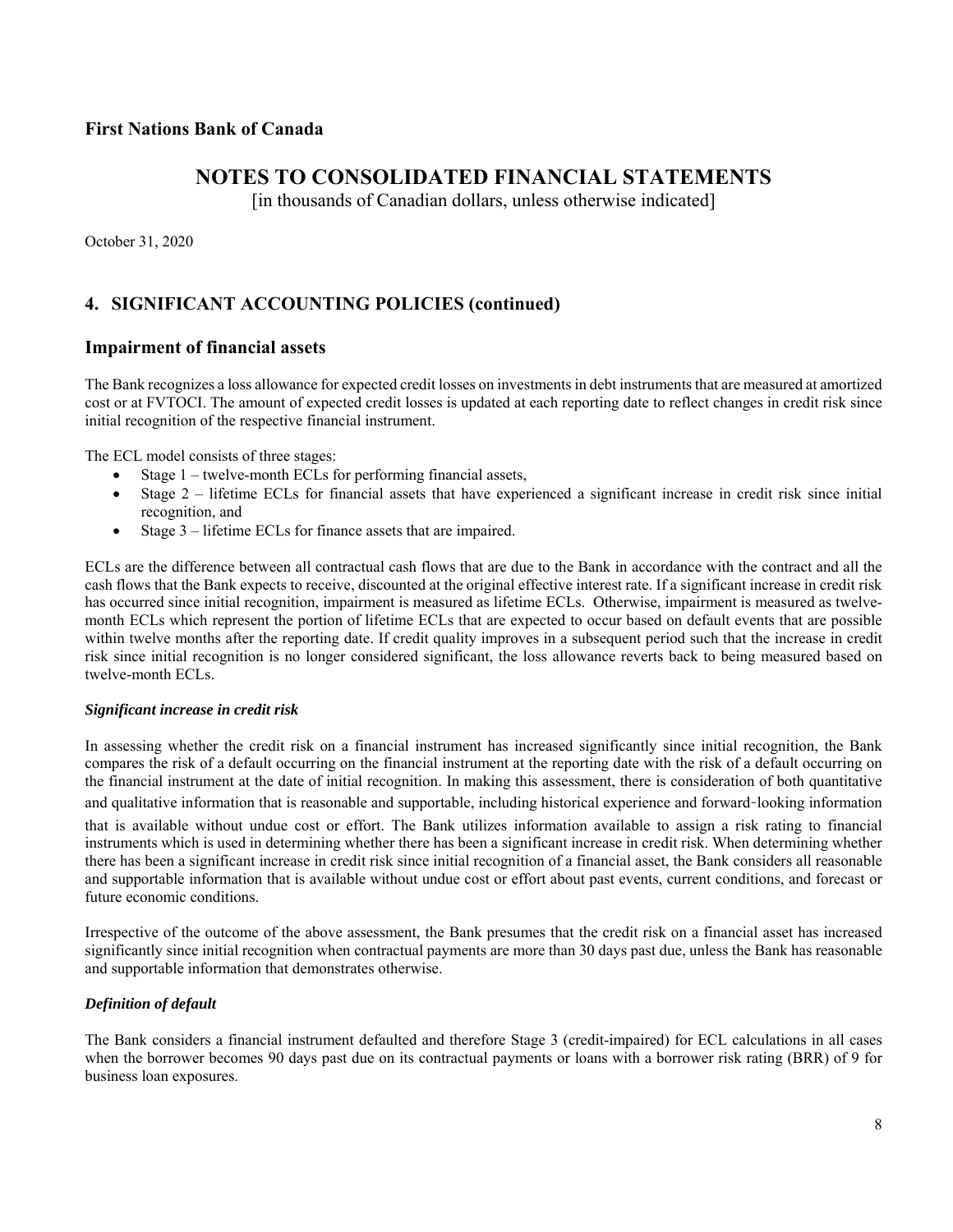**First Nations Bank of Canada**

# NOTES TO CONSOLIDATED FINANCIAL STATEMENTS

[in thousands of Canadian dollars, unless otherwise indicated]

October 31, 2020

## 4. SIGNIFICANT ACCOUNTING POLICIES (continued)

## Impairment of financial assets

The Bank recognizes a loss allowance for expected credit losses on investments in debt instruments that are measured at amortized cost or at FVTOCI. The amount of expected credit losses is updated at each reporting date to reflect changes in credit risk since initial recognition of the respective financial instrument.

The ECL model consists of three stages:

- Stage 1 – twelve-month ECLs for performing financial assets,
- Stage 2 – lifetime ECLs for financial assets that have experienced a significant increase in credit risk since initial recognition, and
- Stage 3 – lifetime ECLs for finance assets that are impaired.

ECLs are the difference between all contractual cash flows that are due to the Bank in accordance with the contract and all the cash flows that the Bank expects to receive, discounted at the original effective interest rate. If a significant increase in credit risk has occurred since initial recognition, impairment is measured as lifetime ECLs. Otherwise, impairment is measured as twelve-month ECLs which represent the portion of lifetime ECLs that are expected to occur based on default events that are possible within twelve months after the reporting date. If credit quality improves in a subsequent period such that the increase in credit risk since initial recognition is no longer considered significant, the loss allowance reverts back to being measured based on twelve-month ECLs.

### *Significant increase in credit risk*

In assessing whether the credit risk on a financial instrument has increased significantly since initial recognition, the Bank compares the risk of a default occurring on the financial instrument at the reporting date with the risk of a default occurring on the financial instrument at the date of initial recognition. In making this assessment, there is consideration of both quantitative and qualitative information that is reasonable and supportable, including historical experience and forward-looking information that is available without undue cost or effort. The Bank utilizes information available to assign a risk rating to financial instruments which is used in determining whether there has been a significant increase in credit risk. When determining whether there has been a significant increase in credit risk since initial recognition of a financial asset, the Bank considers all reasonable and supportable information that is available without undue cost or effort about past events, current conditions, and forecast or future economic conditions.

Irrespective of the outcome of the above assessment, the Bank presumes that the credit risk on a financial asset has increased significantly since initial recognition when contractual payments are more than 30 days past due, unless the Bank has reasonable and supportable information that demonstrates otherwise.

### *Definition of default*

The Bank considers a financial instrument defaulted and therefore Stage 3 (credit-impaired) for ECL calculations in all cases when the borrower becomes 90 days past due on its contractual payments or loans with a borrower risk rating (BRR) of 9 for business loan exposures.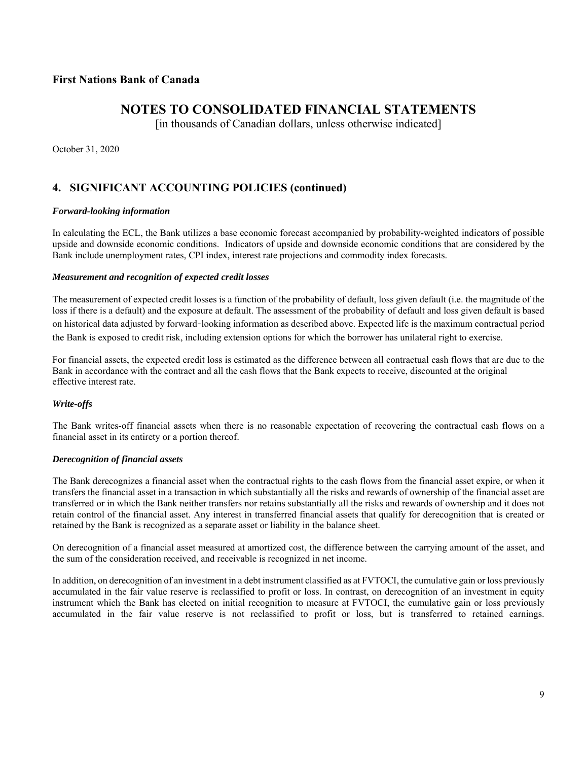# First Nations Bank of Canada

## NOTES TO CONSOLIDATED FINANCIAL STATEMENTS

[in thousands of Canadian dollars, unless otherwise indicated]

October 31, 2020

## 4. SIGNIFICANT ACCOUNTING POLICIES (continued)

### *Forward-looking information*

In calculating the ECL, the Bank utilizes a base economic forecast accompanied by probability-weighted indicators of possible upside and downside economic conditions. Indicators of upside and downside economic conditions that are considered by the Bank include unemployment rates, CPI index, interest rate projections and commodity index forecasts.

### *Measurement and recognition of expected credit losses*

The measurement of expected credit losses is a function of the probability of default, loss given default (i.e. the magnitude of the loss if there is a default) and the exposure at default. The assessment of the probability of default and loss given default is based on historical data adjusted by forward-looking information as described above. Expected life is the maximum contractual period the Bank is exposed to credit risk, including extension options for which the borrower has unilateral right to exercise.

For financial assets, the expected credit loss is estimated as the difference between all contractual cash flows that are due to the Bank in accordance with the contract and all the cash flows that the Bank expects to receive, discounted at the original effective interest rate.

### *Write-offs*

The Bank writes-off financial assets when there is no reasonable expectation of recovering the contractual cash flows on a financial asset in its entirety or a portion thereof.

### *Derecognition of financial assets*

The Bank derecognizes a financial asset when the contractual rights to the cash flows from the financial asset expire, or when it transfers the financial asset in a transaction in which substantially all the risks and rewards of ownership of the financial asset are transferred or in which the Bank neither transfers nor retains substantially all the risks and rewards of ownership and it does not retain control of the financial asset. Any interest in transferred financial assets that qualify for derecognition that is created or retained by the Bank is recognized as a separate asset or liability in the balance sheet.

On derecognition of a financial asset measured at amortized cost, the difference between the carrying amount of the asset, and the sum of the consideration received, and receivable is recognized in net income.

In addition, on derecognition of an investment in a debt instrument classified as at FVTOCI, the cumulative gain or loss previously accumulated in the fair value reserve is reclassified to profit or loss. In contrast, on derecognition of an investment in equity instrument which the Bank has elected on initial recognition to measure at FVTOCI, the cumulative gain or loss previously accumulated in the fair value reserve is not reclassified to profit or loss, but is transferred to retained earnings.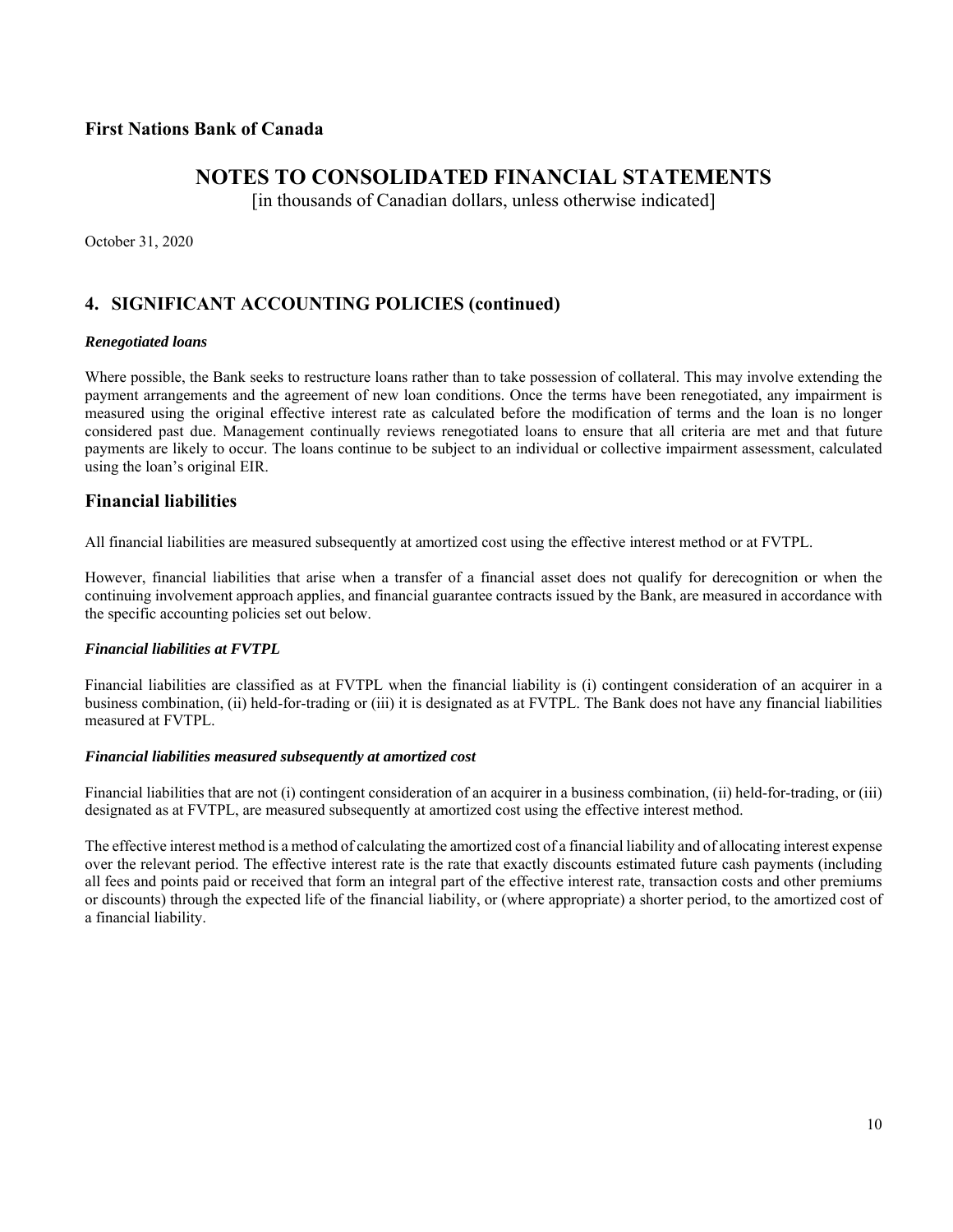# First Nations Bank of Canada

## NOTES TO CONSOLIDATED FINANCIAL STATEMENTS

[in thousands of Canadian dollars, unless otherwise indicated]

October 31, 2020

## 4. SIGNIFICANT ACCOUNTING POLICIES (continued)

***Renegotiated loans***

Where possible, the Bank seeks to restructure loans rather than to take possession of collateral. This may involve extending the payment arrangements and the agreement of new loan conditions. Once the terms have been renegotiated, any impairment is measured using the original effective interest rate as calculated before the modification of terms and the loan is no longer considered past due. Management continually reviews renegotiated loans to ensure that all criteria are met and that future payments are likely to occur. The loans continue to be subject to an individual or collective impairment assessment, calculated using the loan's original EIR.

### Financial liabilities

All financial liabilities are measured subsequently at amortized cost using the effective interest method or at FVTPL.

However, financial liabilities that arise when a transfer of a financial asset does not qualify for derecognition or when the continuing involvement approach applies, and financial guarantee contracts issued by the Bank, are measured in accordance with the specific accounting policies set out below.

***Financial liabilities at FVTPL***

Financial liabilities are classified as at FVTPL when the financial liability is (i) contingent consideration of an acquirer in a business combination, (ii) held-for-trading or (iii) it is designated as at FVTPL. The Bank does not have any financial liabilities measured at FVTPL.

***Financial liabilities measured subsequently at amortized cost***

Financial liabilities that are not (i) contingent consideration of an acquirer in a business combination, (ii) held-for-trading, or (iii) designated as at FVTPL, are measured subsequently at amortized cost using the effective interest method.

The effective interest method is a method of calculating the amortized cost of a financial liability and of allocating interest expense over the relevant period. The effective interest rate is the rate that exactly discounts estimated future cash payments (including all fees and points paid or received that form an integral part of the effective interest rate, transaction costs and other premiums or discounts) through the expected life of the financial liability, or (where appropriate) a shorter period, to the amortized cost of a financial liability.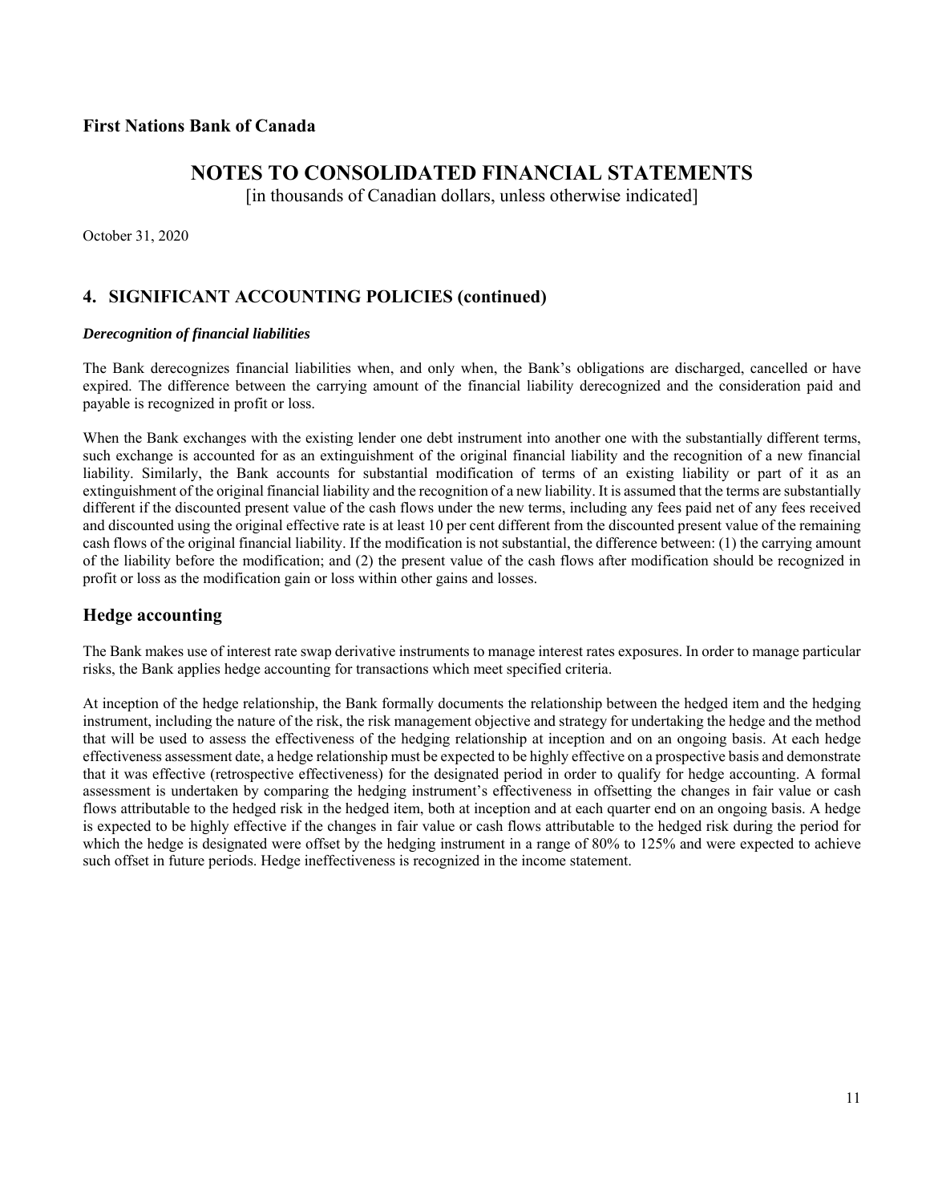# First Nations Bank of Canada

## NOTES TO CONSOLIDATED FINANCIAL STATEMENTS

[in thousands of Canadian dollars, unless otherwise indicated]

October 31, 2020

## 4. SIGNIFICANT ACCOUNTING POLICIES (continued)

***Derecognition of financial liabilities***

The Bank derecognizes financial liabilities when, and only when, the Bank's obligations are discharged, cancelled or have expired. The difference between the carrying amount of the financial liability derecognized and the consideration paid and payable is recognized in profit or loss.

When the Bank exchanges with the existing lender one debt instrument into another one with the substantially different terms, such exchange is accounted for as an extinguishment of the original financial liability and the recognition of a new financial liability. Similarly, the Bank accounts for substantial modification of terms of an existing liability or part of it as an extinguishment of the original financial liability and the recognition of a new liability. It is assumed that the terms are substantially different if the discounted present value of the cash flows under the new terms, including any fees paid net of any fees received and discounted using the original effective rate is at least 10 per cent different from the discounted present value of the remaining cash flows of the original financial liability. If the modification is not substantial, the difference between: (1) the carrying amount of the liability before the modification; and (2) the present value of the cash flows after modification should be recognized in profit or loss as the modification gain or loss within other gains and losses.

### Hedge accounting

The Bank makes use of interest rate swap derivative instruments to manage interest rates exposures. In order to manage particular risks, the Bank applies hedge accounting for transactions which meet specified criteria.

At inception of the hedge relationship, the Bank formally documents the relationship between the hedged item and the hedging instrument, including the nature of the risk, the risk management objective and strategy for undertaking the hedge and the method that will be used to assess the effectiveness of the hedging relationship at inception and on an ongoing basis. At each hedge effectiveness assessment date, a hedge relationship must be expected to be highly effective on a prospective basis and demonstrate that it was effective (retrospective effectiveness) for the designated period in order to qualify for hedge accounting. A formal assessment is undertaken by comparing the hedging instrument's effectiveness in offsetting the changes in fair value or cash flows attributable to the hedged risk in the hedged item, both at inception and at each quarter end on an ongoing basis. A hedge is expected to be highly effective if the changes in fair value or cash flows attributable to the hedged risk during the period for which the hedge is designated were offset by the hedging instrument in a range of 80% to 125% and were expected to achieve such offset in future periods. Hedge ineffectiveness is recognized in the income statement.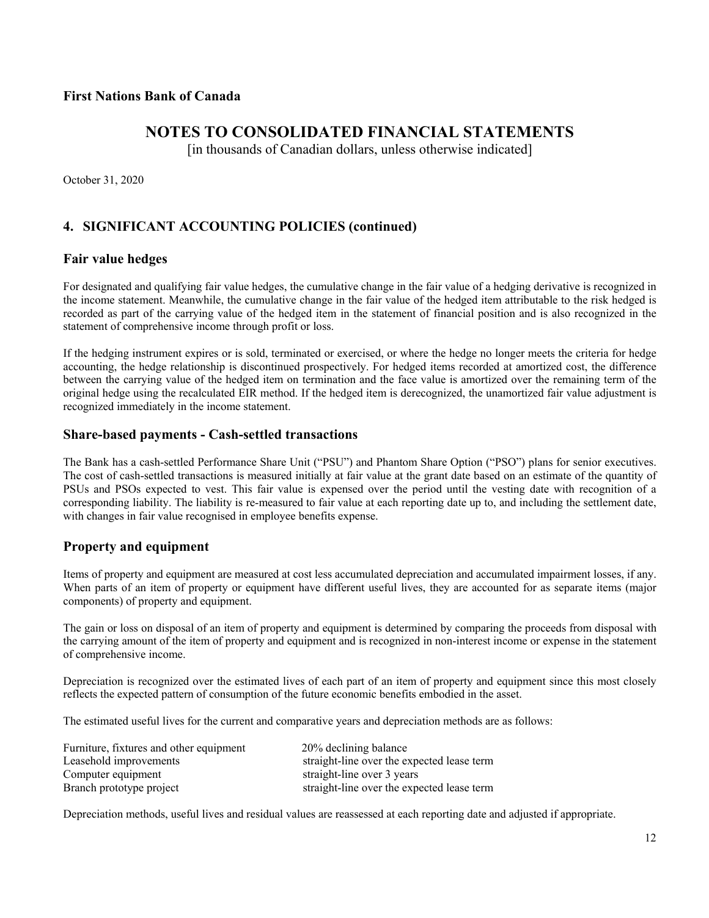**First Nations Bank of Canada**

# NOTES TO CONSOLIDATED FINANCIAL STATEMENTS

[in thousands of Canadian dollars, unless otherwise indicated]

October 31, 2020

## 4. SIGNIFICANT ACCOUNTING POLICIES (continued)

### Fair value hedges

For designated and qualifying fair value hedges, the cumulative change in the fair value of a hedging derivative is recognized in the income statement. Meanwhile, the cumulative change in the fair value of the hedged item attributable to the risk hedged is recorded as part of the carrying value of the hedged item in the statement of financial position and is also recognized in the statement of comprehensive income through profit or loss.

If the hedging instrument expires or is sold, terminated or exercised, or where the hedge no longer meets the criteria for hedge accounting, the hedge relationship is discontinued prospectively. For hedged items recorded at amortized cost, the difference between the carrying value of the hedged item on termination and the face value is amortized over the remaining term of the original hedge using the recalculated EIR method. If the hedged item is derecognized, the unamortized fair value adjustment is recognized immediately in the income statement.

### Share-based payments - Cash-settled transactions

The Bank has a cash-settled Performance Share Unit ("PSU") and Phantom Share Option ("PSO") plans for senior executives. The cost of cash-settled transactions is measured initially at fair value at the grant date based on an estimate of the quantity of PSUs and PSOs expected to vest. This fair value is expensed over the period until the vesting date with recognition of a corresponding liability. The liability is re-measured to fair value at each reporting date up to, and including the settlement date, with changes in fair value recognised in employee benefits expense.

### Property and equipment

Items of property and equipment are measured at cost less accumulated depreciation and accumulated impairment losses, if any. When parts of an item of property or equipment have different useful lives, they are accounted for as separate items (major components) of property and equipment.

The gain or loss on disposal of an item of property and equipment is determined by comparing the proceeds from disposal with the carrying amount of the item of property and equipment and is recognized in non-interest income or expense in the statement of comprehensive income.

Depreciation is recognized over the estimated lives of each part of an item of property and equipment since this most closely reflects the expected pattern of consumption of the future economic benefits embodied in the asset.

The estimated useful lives for the current and comparative years and depreciation methods are as follows:

| | |
|---|---|
| Furniture, fixtures and other equipment | 20% declining balance |
| Leasehold improvements | straight-line over the expected lease term |
| Computer equipment | straight-line over 3 years |
| Branch prototype project | straight-line over the expected lease term |

Depreciation methods, useful lives and residual values are reassessed at each reporting date and adjusted if appropriate.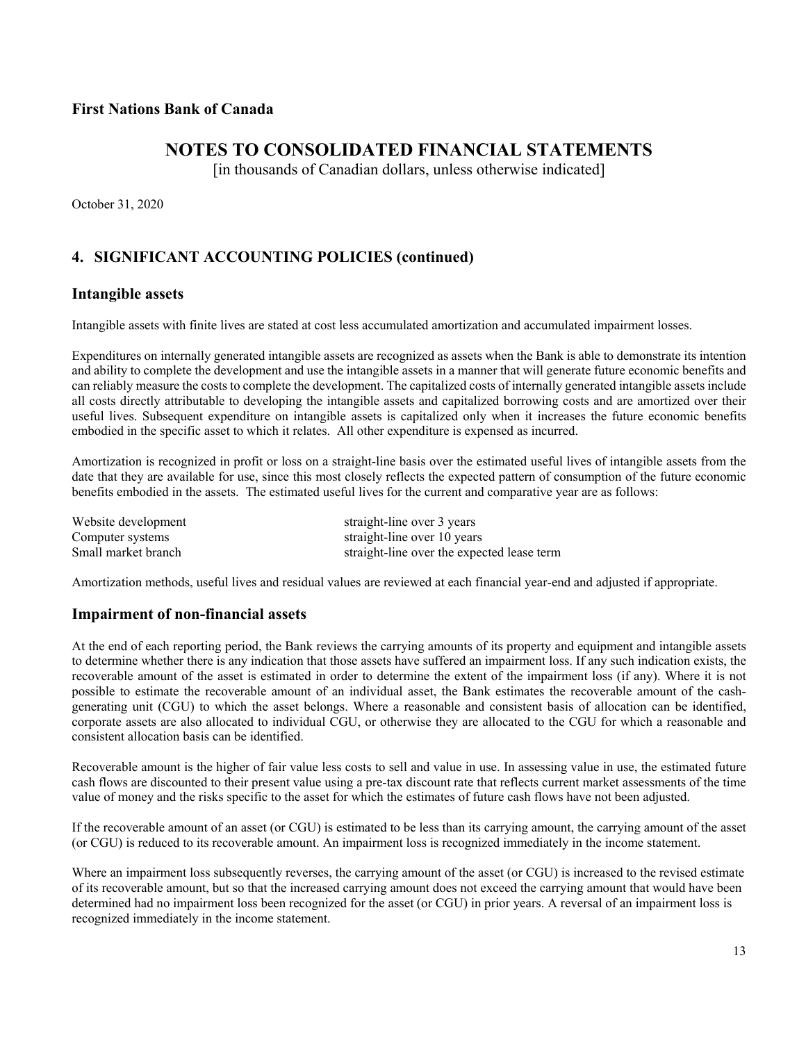## 4. SIGNIFICANT ACCOUNTING POLICIES (continued)

### Intangible assets

Intangible assets with finite lives are stated at cost less accumulated amortization and accumulated impairment losses.

Expenditures on internally generated intangible assets are recognized as assets when the Bank is able to demonstrate its intention and ability to complete the development and use the intangible assets in a manner that will generate future economic benefits and can reliably measure the costs to complete the development. The capitalized costs of internally generated intangible assets include all costs directly attributable to developing the intangible assets and capitalized borrowing costs and are amortized over their useful lives. Subsequent expenditure on intangible assets is capitalized only when it increases the future economic benefits embodied in the specific asset to which it relates. All other expenditure is expensed as incurred.

Amortization is recognized in profit or loss on a straight-line basis over the estimated useful lives of intangible assets from the date that they are available for use, since this most closely reflects the expected pattern of consumption of the future economic benefits embodied in the assets. The estimated useful lives for the current and comparative year are as follows:

| | |
|---|---|
| Website development | straight-line over 3 years |
| Computer systems | straight-line over 10 years |
| Small market branch | straight-line over the expected lease term |

Amortization methods, useful lives and residual values are reviewed at each financial year-end and adjusted if appropriate.

### Impairment of non-financial assets

At the end of each reporting period, the Bank reviews the carrying amounts of its property and equipment and intangible assets to determine whether there is any indication that those assets have suffered an impairment loss. If any such indication exists, the recoverable amount of the asset is estimated in order to determine the extent of the impairment loss (if any). Where it is not possible to estimate the recoverable amount of an individual asset, the Bank estimates the recoverable amount of the cash-generating unit (CGU) to which the asset belongs. Where a reasonable and consistent basis of allocation can be identified, corporate assets are also allocated to individual CGU, or otherwise they are allocated to the CGU for which a reasonable and consistent allocation basis can be identified.

Recoverable amount is the higher of fair value less costs to sell and value in use. In assessing value in use, the estimated future cash flows are discounted to their present value using a pre-tax discount rate that reflects current market assessments of the time value of money and the risks specific to the asset for which the estimates of future cash flows have not been adjusted.

If the recoverable amount of an asset (or CGU) is estimated to be less than its carrying amount, the carrying amount of the asset (or CGU) is reduced to its recoverable amount. An impairment loss is recognized immediately in the income statement.

Where an impairment loss subsequently reverses, the carrying amount of the asset (or CGU) is increased to the revised estimate of its recoverable amount, but so that the increased carrying amount does not exceed the carrying amount that would have been determined had no impairment loss been recognized for the asset (or CGU) in prior years. A reversal of an impairment loss is recognized immediately in the income statement.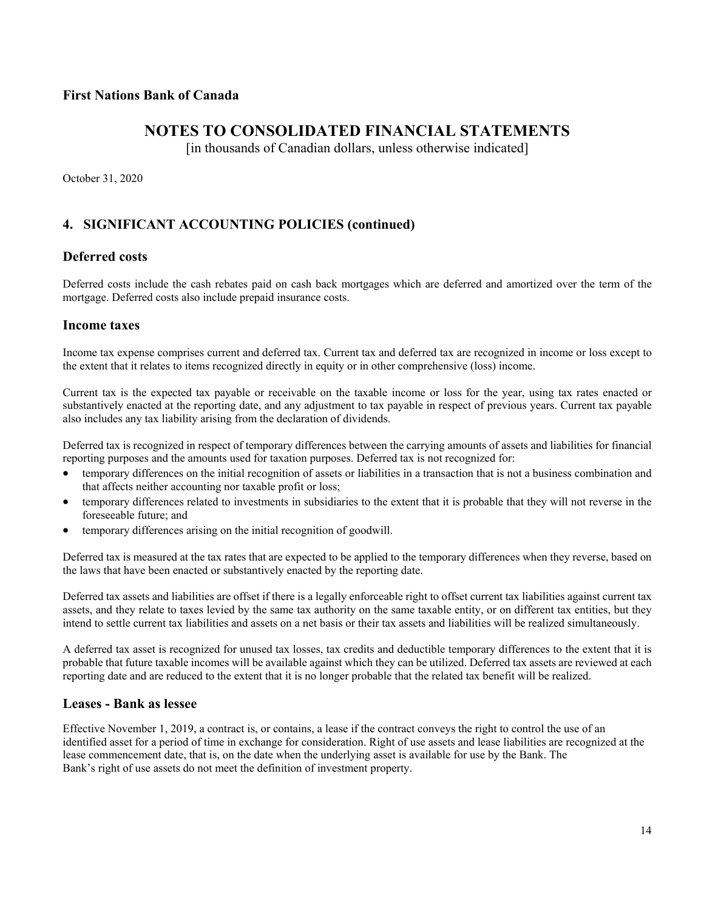First Nations Bank of Canada

# NOTES TO CONSOLIDATED FINANCIAL STATEMENTS

[in thousands of Canadian dollars, unless otherwise indicated]

October 31, 2020

## 4. SIGNIFICANT ACCOUNTING POLICIES (continued)

### Deferred costs

Deferred costs include the cash rebates paid on cash back mortgages which are deferred and amortized over the term of the mortgage. Deferred costs also include prepaid insurance costs.

### Income taxes

Income tax expense comprises current and deferred tax. Current tax and deferred tax are recognized in income or loss except to the extent that it relates to items recognized directly in equity or in other comprehensive (loss) income.

Current tax is the expected tax payable or receivable on the taxable income or loss for the year, using tax rates enacted or substantively enacted at the reporting date, and any adjustment to tax payable in respect of previous years. Current tax payable also includes any tax liability arising from the declaration of dividends.

Deferred tax is recognized in respect of temporary differences between the carrying amounts of assets and liabilities for financial reporting purposes and the amounts used for taxation purposes. Deferred tax is not recognized for:

- temporary differences on the initial recognition of assets or liabilities in a transaction that is not a business combination and that affects neither accounting nor taxable profit or loss;
- temporary differences related to investments in subsidiaries to the extent that it is probable that they will not reverse in the foreseeable future; and
- temporary differences arising on the initial recognition of goodwill.

Deferred tax is measured at the tax rates that are expected to be applied to the temporary differences when they reverse, based on the laws that have been enacted or substantively enacted by the reporting date.

Deferred tax assets and liabilities are offset if there is a legally enforceable right to offset current tax liabilities against current tax assets, and they relate to taxes levied by the same tax authority on the same taxable entity, or on different tax entities, but they intend to settle current tax liabilities and assets on a net basis or their tax assets and liabilities will be realized simultaneously.

A deferred tax asset is recognized for unused tax losses, tax credits and deductible temporary differences to the extent that it is probable that future taxable incomes will be available against which they can be utilized. Deferred tax assets are reviewed at each reporting date and are reduced to the extent that it is no longer probable that the related tax benefit will be realized.

### Leases - Bank as lessee

Effective November 1, 2019, a contract is, or contains, a lease if the contract conveys the right to control the use of an identified asset for a period of time in exchange for consideration. Right of use assets and lease liabilities are recognized at the lease commencement date, that is, on the date when the underlying asset is available for use by the Bank. The Bank's right of use assets do not meet the definition of investment property.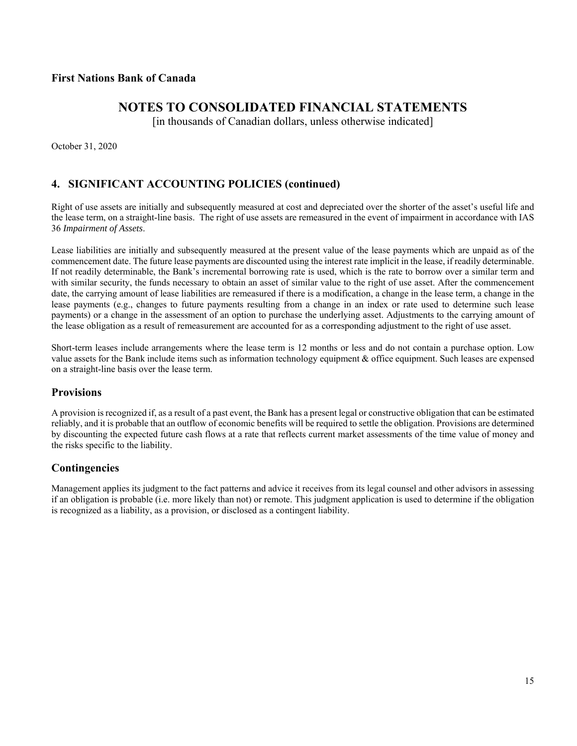**First Nations Bank of Canada**

# NOTES TO CONSOLIDATED FINANCIAL STATEMENTS

[in thousands of Canadian dollars, unless otherwise indicated]

October 31, 2020

## 4. SIGNIFICANT ACCOUNTING POLICIES (continued)

Right of use assets are initially and subsequently measured at cost and depreciated over the shorter of the asset's useful life and the lease term, on a straight-line basis. The right of use assets are remeasured in the event of impairment in accordance with IAS 36 *Impairment of Assets*.

Lease liabilities are initially and subsequently measured at the present value of the lease payments which are unpaid as of the commencement date. The future lease payments are discounted using the interest rate implicit in the lease, if readily determinable. If not readily determinable, the Bank's incremental borrowing rate is used, which is the rate to borrow over a similar term and with similar security, the funds necessary to obtain an asset of similar value to the right of use asset. After the commencement date, the carrying amount of lease liabilities are remeasured if there is a modification, a change in the lease term, a change in the lease payments (e.g., changes to future payments resulting from a change in an index or rate used to determine such lease payments) or a change in the assessment of an option to purchase the underlying asset. Adjustments to the carrying amount of the lease obligation as a result of remeasurement are accounted for as a corresponding adjustment to the right of use asset.

Short-term leases include arrangements where the lease term is 12 months or less and do not contain a purchase option. Low value assets for the Bank include items such as information technology equipment & office equipment. Such leases are expensed on a straight-line basis over the lease term.

### Provisions

A provision is recognized if, as a result of a past event, the Bank has a present legal or constructive obligation that can be estimated reliably, and it is probable that an outflow of economic benefits will be required to settle the obligation. Provisions are determined by discounting the expected future cash flows at a rate that reflects current market assessments of the time value of money and the risks specific to the liability.

### Contingencies

Management applies its judgment to the fact patterns and advice it receives from its legal counsel and other advisors in assessing if an obligation is probable (i.e. more likely than not) or remote. This judgment application is used to determine if the obligation is recognized as a liability, as a provision, or disclosed as a contingent liability.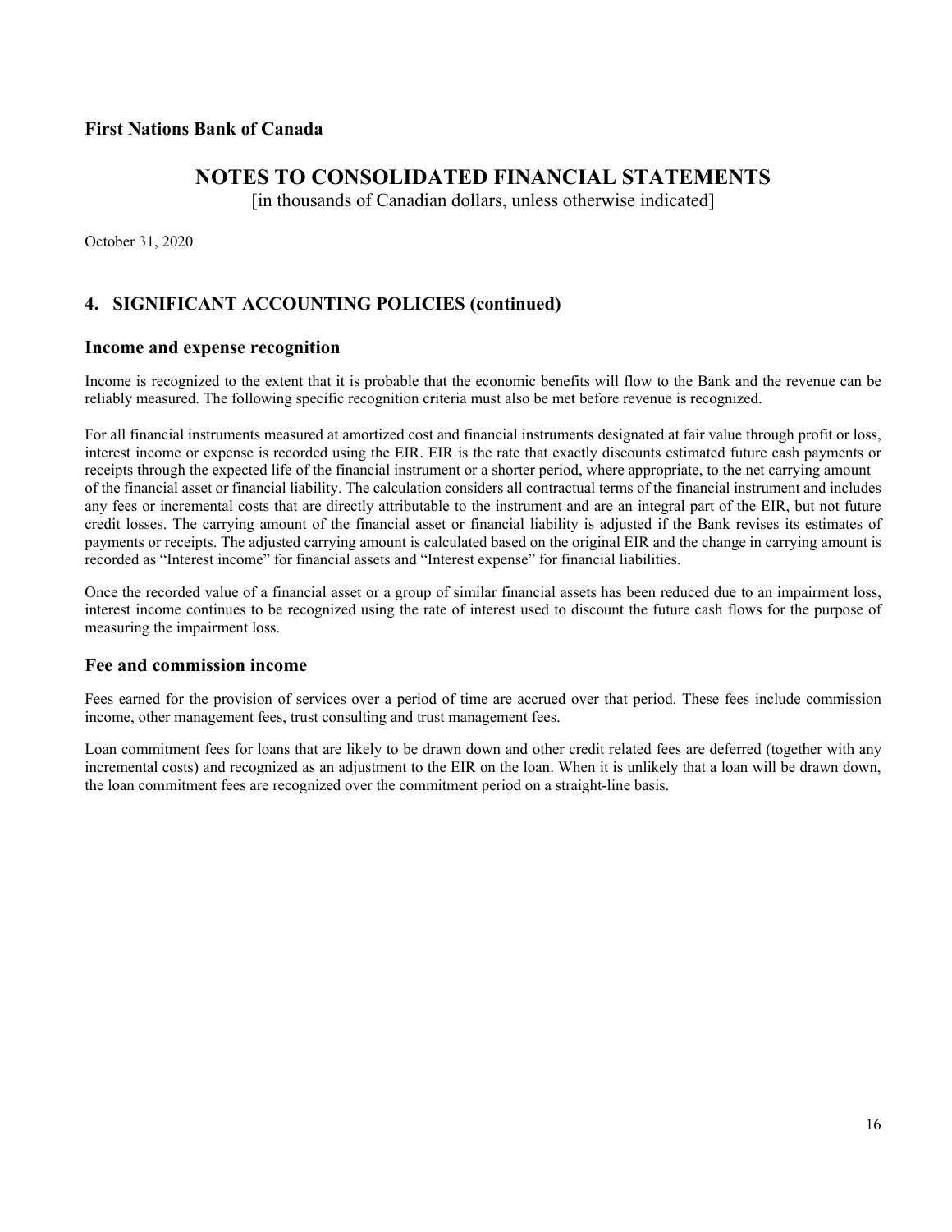**First Nations Bank of Canada**

# NOTES TO CONSOLIDATED FINANCIAL STATEMENTS

[in thousands of Canadian dollars, unless otherwise indicated]

October 31, 2020

## 4. SIGNIFICANT ACCOUNTING POLICIES (continued)

### Income and expense recognition

Income is recognized to the extent that it is probable that the economic benefits will flow to the Bank and the revenue can be reliably measured. The following specific recognition criteria must also be met before revenue is recognized.

For all financial instruments measured at amortized cost and financial instruments designated at fair value through profit or loss, interest income or expense is recorded using the EIR. EIR is the rate that exactly discounts estimated future cash payments or receipts through the expected life of the financial instrument or a shorter period, where appropriate, to the net carrying amount of the financial asset or financial liability. The calculation considers all contractual terms of the financial instrument and includes any fees or incremental costs that are directly attributable to the instrument and are an integral part of the EIR, but not future credit losses. The carrying amount of the financial asset or financial liability is adjusted if the Bank revises its estimates of payments or receipts. The adjusted carrying amount is calculated based on the original EIR and the change in carrying amount is recorded as "Interest income" for financial assets and "Interest expense" for financial liabilities.

Once the recorded value of a financial asset or a group of similar financial assets has been reduced due to an impairment loss, interest income continues to be recognized using the rate of interest used to discount the future cash flows for the purpose of measuring the impairment loss.

### Fee and commission income

Fees earned for the provision of services over a period of time are accrued over that period. These fees include commission income, other management fees, trust consulting and trust management fees.

Loan commitment fees for loans that are likely to be drawn down and other credit related fees are deferred (together with any incremental costs) and recognized as an adjustment to the EIR on the loan. When it is unlikely that a loan will be drawn down, the loan commitment fees are recognized over the commitment period on a straight-line basis.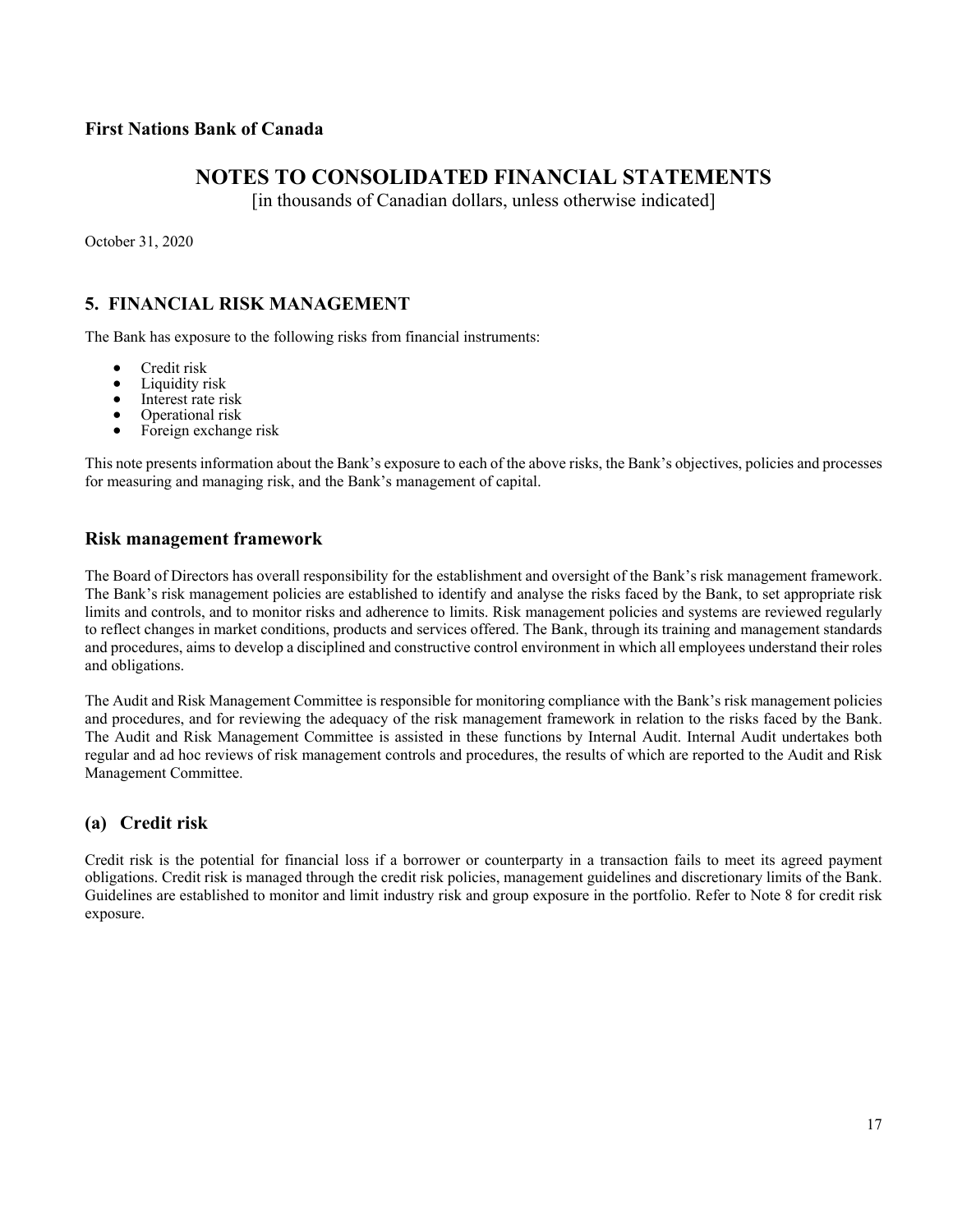**First Nations Bank of Canada**

# NOTES TO CONSOLIDATED FINANCIAL STATEMENTS

[in thousands of Canadian dollars, unless otherwise indicated]

October 31, 2020

## 5. FINANCIAL RISK MANAGEMENT

The Bank has exposure to the following risks from financial instruments:

- Credit risk
- Liquidity risk
- Interest rate risk
- Operational risk
- Foreign exchange risk

This note presents information about the Bank's exposure to each of the above risks, the Bank's objectives, policies and processes for measuring and managing risk, and the Bank's management of capital.

### Risk management framework

The Board of Directors has overall responsibility for the establishment and oversight of the Bank's risk management framework. The Bank's risk management policies are established to identify and analyse the risks faced by the Bank, to set appropriate risk limits and controls, and to monitor risks and adherence to limits. Risk management policies and systems are reviewed regularly to reflect changes in market conditions, products and services offered. The Bank, through its training and management standards and procedures, aims to develop a disciplined and constructive control environment in which all employees understand their roles and obligations.

The Audit and Risk Management Committee is responsible for monitoring compliance with the Bank's risk management policies and procedures, and for reviewing the adequacy of the risk management framework in relation to the risks faced by the Bank. The Audit and Risk Management Committee is assisted in these functions by Internal Audit. Internal Audit undertakes both regular and ad hoc reviews of risk management controls and procedures, the results of which are reported to the Audit and Risk Management Committee.

### (a) Credit risk

Credit risk is the potential for financial loss if a borrower or counterparty in a transaction fails to meet its agreed payment obligations. Credit risk is managed through the credit risk policies, management guidelines and discretionary limits of the Bank. Guidelines are established to monitor and limit industry risk and group exposure in the portfolio. Refer to Note 8 for credit risk exposure.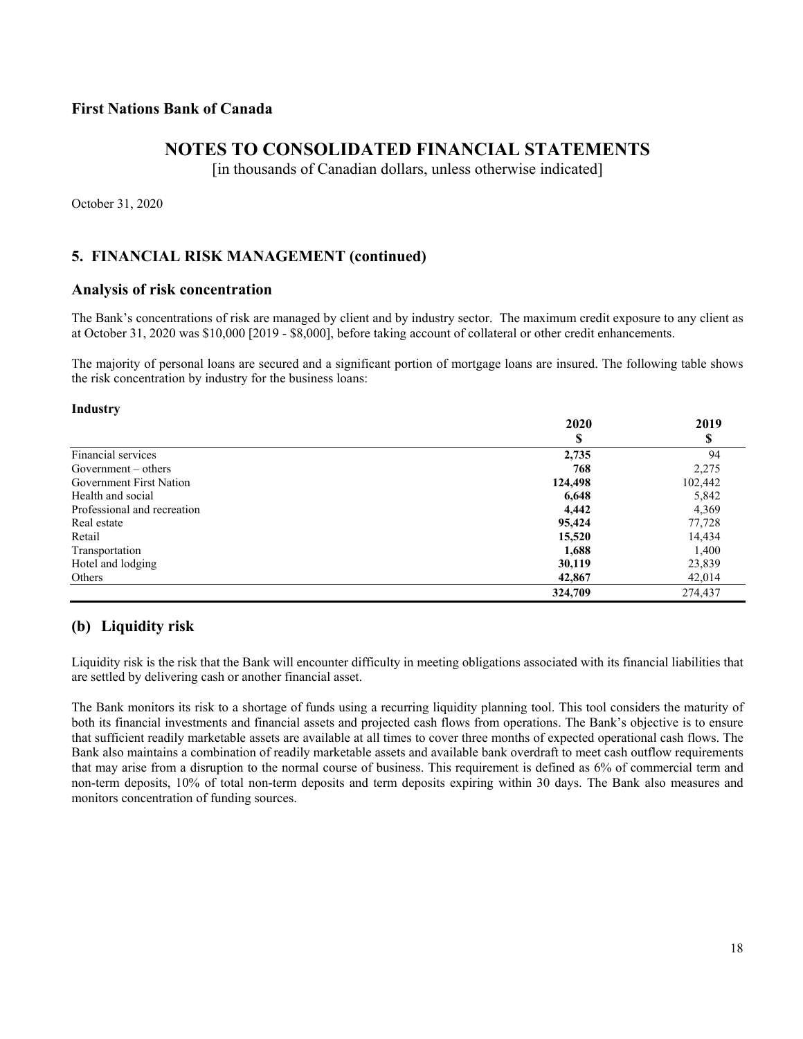**First Nations Bank of Canada**

# NOTES TO CONSOLIDATED FINANCIAL STATEMENTS

[in thousands of Canadian dollars, unless otherwise indicated]

October 31, 2020

## 5. FINANCIAL RISK MANAGEMENT (continued)

### Analysis of risk concentration

The Bank's concentrations of risk are managed by client and by industry sector. The maximum credit exposure to any client as at October 31, 2020 was $10,000 [2019 - $8,000], before taking account of collateral or other credit enhancements.

The majority of personal loans are secured and a significant portion of mortgage loans are insured. The following table shows the risk concentration by industry for the business loans:

**Industry**

| | **2020** | **2019** |
|---|---|---|
| | **$** | **$** |
| Financial services | **2,735** | 94 |
| Government – others | **768** | 2,275 |
| Government First Nation | **124,498** | 102,442 |
| Health and social | **6,648** | 5,842 |
| Professional and recreation | **4,442** | 4,369 |
| Real estate | **95,424** | 77,728 |
| Retail | **15,520** | 14,434 |
| Transportation | **1,688** | 1,400 |
| Hotel and lodging | **30,119** | 23,839 |
| Others | **42,867** | 42,014 |
| | **324,709** | 274,437 |

## (b) Liquidity risk

Liquidity risk is the risk that the Bank will encounter difficulty in meeting obligations associated with its financial liabilities that are settled by delivering cash or another financial asset.

The Bank monitors its risk to a shortage of funds using a recurring liquidity planning tool. This tool considers the maturity of both its financial investments and financial assets and projected cash flows from operations. The Bank's objective is to ensure that sufficient readily marketable assets are available at all times to cover three months of expected operational cash flows. The Bank also maintains a combination of readily marketable assets and available bank overdraft to meet cash outflow requirements that may arise from a disruption to the normal course of business. This requirement is defined as 6% of commercial term and non-term deposits, 10% of total non-term deposits and term deposits expiring within 30 days. The Bank also measures and monitors concentration of funding sources.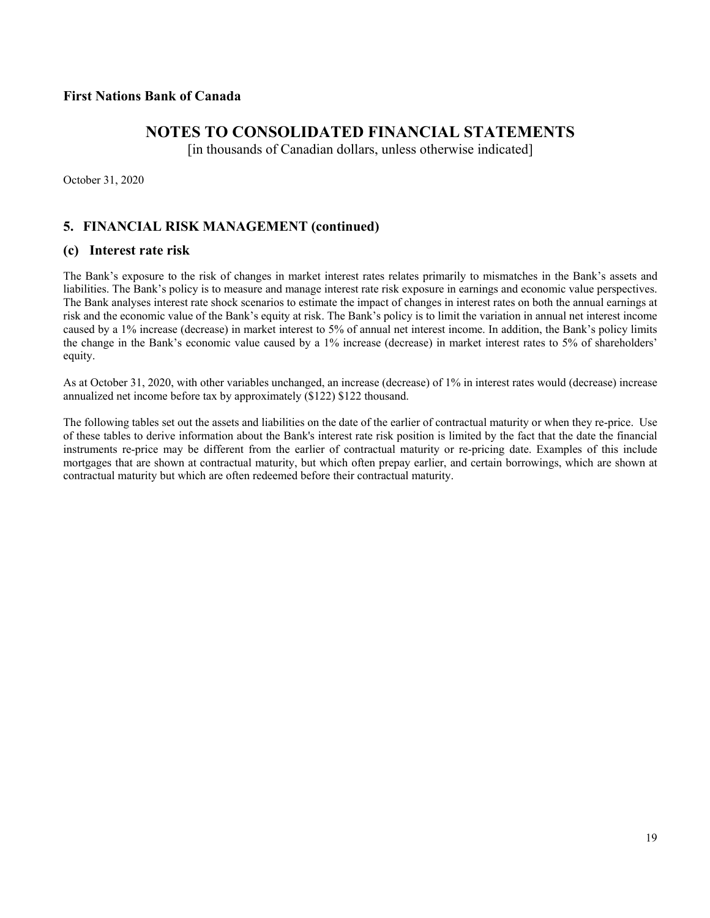**First Nations Bank of Canada**

# NOTES TO CONSOLIDATED FINANCIAL STATEMENTS

[in thousands of Canadian dollars, unless otherwise indicated]

October 31, 2020

## 5. FINANCIAL RISK MANAGEMENT (continued)

### (c) Interest rate risk

The Bank's exposure to the risk of changes in market interest rates relates primarily to mismatches in the Bank's assets and liabilities. The Bank's policy is to measure and manage interest rate risk exposure in earnings and economic value perspectives. The Bank analyses interest rate shock scenarios to estimate the impact of changes in interest rates on both the annual earnings at risk and the economic value of the Bank's equity at risk. The Bank's policy is to limit the variation in annual net interest income caused by a 1% increase (decrease) in market interest to 5% of annual net interest income. In addition, the Bank's policy limits the change in the Bank's economic value caused by a 1% increase (decrease) in market interest rates to 5% of shareholders' equity.

As at October 31, 2020, with other variables unchanged, an increase (decrease) of 1% in interest rates would (decrease) increase annualized net income before tax by approximately ($122) $122 thousand.

The following tables set out the assets and liabilities on the date of the earlier of contractual maturity or when they re-price. Use of these tables to derive information about the Bank's interest rate risk position is limited by the fact that the date the financial instruments re-price may be different from the earlier of contractual maturity or re-pricing date. Examples of this include mortgages that are shown at contractual maturity, but which often prepay earlier, and certain borrowings, which are shown at contractual maturity but which are often redeemed before their contractual maturity.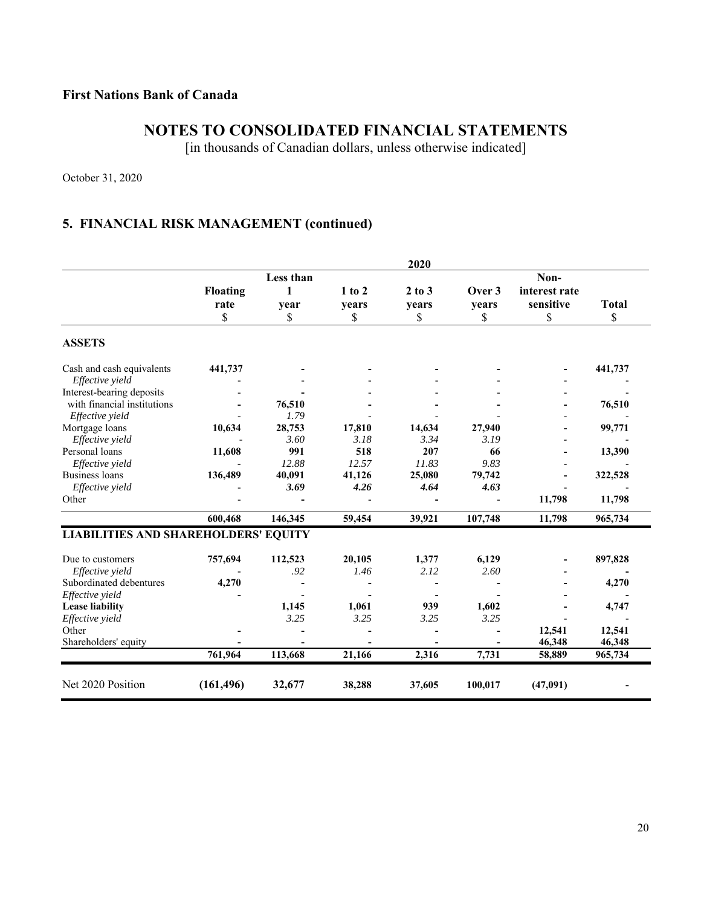**First Nations Bank of Canada**

# NOTES TO CONSOLIDATED FINANCIAL STATEMENTS

[in thousands of Canadian dollars, unless otherwise indicated]

October 31, 2020

## 5. FINANCIAL RISK MANAGEMENT (continued)

| | 2020 | | | | | | |
|---|---|---|---|---|---|---|---|
| | **Floating rate** $ | **Less than 1 year** $ | **1 to 2 years** $ | **2 to 3 years** $ | **Over 3 years** $ | **Non-interest rate sensitive** $ | **Total** $ |
| **ASSETS** | | | | | | | |
| Cash and cash equivalents | **441,737** | **-** | **-** | **-** | **-** | **-** | **441,737** |
| *Effective yield* | - | - | - | - | - | - | - |
| Interest-bearing deposits with financial institutions | **-** | **76,510** | **-** | **-** | **-** | **-** | **76,510** |
| *Effective yield* | - | *1.79* | - | - | - | - | - |
| Mortgage loans | **10,634** | **28,753** | **17,810** | **14,634** | **27,940** | **-** | **99,771** |
| *Effective yield* | - | *3.60* | *3.18* | *3.34* | *3.19* | - | - |
| Personal loans | **11,608** | **991** | **518** | **207** | **66** | **-** | **13,390** |
| *Effective yield* | - | *12.88* | *12.57* | *11.83* | *9.83* | - | - |
| Business loans | **136,489** | **40,091** | **41,126** | **25,080** | **79,742** | **-** | **322,528** |
| *Effective yield* | - | ***3.69*** | ***4.26*** | ***4.64*** | ***4.63*** | - | - |
| Other | - | **-** | - | **-** | - | **11,798** | **11,798** |
| | **600,468** | **146,345** | **59,454** | **39,921** | **107,748** | **11,798** | **965,734** |
| **LIABILITIES AND SHAREHOLDERS' EQUITY** | | | | | | | |
| Due to customers | **757,694** | **112,523** | **20,105** | **1,377** | **6,129** | **-** | **897,828** |
| *Effective yield* | - | *.92* | *1.46* | *2.12* | *2.60* | - | **-** |
| Subordinated debentures | **4,270** | **-** | **-** | **-** | **-** | **-** | **4,270** |
| *Effective yield* | **-** | **-** | **-** | **-** | **-** | **-** | **-** |
| **Lease liability** | | **1,145** | **1,061** | **939** | **1,602** | **-** | **4,747** |
| *Effective yield* | | *3.25* | *3.25* | *3.25* | *3.25* | - | - |
| Other | **-** | **-** | **-** | **-** | **-** | **12,541** | **12,541** |
| Shareholders' equity | **-** | **-** | **-** | **-** | **-** | **46,348** | **46,348** |
| | **761,964** | **113,668** | **21,166** | **2,316** | **7,731** | **58,889** | **965,734** |
| Net 2020 Position | **(161,496)** | **32,677** | **38,288** | **37,605** | **100,017** | **(47,091)** | **-** |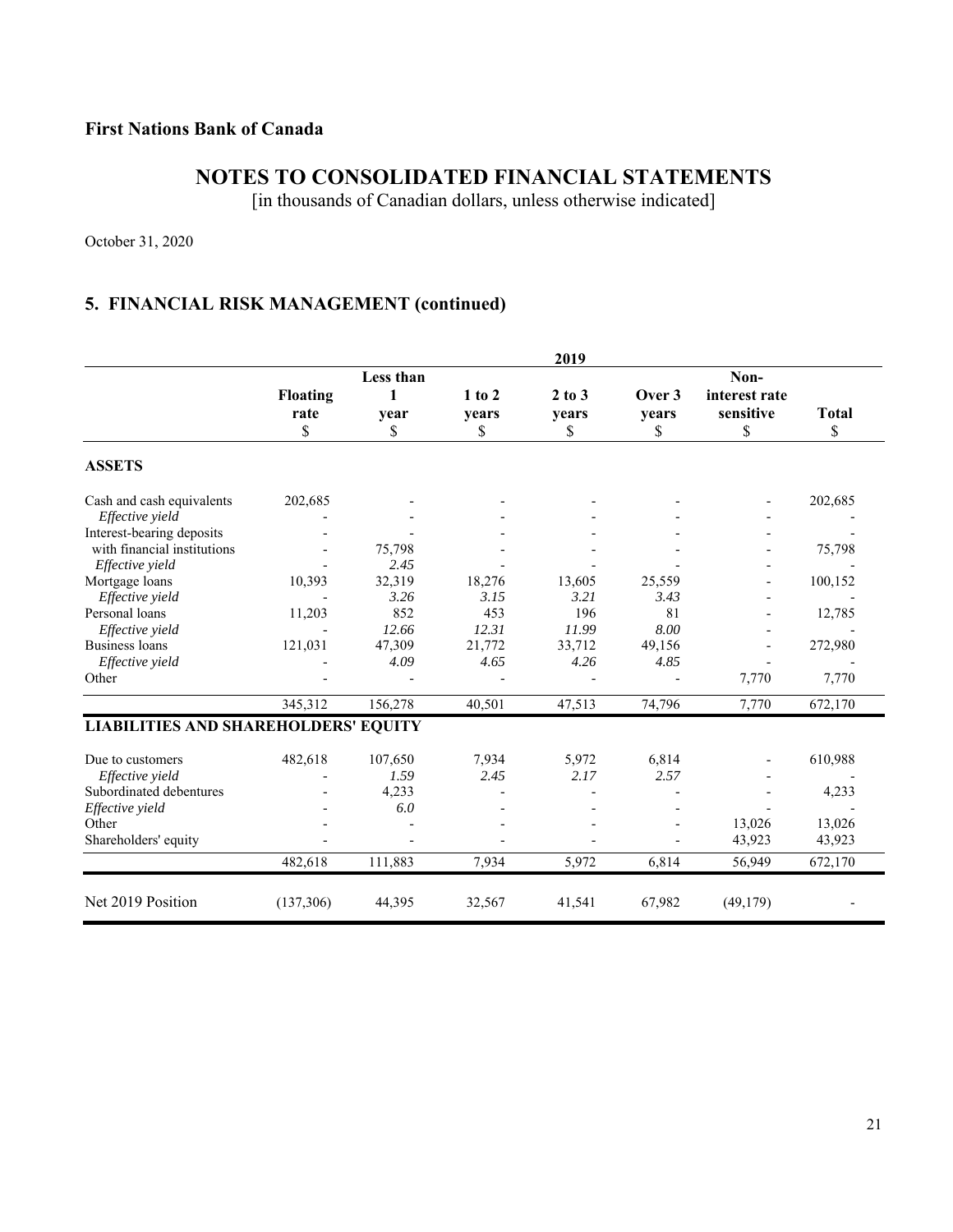**First Nations Bank of Canada**

# NOTES TO CONSOLIDATED FINANCIAL STATEMENTS

[in thousands of Canadian dollars, unless otherwise indicated]

October 31, 2020

## 5. FINANCIAL RISK MANAGEMENT (continued)

| | 2019 | | | | | | |
|---|---|---|---|---|---|---|---|
| | **Floating rate** \$ | **Less than 1 year** \$ | **1 to 2 years** \$ | **2 to 3 years** \$ | **Over 3 years** \$ | **Non-interest rate sensitive** \$ | **Total** \$ |
| **ASSETS** | | | | | | | |
| Cash and cash equivalents | 202,685 | - | - | - | - | - | 202,685 |
| *Effective yield* | - | - | - | - | - | - | - |
| Interest-bearing deposits with financial institutions | - | 75,798 | - | - | - | - | 75,798 |
| *Effective yield* | - | *2.45* | - | - | - | - | - |
| Mortgage loans | 10,393 | 32,319 | 18,276 | 13,605 | 25,559 | - | 100,152 |
| *Effective yield* | - | *3.26* | *3.15* | *3.21* | *3.43* | - | - |
| Personal loans | 11,203 | 852 | 453 | 196 | 81 | - | 12,785 |
| *Effective yield* | - | *12.66* | *12.31* | *11.99* | *8.00* | - | - |
| Business loans | 121,031 | 47,309 | 21,772 | 33,712 | 49,156 | - | 272,980 |
| *Effective yield* | - | *4.09* | *4.65* | *4.26* | *4.85* | - | - |
| Other | - | - | - | - | - | 7,770 | 7,770 |
| | 345,312 | 156,278 | 40,501 | 47,513 | 74,796 | 7,770 | 672,170 |
| **LIABILITIES AND SHAREHOLDERS' EQUITY** | | | | | | | |
| Due to customers | 482,618 | 107,650 | 7,934 | 5,972 | 6,814 | - | 610,988 |
| *Effective yield* | - | *1.59* | *2.45* | *2.17* | *2.57* | - | - |
| Subordinated debentures | - | 4,233 | - | - | - | - | 4,233 |
| *Effective yield* | - | *6.0* | - | - | - | - | - |
| Other | - | - | - | - | - | 13,026 | 13,026 |
| Shareholders' equity | - | - | - | - | - | 43,923 | 43,923 |
| | 482,618 | 111,883 | 7,934 | 5,972 | 6,814 | 56,949 | 672,170 |
| Net 2019 Position | (137,306) | 44,395 | 32,567 | 41,541 | 67,982 | (49,179) | - |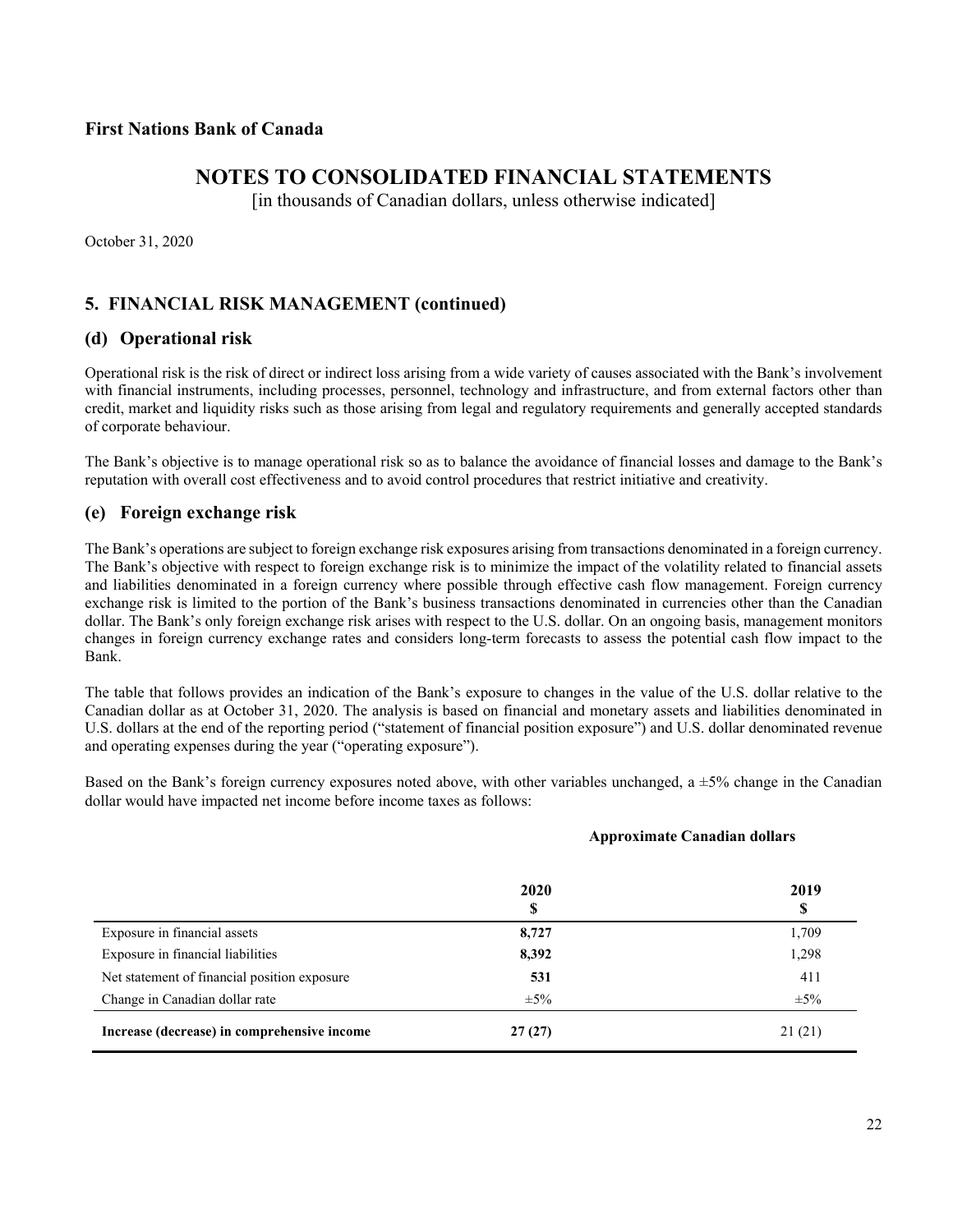**First Nations Bank of Canada**

# NOTES TO CONSOLIDATED FINANCIAL STATEMENTS

[in thousands of Canadian dollars, unless otherwise indicated]

October 31, 2020

## 5. FINANCIAL RISK MANAGEMENT (continued)

### (d) Operational risk

Operational risk is the risk of direct or indirect loss arising from a wide variety of causes associated with the Bank's involvement with financial instruments, including processes, personnel, technology and infrastructure, and from external factors other than credit, market and liquidity risks such as those arising from legal and regulatory requirements and generally accepted standards of corporate behaviour.

The Bank's objective is to manage operational risk so as to balance the avoidance of financial losses and damage to the Bank's reputation with overall cost effectiveness and to avoid control procedures that restrict initiative and creativity.

### (e) Foreign exchange risk

The Bank's operations are subject to foreign exchange risk exposures arising from transactions denominated in a foreign currency. The Bank's objective with respect to foreign exchange risk is to minimize the impact of the volatility related to financial assets and liabilities denominated in a foreign currency where possible through effective cash flow management. Foreign currency exchange risk is limited to the portion of the Bank's business transactions denominated in currencies other than the Canadian dollar. The Bank's only foreign exchange risk arises with respect to the U.S. dollar. On an ongoing basis, management monitors changes in foreign currency exchange rates and considers long-term forecasts to assess the potential cash flow impact to the Bank.

The table that follows provides an indication of the Bank's exposure to changes in the value of the U.S. dollar relative to the Canadian dollar as at October 31, 2020. The analysis is based on financial and monetary assets and liabilities denominated in U.S. dollars at the end of the reporting period ("statement of financial position exposure") and U.S. dollar denominated revenue and operating expenses during the year ("operating exposure").

Based on the Bank's foreign currency exposures noted above, with other variables unchanged, a ±5% change in the Canadian dollar would have impacted net income before income taxes as follows:

| | Approximate Canadian dollars | |
|---|---|---|
| | **2020** **$** | **2019** **$** |
| Exposure in financial assets | **8,727** | 1,709 |
| Exposure in financial liabilities | **8,392** | 1,298 |
| Net statement of financial position exposure | **531** | 411 |
| Change in Canadian dollar rate | ±5% | ±5% |
| **Increase (decrease) in comprehensive income** | **27 (27)** | 21 (21) |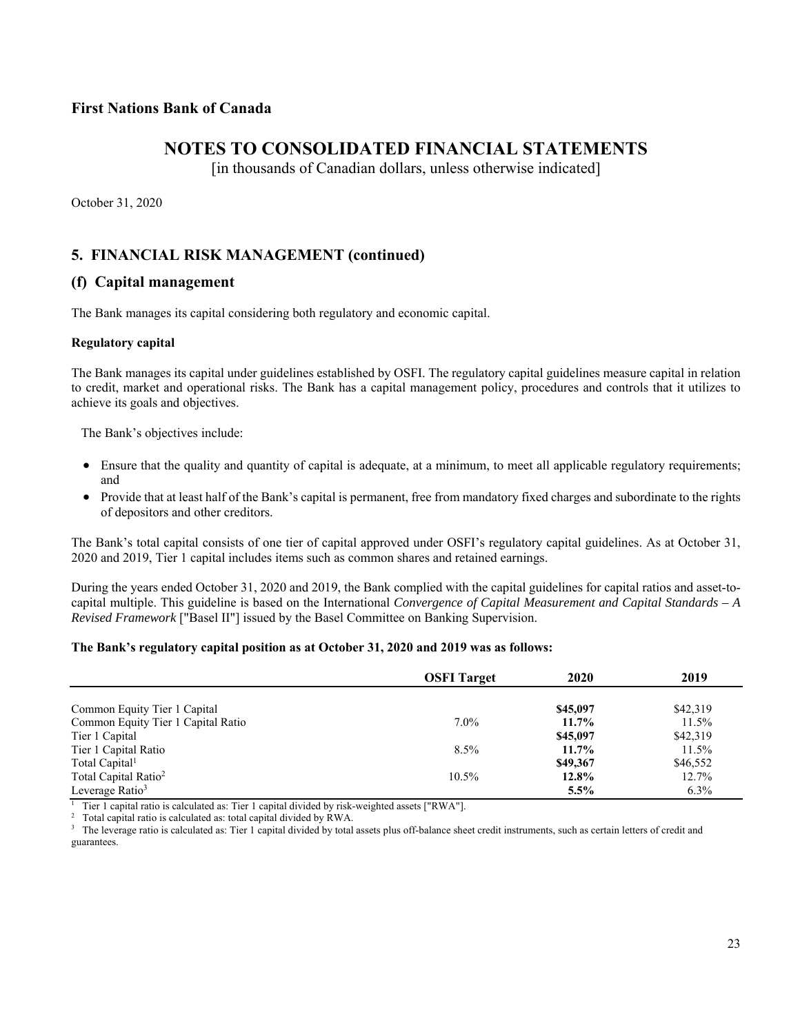**First Nations Bank of Canada**

# NOTES TO CONSOLIDATED FINANCIAL STATEMENTS

[in thousands of Canadian dollars, unless otherwise indicated]

October 31, 2020

## 5. FINANCIAL RISK MANAGEMENT (continued)

## (f) Capital management

The Bank manages its capital considering both regulatory and economic capital.

**Regulatory capital**

The Bank manages its capital under guidelines established by OSFI. The regulatory capital guidelines measure capital in relation to credit, market and operational risks. The Bank has a capital management policy, procedures and controls that it utilizes to achieve its goals and objectives.

The Bank's objectives include:

- Ensure that the quality and quantity of capital is adequate, at a minimum, to meet all applicable regulatory requirements; and
- Provide that at least half of the Bank's capital is permanent, free from mandatory fixed charges and subordinate to the rights of depositors and other creditors.

The Bank's total capital consists of one tier of capital approved under OSFI's regulatory capital guidelines. As at October 31, 2020 and 2019, Tier 1 capital includes items such as common shares and retained earnings.

During the years ended October 31, 2020 and 2019, the Bank complied with the capital guidelines for capital ratios and asset-to-capital multiple. This guideline is based on the International *Convergence of Capital Measurement and Capital Standards – A Revised Framework* ["Basel II"] issued by the Basel Committee on Banking Supervision.

**The Bank's regulatory capital position as at October 31, 2020 and 2019 was as follows:**

| | OSFI Target | 2020 | 2019 |
|---|---|---|---|
| Common Equity Tier 1 Capital | | **$45,097** | $42,319 |
| Common Equity Tier 1 Capital Ratio | 7.0% | **11.7%** | 11.5% |
| Tier 1 Capital | | **$45,097** | $42,319 |
| Tier 1 Capital Ratio | 8.5% | **11.7%** | 11.5% |
| Total Capital[1] | | **$49,367** | $46,552 |
| Total Capital Ratio[2] | 10.5% | **12.8%** | 12.7% |
| Leverage Ratio[3] | | **5.5%** | 6.3% |

[1] Tier 1 capital ratio is calculated as: Tier 1 capital divided by risk-weighted assets ["RWA"].

[2] Total capital ratio is calculated as: total capital divided by RWA.

[3] The leverage ratio is calculated as: Tier 1 capital divided by total assets plus off-balance sheet credit instruments, such as certain letters of credit and guarantees.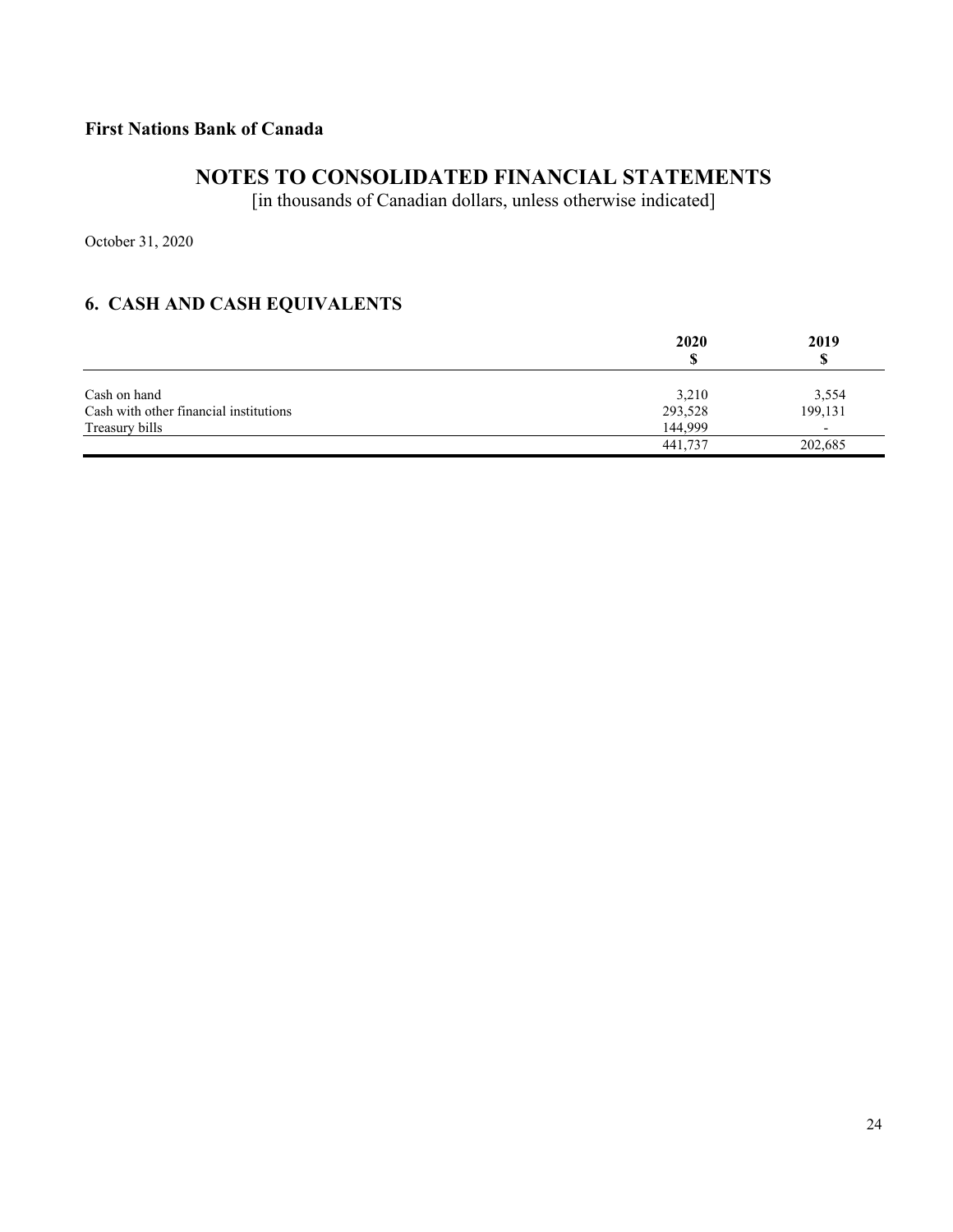**First Nations Bank of Canada**

# NOTES TO CONSOLIDATED FINANCIAL STATEMENTS

[in thousands of Canadian dollars, unless otherwise indicated]

October 31, 2020

## 6. CASH AND CASH EQUIVALENTS

| | 2020<br>$ | 2019<br>$ |
|---|---|---|
| Cash on hand | 3,210 | 3,554 |
| Cash with other financial institutions | 293,528 | 199,131 |
| Treasury bills | 144,999 | - |
| | 441,737 | 202,685 |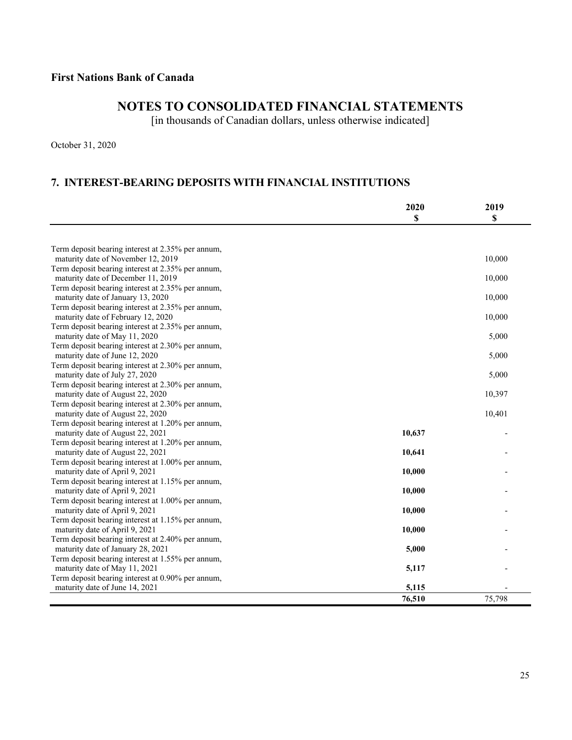**First Nations Bank of Canada**

# NOTES TO CONSOLIDATED FINANCIAL STATEMENTS

[in thousands of Canadian dollars, unless otherwise indicated]

October 31, 2020

## 7. INTEREST-BEARING DEPOSITS WITH FINANCIAL INSTITUTIONS

| | 2020 $ | 2019 $ |
|---|---|---|
| Term deposit bearing interest at 2.35% per annum, maturity date of November 12, 2019 | | 10,000 |
| Term deposit bearing interest at 2.35% per annum, maturity date of December 11, 2019 | | 10,000 |
| Term deposit bearing interest at 2.35% per annum, maturity date of January 13, 2020 | | 10,000 |
| Term deposit bearing interest at 2.35% per annum, maturity date of February 12, 2020 | | 10,000 |
| Term deposit bearing interest at 2.35% per annum, maturity date of May 11, 2020 | | 5,000 |
| Term deposit bearing interest at 2.30% per annum, maturity date of June 12, 2020 | | 5,000 |
| Term deposit bearing interest at 2.30% per annum, maturity date of July 27, 2020 | | 5,000 |
| Term deposit bearing interest at 2.30% per annum, maturity date of August 22, 2020 | | 10,397 |
| Term deposit bearing interest at 2.30% per annum, maturity date of August 22, 2020 | | 10,401 |
| Term deposit bearing interest at 1.20% per annum, maturity date of August 22, 2021 | **10,637** | - |
| Term deposit bearing interest at 1.20% per annum, maturity date of August 22, 2021 | **10,641** | - |
| Term deposit bearing interest at 1.00% per annum, maturity date of April 9, 2021 | **10,000** | - |
| Term deposit bearing interest at 1.15% per annum, maturity date of April 9, 2021 | **10,000** | - |
| Term deposit bearing interest at 1.00% per annum, maturity date of April 9, 2021 | **10,000** | - |
| Term deposit bearing interest at 1.15% per annum, maturity date of April 9, 2021 | **10,000** | - |
| Term deposit bearing interest at 2.40% per annum, maturity date of January 28, 2021 | **5,000** | - |
| Term deposit bearing interest at 1.55% per annum, maturity date of May 11, 2021 | **5,117** | - |
| Term deposit bearing interest at 0.90% per annum, maturity date of June 14, 2021 | **5,115** | - |
| | **76,510** | 75,798 |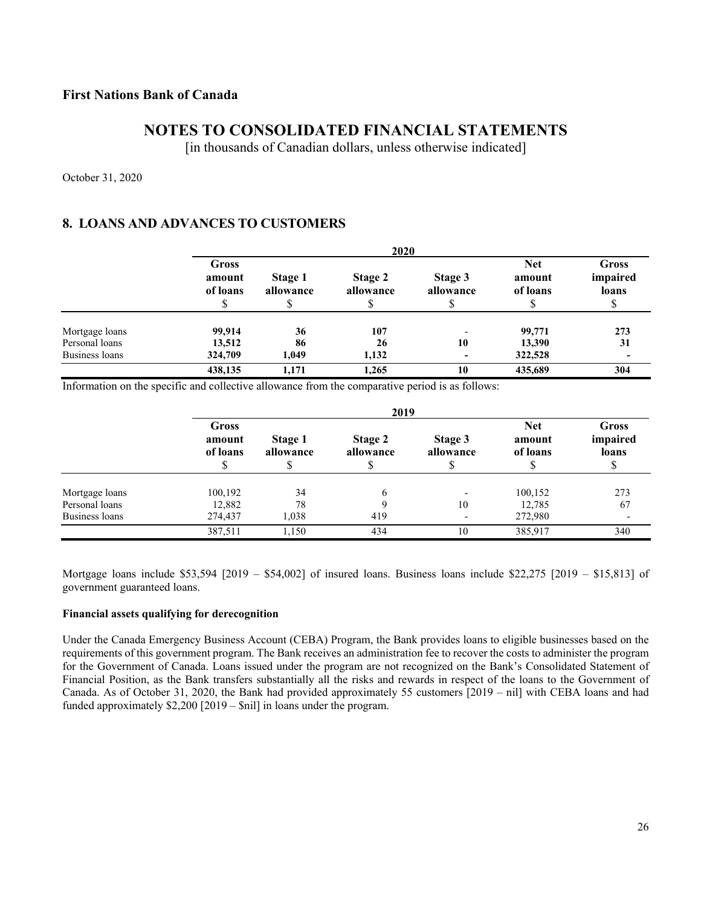**First Nations Bank of Canada**

# NOTES TO CONSOLIDATED FINANCIAL STATEMENTS

[in thousands of Canadian dollars, unless otherwise indicated]

October 31, 2020

## 8. LOANS AND ADVANCES TO CUSTOMERS

| | 2020 | | | | | |
|---|---|---|---|---|---|---|
| | **Gross amount of loans** $ | **Stage 1 allowance** $ | **Stage 2 allowance** $ | **Stage 3 allowance** $ | **Net amount of loans** $ | **Gross impaired loans** $ |
| Mortgage loans | **99,914** | **36** | **107** | **-** | **99,771** | **273** |
| Personal loans | **13,512** | **86** | **26** | **10** | **13,390** | **31** |
| Business loans | **324,709** | **1,049** | **1,132** | **-** | **322,528** | **-** |
| | **438,135** | **1,171** | **1,265** | **10** | **435,689** | **304** |

Information on the specific and collective allowance from the comparative period is as follows:

| | 2019 | | | | | |
|---|---|---|---|---|---|---|
| | **Gross amount of loans** $ | **Stage 1 allowance** $ | **Stage 2 allowance** $ | **Stage 3 allowance** $ | **Net amount of loans** $ | **Gross impaired loans** $ |
| Mortgage loans | 100,192 | 34 | 6 | - | 100,152 | 273 |
| Personal loans | 12,882 | 78 | 9 | 10 | 12,785 | 67 |
| Business loans | 274,437 | 1,038 | 419 | - | 272,980 | - |
| | 387,511 | 1,150 | 434 | 10 | 385,917 | 340 |

Mortgage loans include $53,594 [2019 – $54,002] of insured loans. Business loans include $22,275 [2019 – $15,813] of government guaranteed loans.

**Financial assets qualifying for derecognition**

Under the Canada Emergency Business Account (CEBA) Program, the Bank provides loans to eligible businesses based on the requirements of this government program. The Bank receives an administration fee to recover the costs to administer the program for the Government of Canada. Loans issued under the program are not recognized on the Bank's Consolidated Statement of Financial Position, as the Bank transfers substantially all the risks and rewards in respect of the loans to the Government of Canada. As of October 31, 2020, the Bank had provided approximately 55 customers [2019 – nil] with CEBA loans and had funded approximately $2,200 [2019 – $nil] in loans under the program.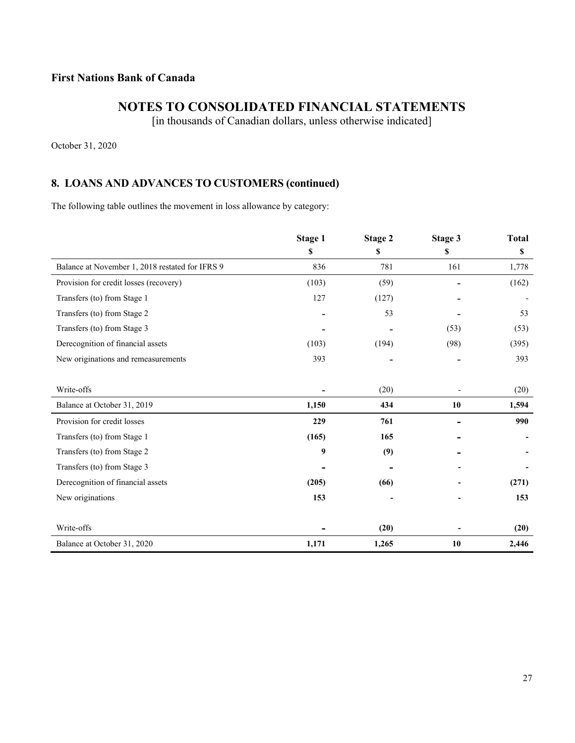**First Nations Bank of Canada**

# NOTES TO CONSOLIDATED FINANCIAL STATEMENTS

[in thousands of Canadian dollars, unless otherwise indicated]

October 31, 2020

## 8. LOANS AND ADVANCES TO CUSTOMERS (continued)

The following table outlines the movement in loss allowance by category:

| | Stage 1<br>$ | Stage 2<br>$ | Stage 3<br>$ | Total<br>$ |
|---|---|---|---|---|
| Balance at November 1, 2018 restated for IFRS 9 | 836 | 781 | 161 | 1,778 |
| Provision for credit losses (recovery) | (103) | (59) | - | (162) |
| Transfers (to) from Stage 1 | 127 | (127) | - | - |
| Transfers (to) from Stage 2 | - | 53 | - | 53 |
| Transfers (to) from Stage 3 | - | - | (53) | (53) |
| Derecognition of financial assets | (103) | (194) | (98) | (395) |
| New originations and remeasurements | 393 | - | - | 393 |
| Write-offs | - | (20) | - | (20) |
| Balance at October 31, 2019 | **1,150** | **434** | **10** | **1,594** |
| Provision for credit losses | **229** | **761** | - | **990** |
| Transfers (to) from Stage 1 | **(165)** | **165** | - | - |
| Transfers (to) from Stage 2 | **9** | **(9)** | - | - |
| Transfers (to) from Stage 3 | - | - | - | - |
| Derecognition of financial assets | **(205)** | **(66)** | - | **(271)** |
| New originations | **153** | - | - | **153** |
| Write-offs | - | **(20)** | - | **(20)** |
| Balance at October 31, 2020 | **1,171** | **1,265** | **10** | **2,446** |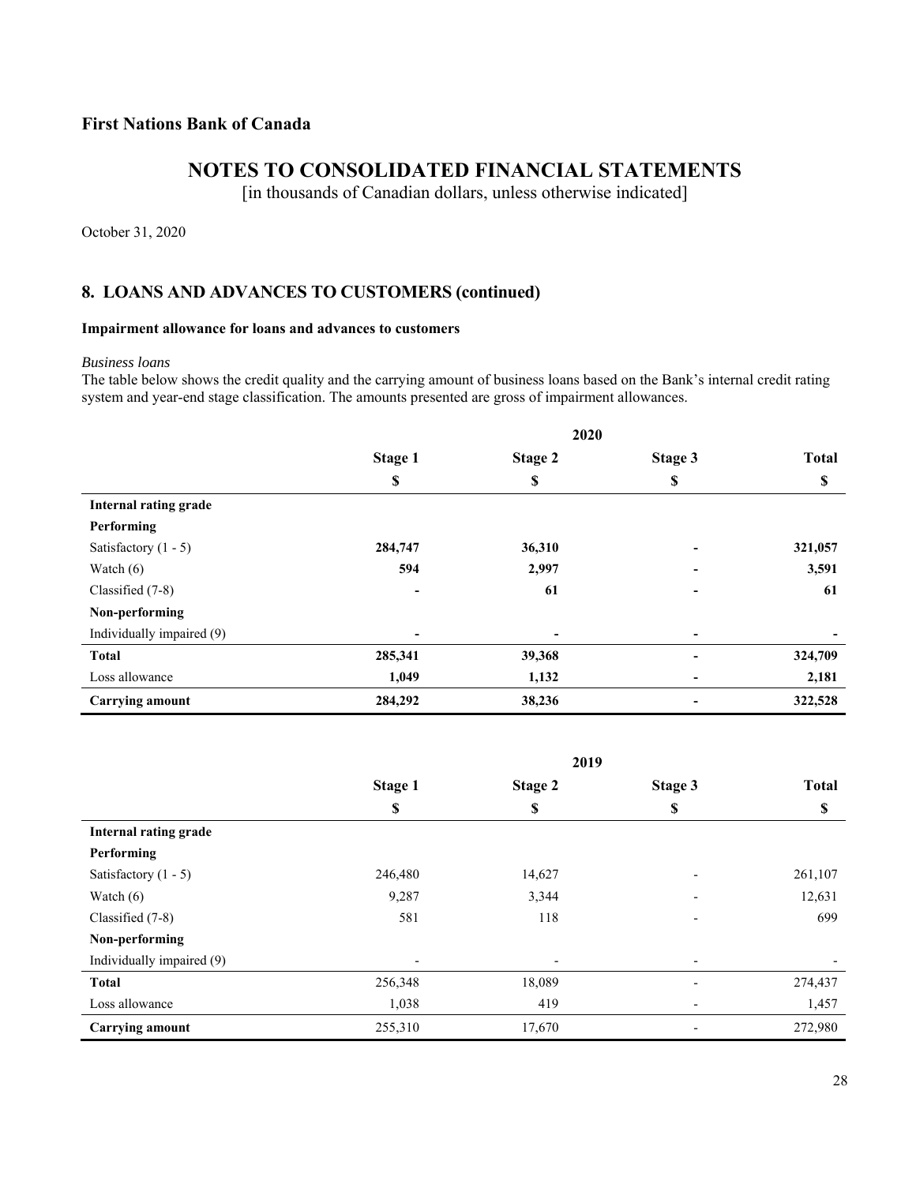**First Nations Bank of Canada**

# NOTES TO CONSOLIDATED FINANCIAL STATEMENTS

[in thousands of Canadian dollars, unless otherwise indicated]

October 31, 2020

## 8. LOANS AND ADVANCES TO CUSTOMERS (continued)

**Impairment allowance for loans and advances to customers**

*Business loans*

The table below shows the credit quality and the carrying amount of business loans based on the Bank's internal credit rating system and year-end stage classification. The amounts presented are gross of impairment allowances.

| | 2020 | | | |
|---|---|---|---|---|
| | **Stage 1** | **Stage 2** | **Stage 3** | **Total** |
| | **$** | **$** | **$** | **$** |
| **Internal rating grade** | | | | |
| **Performing** | | | | |
| Satisfactory (1 - 5) | **284,747** | **36,310** | **-** | **321,057** |
| Watch (6) | **594** | **2,997** | **-** | **3,591** |
| Classified (7-8) | **-** | **61** | **-** | **61** |
| **Non-performing** | | | | |
| Individually impaired (9) | **-** | **-** | **-** | **-** |
| **Total** | **285,341** | **39,368** | **-** | **324,709** |
| Loss allowance | **1,049** | **1,132** | **-** | **2,181** |
| **Carrying amount** | **284,292** | **38,236** | **-** | **322,528** |

| | 2019 | | | |
|---|---|---|---|---|
| | **Stage 1** | **Stage 2** | **Stage 3** | **Total** |
| | **$** | **$** | **$** | **$** |
| **Internal rating grade** | | | | |
| **Performing** | | | | |
| Satisfactory (1 - 5) | 246,480 | 14,627 | - | 261,107 |
| Watch (6) | 9,287 | 3,344 | - | 12,631 |
| Classified (7-8) | 581 | 118 | - | 699 |
| **Non-performing** | | | | |
| Individually impaired (9) | - | - | - | - |
| **Total** | 256,348 | 18,089 | - | 274,437 |
| Loss allowance | 1,038 | 419 | - | 1,457 |
| **Carrying amount** | 255,310 | 17,670 | - | 272,980 |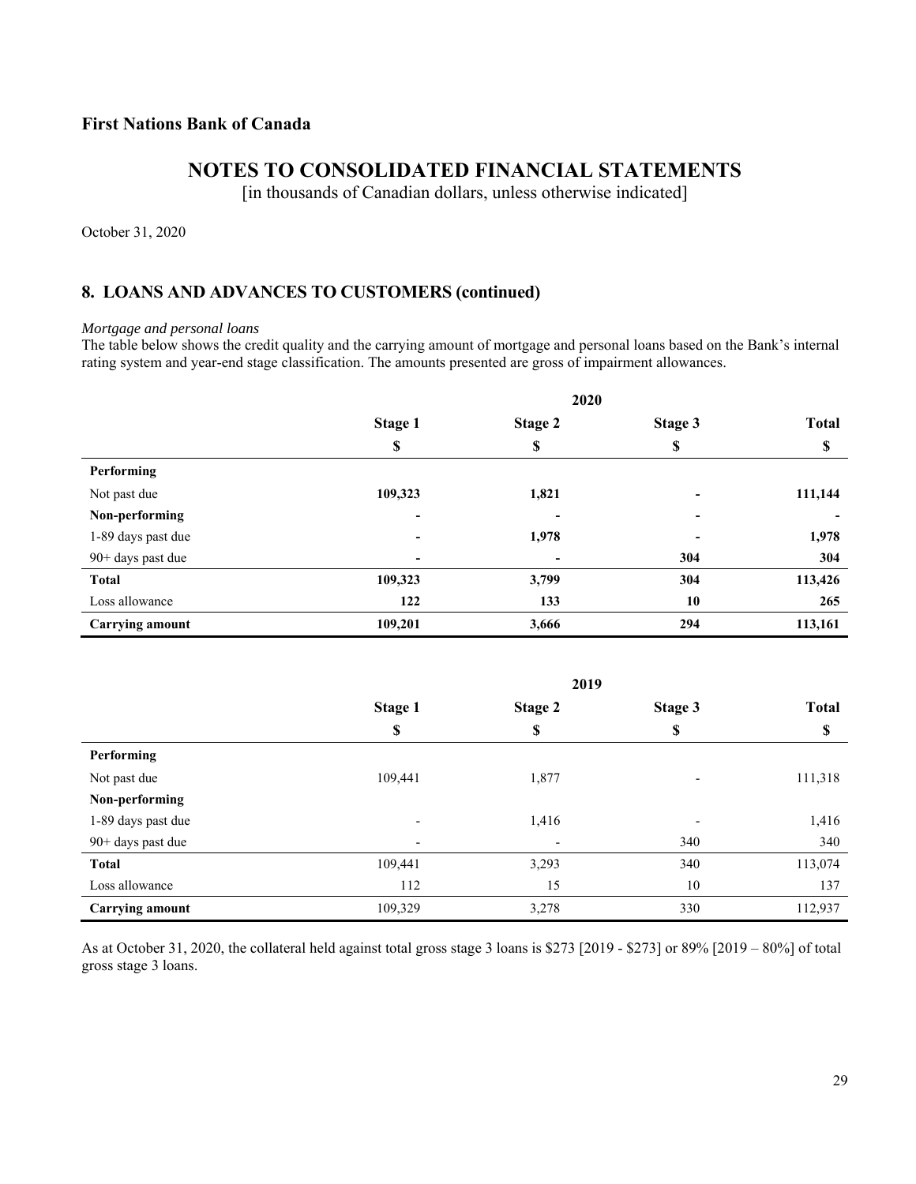**First Nations Bank of Canada**

# NOTES TO CONSOLIDATED FINANCIAL STATEMENTS

[in thousands of Canadian dollars, unless otherwise indicated]

October 31, 2020

## 8. LOANS AND ADVANCES TO CUSTOMERS (continued)

*Mortgage and personal loans*

The table below shows the credit quality and the carrying amount of mortgage and personal loans based on the Bank's internal rating system and year-end stage classification. The amounts presented are gross of impairment allowances.

| | 2020 | | | |
|---|---|---|---|---|
| | **Stage 1** | **Stage 2** | **Stage 3** | **Total** |
| | **$** | **$** | **$** | **$** |
| **Performing** | | | | |
| Not past due | **109,323** | **1,821** | **-** | **111,144** |
| **Non-performing** | **-** | **-** | **-** | **-** |
| 1-89 days past due | **-** | **1,978** | **-** | **1,978** |
| 90+ days past due | **-** | **-** | **304** | **304** |
| **Total** | **109,323** | **3,799** | **304** | **113,426** |
| Loss allowance | **122** | **133** | **10** | **265** |
| **Carrying amount** | **109,201** | **3,666** | **294** | **113,161** |

| | 2019 | | | |
|---|---|---|---|---|
| | **Stage 1** | **Stage 2** | **Stage 3** | **Total** |
| | **$** | **$** | **$** | **$** |
| **Performing** | | | | |
| Not past due | 109,441 | 1,877 | - | 111,318 |
| **Non-performing** | | | | |
| 1-89 days past due | - | 1,416 | - | 1,416 |
| 90+ days past due | - | - | 340 | 340 |
| **Total** | 109,441 | 3,293 | 340 | 113,074 |
| Loss allowance | 112 | 15 | 10 | 137 |
| **Carrying amount** | 109,329 | 3,278 | 330 | 112,937 |

As at October 31, 2020, the collateral held against total gross stage 3 loans is $273 [2019 - $273] or 89% [2019 – 80%] of total gross stage 3 loans.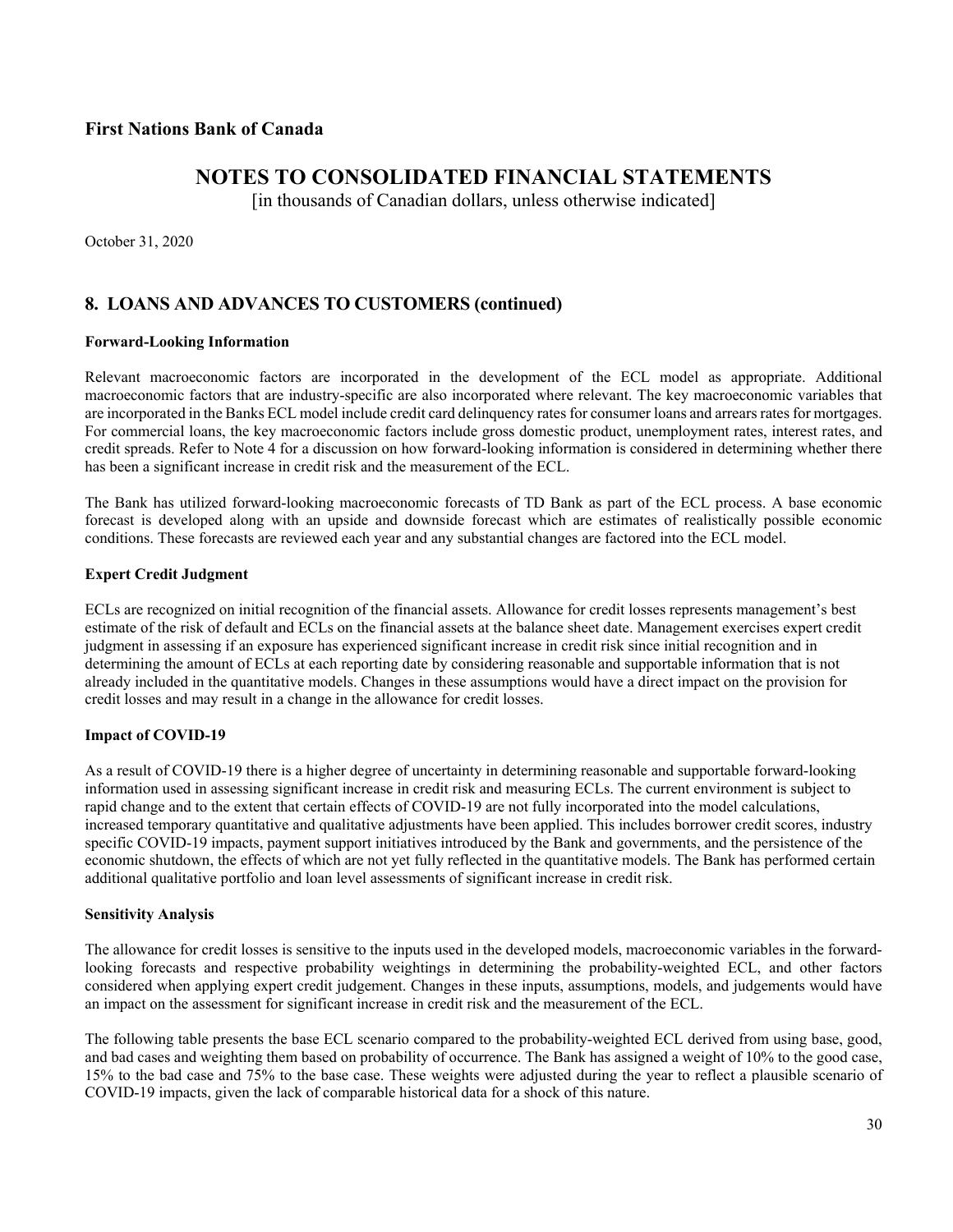**First Nations Bank of Canada**

# NOTES TO CONSOLIDATED FINANCIAL STATEMENTS

[in thousands of Canadian dollars, unless otherwise indicated]

October 31, 2020

## 8. LOANS AND ADVANCES TO CUSTOMERS (continued)

**Forward-Looking Information**

Relevant macroeconomic factors are incorporated in the development of the ECL model as appropriate. Additional macroeconomic factors that are industry-specific are also incorporated where relevant. The key macroeconomic variables that are incorporated in the Banks ECL model include credit card delinquency rates for consumer loans and arrears rates for mortgages. For commercial loans, the key macroeconomic factors include gross domestic product, unemployment rates, interest rates, and credit spreads. Refer to Note 4 for a discussion on how forward-looking information is considered in determining whether there has been a significant increase in credit risk and the measurement of the ECL.

The Bank has utilized forward-looking macroeconomic forecasts of TD Bank as part of the ECL process. A base economic forecast is developed along with an upside and downside forecast which are estimates of realistically possible economic conditions. These forecasts are reviewed each year and any substantial changes are factored into the ECL model.

**Expert Credit Judgment**

ECLs are recognized on initial recognition of the financial assets. Allowance for credit losses represents management's best estimate of the risk of default and ECLs on the financial assets at the balance sheet date. Management exercises expert credit judgment in assessing if an exposure has experienced significant increase in credit risk since initial recognition and in determining the amount of ECLs at each reporting date by considering reasonable and supportable information that is not already included in the quantitative models. Changes in these assumptions would have a direct impact on the provision for credit losses and may result in a change in the allowance for credit losses.

**Impact of COVID-19**

As a result of COVID-19 there is a higher degree of uncertainty in determining reasonable and supportable forward-looking information used in assessing significant increase in credit risk and measuring ECLs. The current environment is subject to rapid change and to the extent that certain effects of COVID-19 are not fully incorporated into the model calculations, increased temporary quantitative and qualitative adjustments have been applied. This includes borrower credit scores, industry specific COVID-19 impacts, payment support initiatives introduced by the Bank and governments, and the persistence of the economic shutdown, the effects of which are not yet fully reflected in the quantitative models. The Bank has performed certain additional qualitative portfolio and loan level assessments of significant increase in credit risk.

**Sensitivity Analysis**

The allowance for credit losses is sensitive to the inputs used in the developed models, macroeconomic variables in the forward-looking forecasts and respective probability weightings in determining the probability-weighted ECL, and other factors considered when applying expert credit judgement. Changes in these inputs, assumptions, models, and judgements would have an impact on the assessment for significant increase in credit risk and the measurement of the ECL.

The following table presents the base ECL scenario compared to the probability-weighted ECL derived from using base, good, and bad cases and weighting them based on probability of occurrence. The Bank has assigned a weight of 10% to the good case, 15% to the bad case and 75% to the base case. These weights were adjusted during the year to reflect a plausible scenario of COVID-19 impacts, given the lack of comparable historical data for a shock of this nature.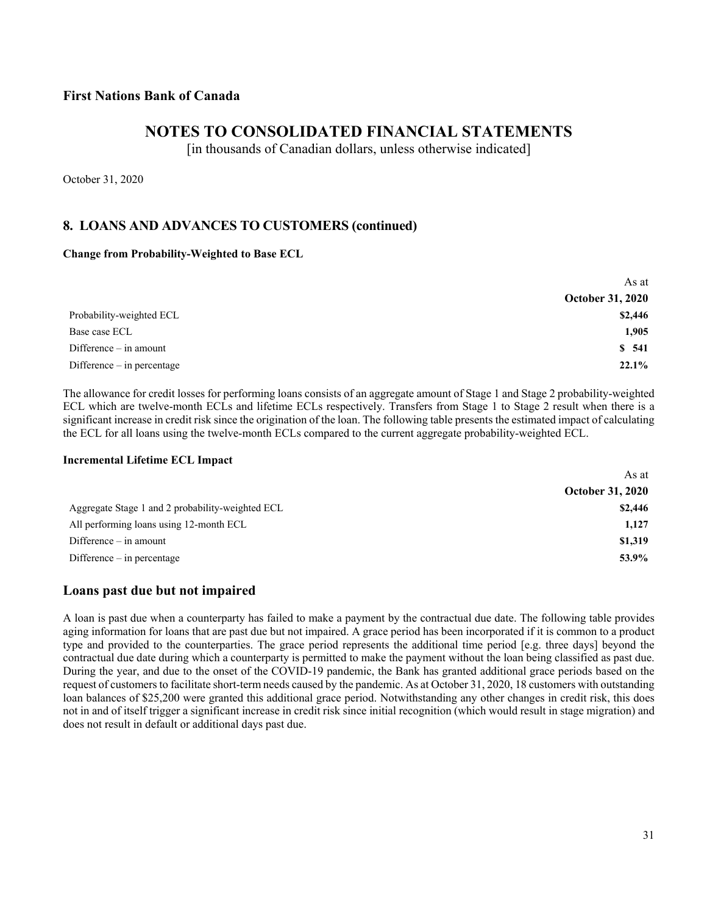**First Nations Bank of Canada**

# NOTES TO CONSOLIDATED FINANCIAL STATEMENTS

[in thousands of Canadian dollars, unless otherwise indicated]

October 31, 2020

## 8. LOANS AND ADVANCES TO CUSTOMERS (continued)

**Change from Probability-Weighted to Base ECL**

| | As at **October 31, 2020** |
|---|---|
| Probability-weighted ECL | **$2,446** |
| Base case ECL | **1,905** |
| Difference – in amount | **$ 541** |
| Difference – in percentage | **22.1%** |

The allowance for credit losses for performing loans consists of an aggregate amount of Stage 1 and Stage 2 probability-weighted ECL which are twelve-month ECLs and lifetime ECLs respectively. Transfers from Stage 1 to Stage 2 result when there is a significant increase in credit risk since the origination of the loan. The following table presents the estimated impact of calculating the ECL for all loans using the twelve-month ECLs compared to the current aggregate probability-weighted ECL.

**Incremental Lifetime ECL Impact**

| | As at **October 31, 2020** |
|---|---|
| Aggregate Stage 1 and 2 probability-weighted ECL | **$2,446** |
| All performing loans using 12-month ECL | **1,127** |
| Difference – in amount | **$1,319** |
| Difference – in percentage | **53.9%** |

## Loans past due but not impaired

A loan is past due when a counterparty has failed to make a payment by the contractual due date. The following table provides aging information for loans that are past due but not impaired. A grace period has been incorporated if it is common to a product type and provided to the counterparties. The grace period represents the additional time period [e.g. three days] beyond the contractual due date during which a counterparty is permitted to make the payment without the loan being classified as past due. During the year, and due to the onset of the COVID-19 pandemic, the Bank has granted additional grace periods based on the request of customers to facilitate short-term needs caused by the pandemic. As at October 31, 2020, 18 customers with outstanding loan balances of $25,200 were granted this additional grace period. Notwithstanding any other changes in credit risk, this does not in and of itself trigger a significant increase in credit risk since initial recognition (which would result in stage migration) and does not result in default or additional days past due.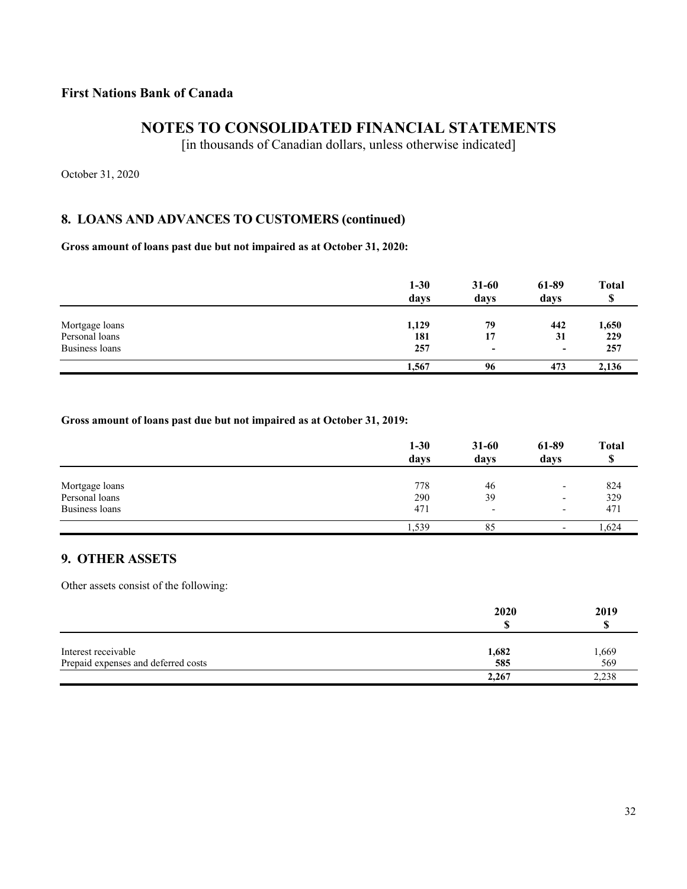**First Nations Bank of Canada**

# NOTES TO CONSOLIDATED FINANCIAL STATEMENTS

[in thousands of Canadian dollars, unless otherwise indicated]

October 31, 2020

## 8. LOANS AND ADVANCES TO CUSTOMERS (continued)

**Gross amount of loans past due but not impaired as at October 31, 2020:**

| | 1-30 days | 31-60 days | 61-89 days | Total $ |
|---|---|---|---|---|
| Mortgage loans | **1,129** | **79** | **442** | **1,650** |
| Personal loans | **181** | **17** | **31** | **229** |
| Business loans | **257** | **-** | **-** | **257** |
| | **1,567** | **96** | **473** | **2,136** |

**Gross amount of loans past due but not impaired as at October 31, 2019:**

| | 1-30 days | 31-60 days | 61-89 days | Total $ |
|---|---|---|---|---|
| Mortgage loans | 778 | 46 | - | 824 |
| Personal loans | 290 | 39 | - | 329 |
| Business loans | 471 | - | - | 471 |
| | 1,539 | 85 | - | 1,624 |

## 9. OTHER ASSETS

Other assets consist of the following:

| | 2020 $ | 2019 $ |
|---|---|---|
| Interest receivable | **1,682** | 1,669 |
| Prepaid expenses and deferred costs | **585** | 569 |
| | **2,267** | 2,238 |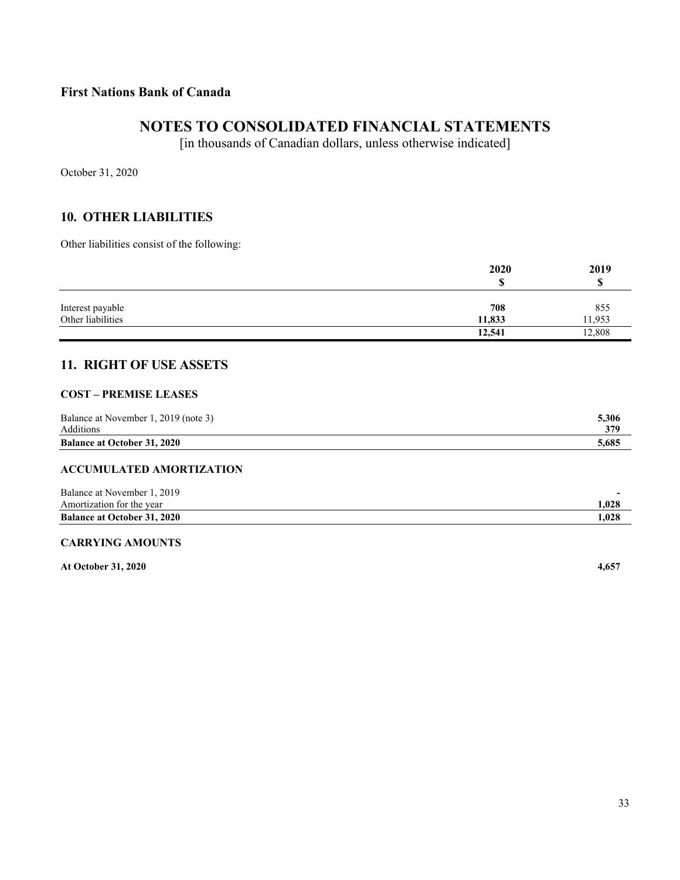**First Nations Bank of Canada**

# NOTES TO CONSOLIDATED FINANCIAL STATEMENTS

[in thousands of Canadian dollars, unless otherwise indicated]

October 31, 2020

## 10. OTHER LIABILITIES

Other liabilities consist of the following:

| | 2020<br>$ | 2019<br>$ |
|---|---|---|
| Interest payable | **708** | 855 |
| Other liabilities | **11,833** | 11,953 |
| | **12,541** | 12,808 |

## 11. RIGHT OF USE ASSETS

### COST – PREMISE LEASES

| | |
|---|---|
| Balance at November 1, 2019 (note 3) | **5,306** |
| Additions | **379** |
| **Balance at October 31, 2020** | **5,685** |

### ACCUMULATED AMORTIZATION

| | |
|---|---|
| Balance at November 1, 2019 | **-** |
| Amortization for the year | **1,028** |
| **Balance at October 31, 2020** | **1,028** |

### CARRYING AMOUNTS

| | |
|---|---|
| **At October 31, 2020** | **4,657** |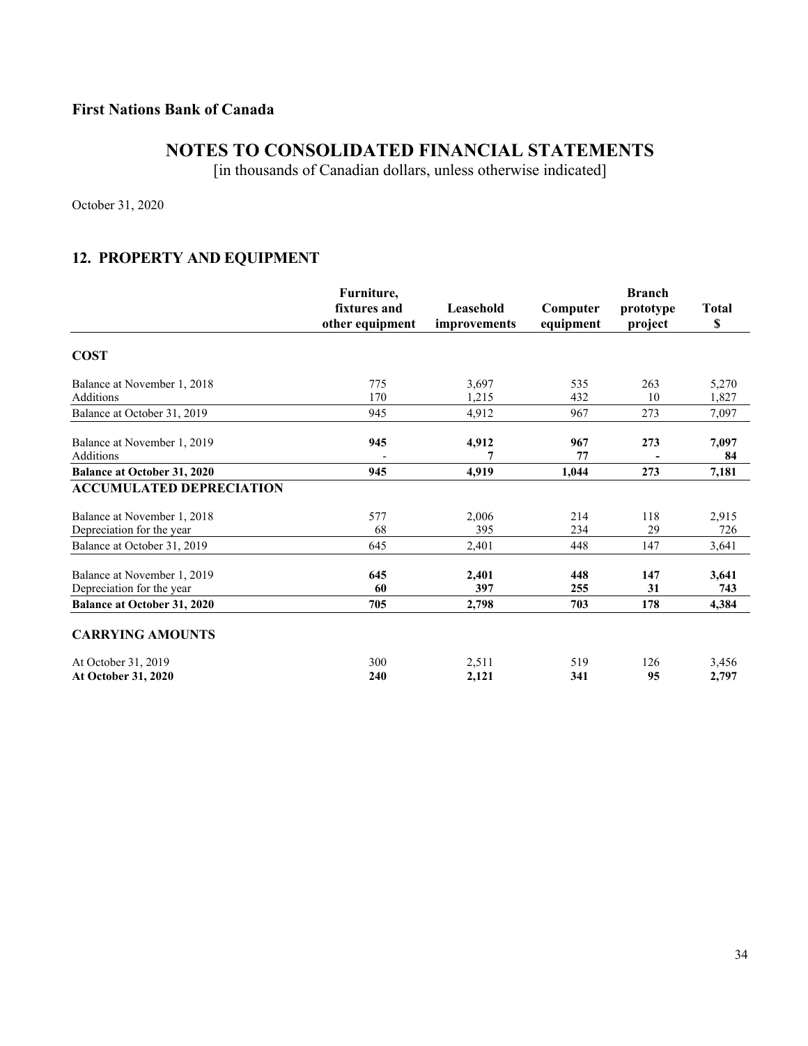**First Nations Bank of Canada**

# NOTES TO CONSOLIDATED FINANCIAL STATEMENTS

[in thousands of Canadian dollars, unless otherwise indicated]

October 31, 2020

## 12. PROPERTY AND EQUIPMENT

| | Furniture, fixtures and other equipment | Leasehold improvements | Computer equipment | Branch prototype project | Total $ |
|---|---|---|---|---|---|
| **COST** | | | | | |
| Balance at November 1, 2018 | 775 | 3,697 | 535 | 263 | 5,270 |
| Additions | 170 | 1,215 | 432 | 10 | 1,827 |
| Balance at October 31, 2019 | 945 | 4,912 | 967 | 273 | 7,097 |
| Balance at November 1, 2019 | **945** | **4,912** | **967** | **273** | **7,097** |
| Additions | - | **7** | **77** | **-** | **84** |
| **Balance at October 31, 2020** | **945** | **4,919** | **1,044** | **273** | **7,181** |
| **ACCUMULATED DEPRECIATION** | | | | | |
| Balance at November 1, 2018 | 577 | 2,006 | 214 | 118 | 2,915 |
| Depreciation for the year | 68 | 395 | 234 | 29 | 726 |
| Balance at October 31, 2019 | 645 | 2,401 | 448 | 147 | 3,641 |
| Balance at November 1, 2019 | **645** | **2,401** | **448** | **147** | **3,641** |
| Depreciation for the year | **60** | **397** | **255** | **31** | **743** |
| **Balance at October 31, 2020** | **705** | **2,798** | **703** | **178** | **4,384** |
| **CARRYING AMOUNTS** | | | | | |
| At October 31, 2019 | 300 | 2,511 | 519 | 126 | 3,456 |
| **At October 31, 2020** | **240** | **2,121** | **341** | **95** | **2,797** |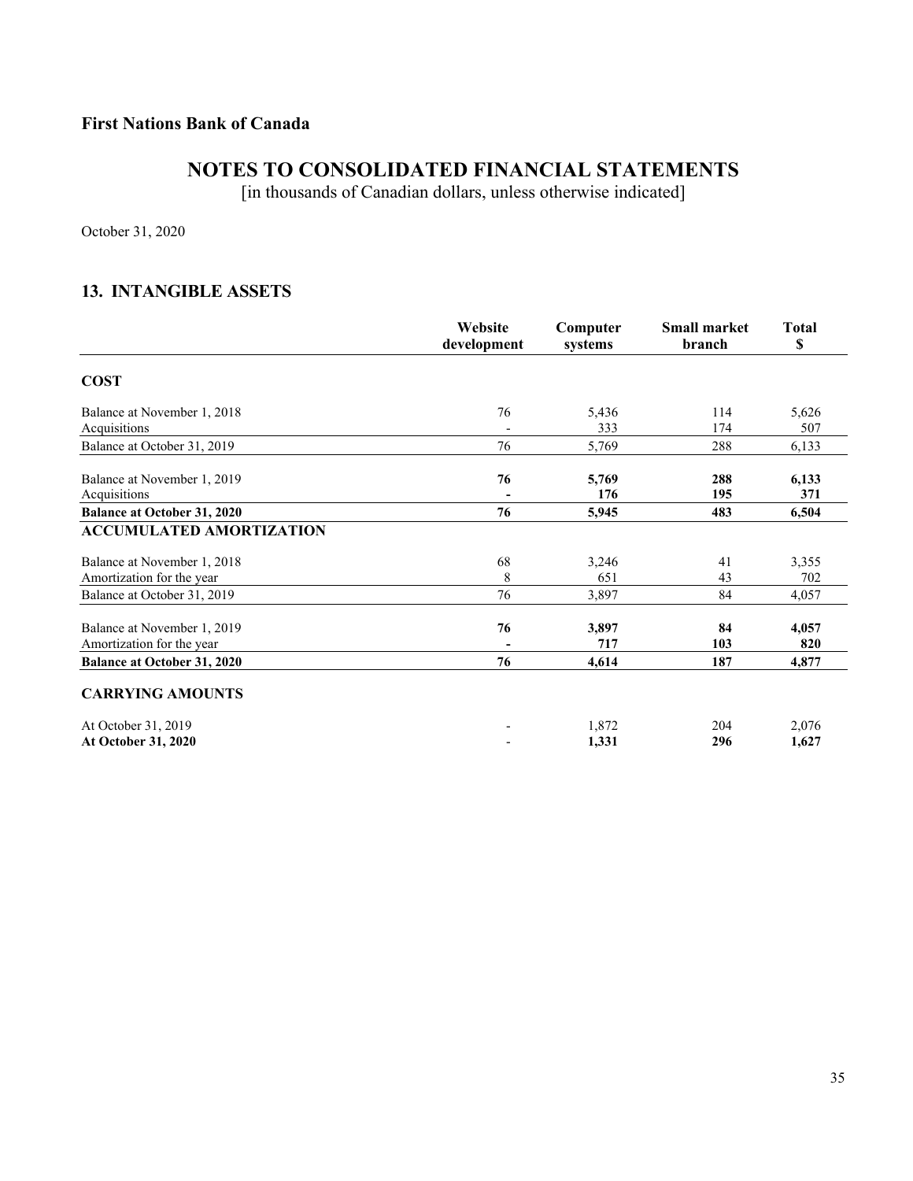**First Nations Bank of Canada**

# NOTES TO CONSOLIDATED FINANCIAL STATEMENTS

[in thousands of Canadian dollars, unless otherwise indicated]

October 31, 2020

## 13. INTANGIBLE ASSETS

| | Website development | Computer systems | Small market branch | Total $ |
|---|---|---|---|---|
| **COST** | | | | |
| Balance at November 1, 2018 | 76 | 5,436 | 114 | 5,626 |
| Acquisitions | - | 333 | 174 | 507 |
| Balance at October 31, 2019 | 76 | 5,769 | 288 | 6,133 |
| Balance at November 1, 2019 | **76** | **5,769** | **288** | **6,133** |
| Acquisitions | **-** | **176** | **195** | **371** |
| **Balance at October 31, 2020** | **76** | **5,945** | **483** | **6,504** |
| **ACCUMULATED AMORTIZATION** | | | | |
| Balance at November 1, 2018 | 68 | 3,246 | 41 | 3,355 |
| Amortization for the year | 8 | 651 | 43 | 702 |
| Balance at October 31, 2019 | 76 | 3,897 | 84 | 4,057 |
| Balance at November 1, 2019 | **76** | **3,897** | **84** | **4,057** |
| Amortization for the year | **-** | **717** | **103** | **820** |
| **Balance at October 31, 2020** | **76** | **4,614** | **187** | **4,877** |
| **CARRYING AMOUNTS** | | | | |
| At October 31, 2019 | - | 1,872 | 204 | 2,076 |
| **At October 31, 2020** | - | **1,331** | **296** | **1,627** |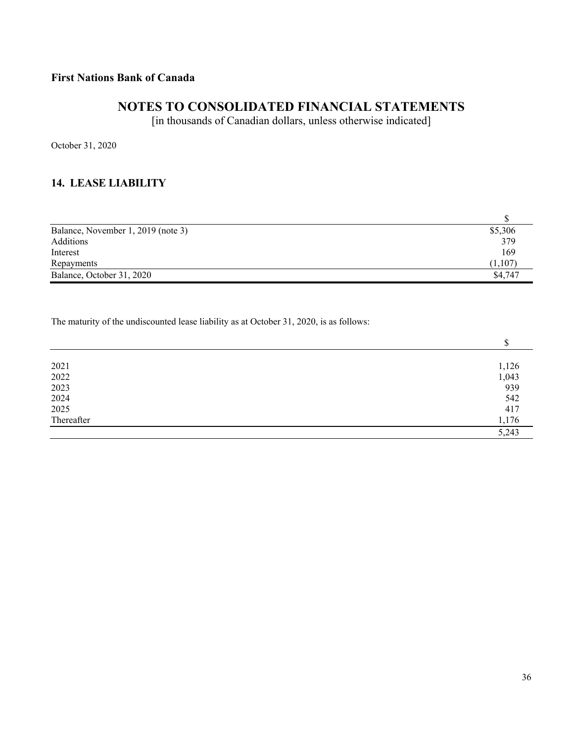**First Nations Bank of Canada**

# NOTES TO CONSOLIDATED FINANCIAL STATEMENTS

[in thousands of Canadian dollars, unless otherwise indicated]

October 31, 2020

## 14. LEASE LIABILITY

| | $ |
|---|---|
| Balance, November 1, 2019 (note 3) | $5,306 |
| Additions | 379 |
| Interest | 169 |
| Repayments | (1,107) |
| Balance, October 31, 2020 | $4,747 |

The maturity of the undiscounted lease liability as at October 31, 2020, is as follows:

| | $ |
|---|---|
| 2021 | 1,126 |
| 2022 | 1,043 |
| 2023 | 939 |
| 2024 | 542 |
| 2025 | 417 |
| Thereafter | 1,176 |
| | 5,243 |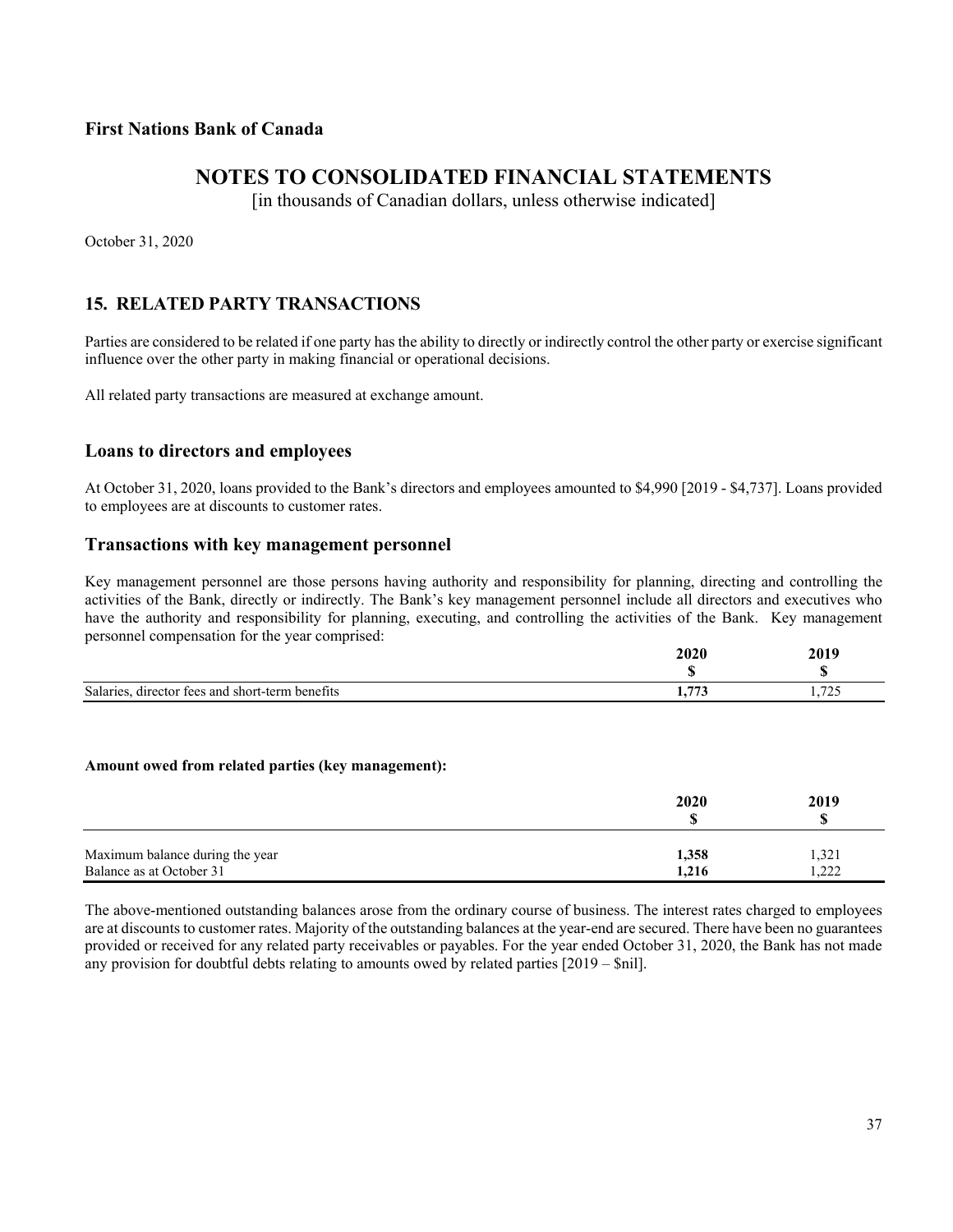**First Nations Bank of Canada**

# NOTES TO CONSOLIDATED FINANCIAL STATEMENTS

[in thousands of Canadian dollars, unless otherwise indicated]

October 31, 2020

## 15. RELATED PARTY TRANSACTIONS

Parties are considered to be related if one party has the ability to directly or indirectly control the other party or exercise significant influence over the other party in making financial or operational decisions.

All related party transactions are measured at exchange amount.

### Loans to directors and employees

At October 31, 2020, loans provided to the Bank's directors and employees amounted to $4,990 [2019 - $4,737]. Loans provided to employees are at discounts to customer rates.

### Transactions with key management personnel

Key management personnel are those persons having authority and responsibility for planning, directing and controlling the activities of the Bank, directly or indirectly. The Bank's key management personnel include all directors and executives who have the authority and responsibility for planning, executing, and controlling the activities of the Bank. Key management personnel compensation for the year comprised:

| | **2020**<br>**$** | **2019**<br>**$** |
|---|---|---|
| Salaries, director fees and short-term benefits | **1,773** | 1,725 |

**Amount owed from related parties (key management):**

| | **2020**<br>**$** | **2019**<br>**$** |
|---|---|---|
| Maximum balance during the year | **1,358** | 1,321 |
| Balance as at October 31 | **1,216** | 1,222 |

The above-mentioned outstanding balances arose from the ordinary course of business. The interest rates charged to employees are at discounts to customer rates. Majority of the outstanding balances at the year-end are secured. There have been no guarantees provided or received for any related party receivables or payables. For the year ended October 31, 2020, the Bank has not made any provision for doubtful debts relating to amounts owed by related parties [2019 – $nil].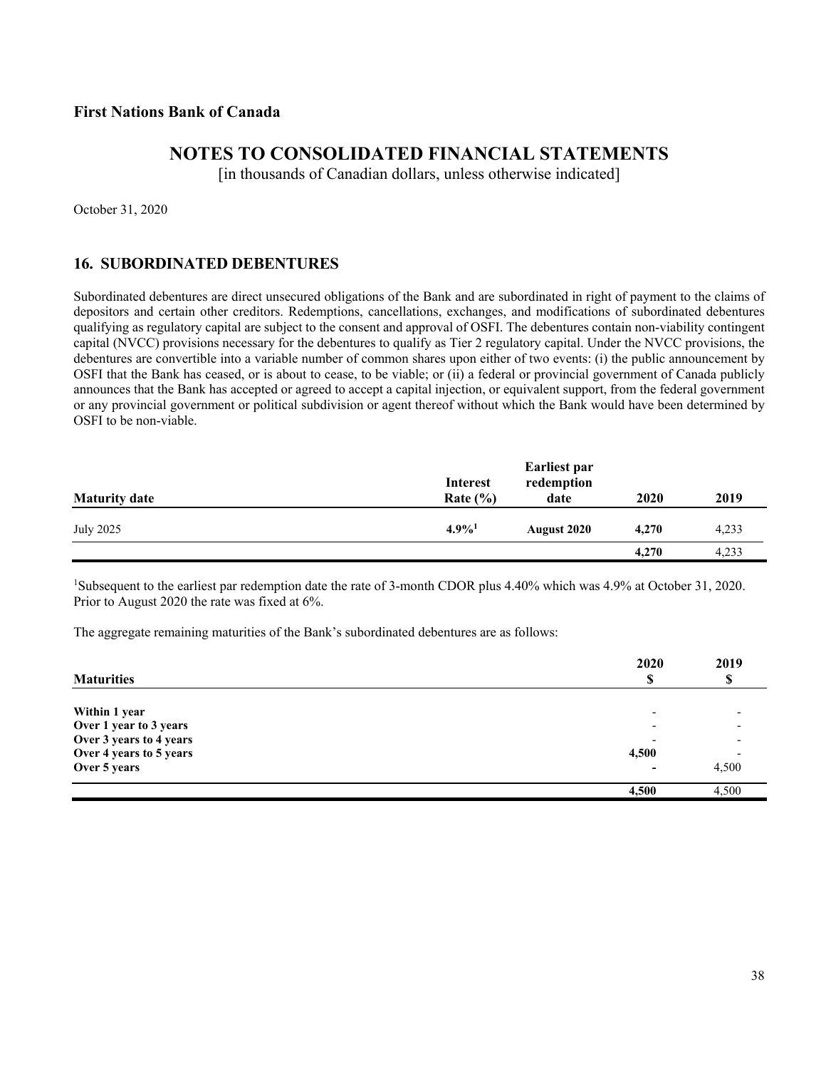**First Nations Bank of Canada**

# NOTES TO CONSOLIDATED FINANCIAL STATEMENTS

[in thousands of Canadian dollars, unless otherwise indicated]

October 31, 2020

## 16. SUBORDINATED DEBENTURES

Subordinated debentures are direct unsecured obligations of the Bank and are subordinated in right of payment to the claims of depositors and certain other creditors. Redemptions, cancellations, exchanges, and modifications of subordinated debentures qualifying as regulatory capital are subject to the consent and approval of OSFI. The debentures contain non-viability contingent capital (NVCC) provisions necessary for the debentures to qualify as Tier 2 regulatory capital. Under the NVCC provisions, the debentures are convertible into a variable number of common shares upon either of two events: (i) the public announcement by OSFI that the Bank has ceased, or is about to cease, to be viable; or (ii) a federal or provincial government of Canada publicly announces that the Bank has accepted or agreed to accept a capital injection, or equivalent support, from the federal government or any provincial government or political subdivision or agent thereof without which the Bank would have been determined by OSFI to be non-viable.

| Maturity date | Interest Rate (%) | Earliest par redemption date | 2020 | 2019 |
|---|---|---|---|---|
| July 2025 | **4.9%[1]** | **August 2020** | **4,270** | 4,233 |
| | | | **4,270** | 4,233 |

[1]Subsequent to the earliest par redemption date the rate of 3-month CDOR plus 4.40% which was 4.9% at October 31, 2020. Prior to August 2020 the rate was fixed at 6%.

The aggregate remaining maturities of the Bank's subordinated debentures are as follows:

| Maturities | 2020 $ | 2019 $ |
|---|---|---|
| **Within 1 year** | - | - |
| **Over 1 year to 3 years** | - | - |
| **Over 3 years to 4 years** | - | - |
| **Over 4 years to 5 years** | **4,500** | - |
| **Over 5 years** | **-** | 4,500 |
| | **4,500** | 4,500 |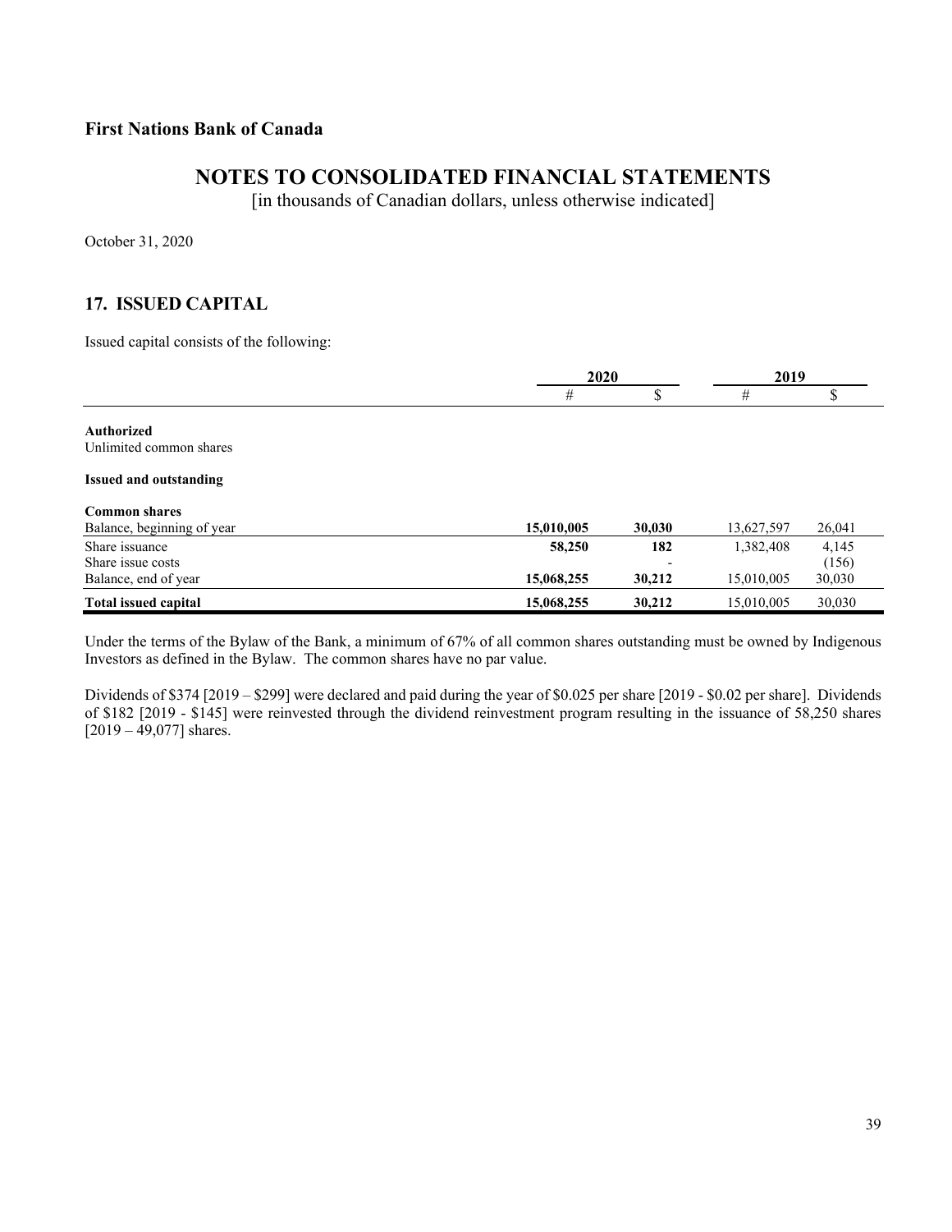**First Nations Bank of Canada**

# NOTES TO CONSOLIDATED FINANCIAL STATEMENTS

[in thousands of Canadian dollars, unless otherwise indicated]

October 31, 2020

## 17. ISSUED CAPITAL

Issued capital consists of the following:

| | 2020 | | 2019 | |
|---|---|---|---|---|
| | # | $ | # | $ |
| **Authorized** | | | | |
| Unlimited common shares | | | | |
| **Issued and outstanding** | | | | |
| **Common shares** | | | | |
| Balance, beginning of year | **15,010,005** | **30,030** | 13,627,597 | 26,041 |
| Share issuance | **58,250** | **182** | 1,382,408 | 4,145 |
| Share issue costs | | **-** | | (156) |
| Balance, end of year | **15,068,255** | **30,212** | 15,010,005 | 30,030 |
| **Total issued capital** | **15,068,255** | **30,212** | 15,010,005 | 30,030 |

Under the terms of the Bylaw of the Bank, a minimum of 67% of all common shares outstanding must be owned by Indigenous Investors as defined in the Bylaw. The common shares have no par value.

Dividends of $374 [2019 – $299] were declared and paid during the year of $0.025 per share [2019 - $0.02 per share]. Dividends of $182 [2019 - $145] were reinvested through the dividend reinvestment program resulting in the issuance of 58,250 shares [2019 – 49,077] shares.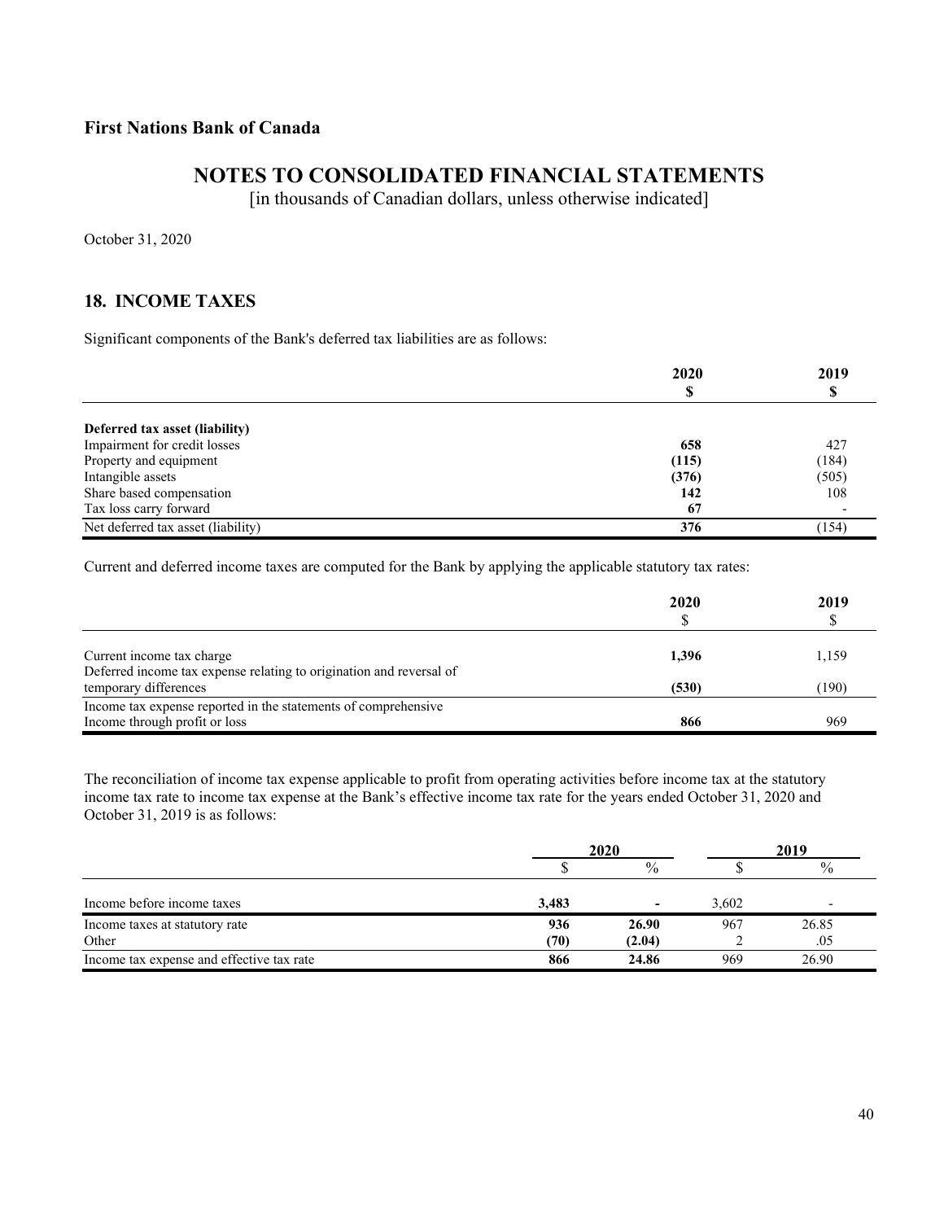**First Nations Bank of Canada**

# NOTES TO CONSOLIDATED FINANCIAL STATEMENTS

[in thousands of Canadian dollars, unless otherwise indicated]

October 31, 2020

## 18. INCOME TAXES

Significant components of the Bank's deferred tax liabilities are as follows:

| | 2020<br>$ | 2019<br>$ |
|---|---|---|
| **Deferred tax asset (liability)** | | |
| Impairment for credit losses | **658** | 427 |
| Property and equipment | **(115)** | (184) |
| Intangible assets | **(376)** | (505) |
| Share based compensation | **142** | 108 |
| Tax loss carry forward | **67** | - |
| Net deferred tax asset (liability) | **376** | (154) |

Current and deferred income taxes are computed for the Bank by applying the applicable statutory tax rates:

| | 2020<br>$ | 2019<br>$ |
|---|---|---|
| Current income tax charge | **1,396** | 1,159 |
| Deferred income tax expense relating to origination and reversal of temporary differences | **(530)** | (190) |
| Income tax expense reported in the statements of comprehensive Income through profit or loss | **866** | 969 |

The reconciliation of income tax expense applicable to profit from operating activities before income tax at the statutory income tax rate to income tax expense at the Bank's effective income tax rate for the years ended October 31, 2020 and October 31, 2019 is as follows:

| | 2020 | | 2019 | |
|---|---|---|---|---|
| | $ | % | $ | % |
| Income before income taxes | **3,483** | **-** | 3,602 | - |
| Income taxes at statutory rate | **936** | **26.90** | 967 | 26.85 |
| Other | **(70)** | **(2.04)** | 2 | .05 |
| Income tax expense and effective tax rate | **866** | **24.86** | 969 | 26.90 |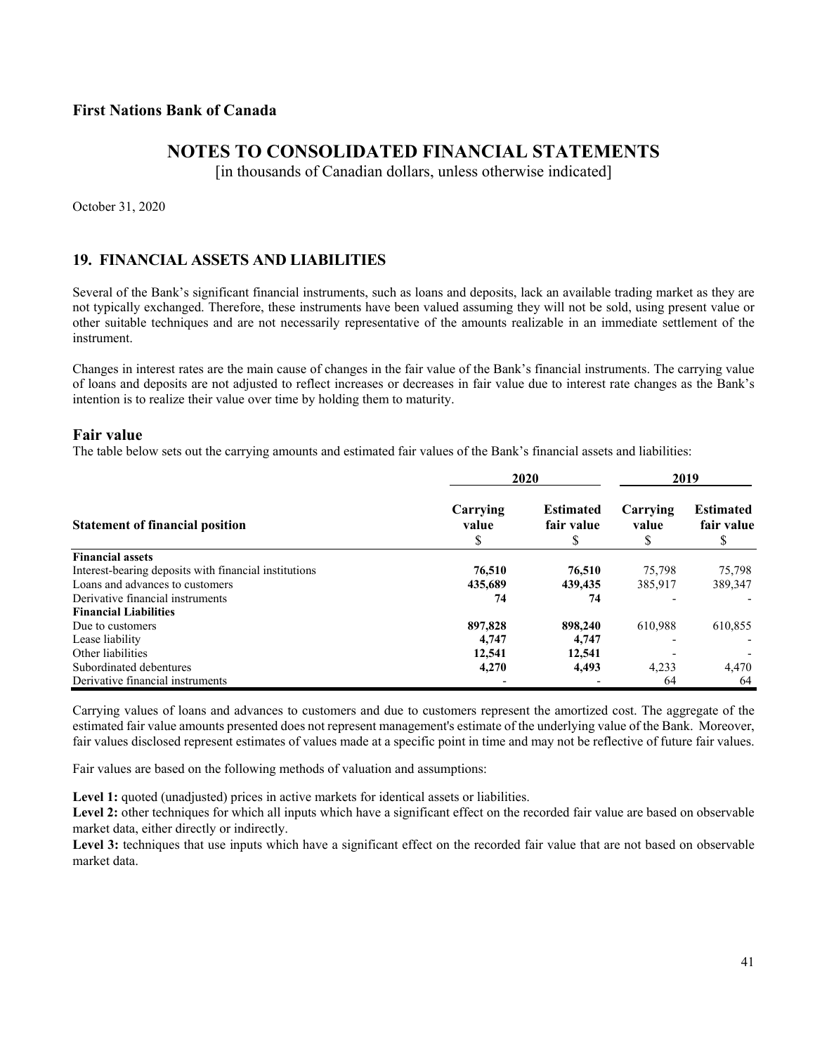**First Nations Bank of Canada**

# NOTES TO CONSOLIDATED FINANCIAL STATEMENTS

[in thousands of Canadian dollars, unless otherwise indicated]

October 31, 2020

## 19. FINANCIAL ASSETS AND LIABILITIES

Several of the Bank's significant financial instruments, such as loans and deposits, lack an available trading market as they are not typically exchanged. Therefore, these instruments have been valued assuming they will not be sold, using present value or other suitable techniques and are not necessarily representative of the amounts realizable in an immediate settlement of the instrument.

Changes in interest rates are the main cause of changes in the fair value of the Bank's financial instruments. The carrying value of loans and deposits are not adjusted to reflect increases or decreases in fair value due to interest rate changes as the Bank's intention is to realize their value over time by holding them to maturity.

### Fair value

The table below sets out the carrying amounts and estimated fair values of the Bank's financial assets and liabilities:

| | 2020 | | 2019 | |
|---|---|---|---|---|
| **Statement of financial position** | **Carrying value** $ | **Estimated fair value** $ | **Carrying value** $ | **Estimated fair value** $ |
| **Financial assets** | | | | |
| Interest-bearing deposits with financial institutions | **76,510** | **76,510** | 75,798 | 75,798 |
| Loans and advances to customers | **435,689** | **439,435** | 385,917 | 389,347 |
| Derivative financial instruments | **74** | **74** | - | - |
| **Financial Liabilities** | | | | |
| Due to customers | **897,828** | **898,240** | 610,988 | 610,855 |
| Lease liability | **4,747** | **4,747** | - | - |
| Other liabilities | **12,541** | **12,541** | - | - |
| Subordinated debentures | **4,270** | **4,493** | 4,233 | 4,470 |
| Derivative financial instruments | - | - | 64 | 64 |

Carrying values of loans and advances to customers and due to customers represent the amortized cost. The aggregate of the estimated fair value amounts presented does not represent management's estimate of the underlying value of the Bank. Moreover, fair values disclosed represent estimates of values made at a specific point in time and may not be reflective of future fair values.

Fair values are based on the following methods of valuation and assumptions:

**Level 1:** quoted (unadjusted) prices in active markets for identical assets or liabilities.
**Level 2:** other techniques for which all inputs which have a significant effect on the recorded fair value are based on observable market data, either directly or indirectly.
**Level 3:** techniques that use inputs which have a significant effect on the recorded fair value that are not based on observable market data.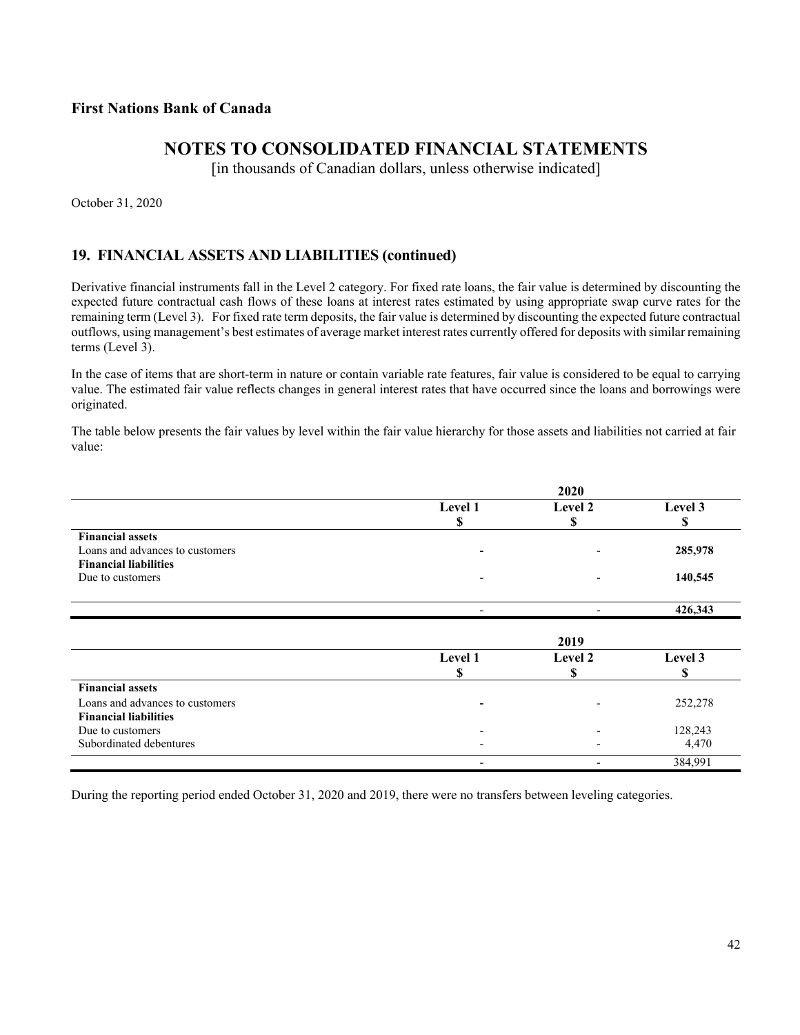**First Nations Bank of Canada**

# NOTES TO CONSOLIDATED FINANCIAL STATEMENTS

[in thousands of Canadian dollars, unless otherwise indicated]

October 31, 2020

## 19. FINANCIAL ASSETS AND LIABILITIES (continued)

Derivative financial instruments fall in the Level 2 category. For fixed rate loans, the fair value is determined by discounting the expected future contractual cash flows of these loans at interest rates estimated by using appropriate swap curve rates for the remaining term (Level 3). For fixed rate term deposits, the fair value is determined by discounting the expected future contractual outflows, using management's best estimates of average market interest rates currently offered for deposits with similar remaining terms (Level 3).

In the case of items that are short-term in nature or contain variable rate features, fair value is considered to be equal to carrying value. The estimated fair value reflects changes in general interest rates that have occurred since the loans and borrowings were originated.

The table below presents the fair values by level within the fair value hierarchy for those assets and liabilities not carried at fair value:

| | | 2020 | |
|---|---|---|---|
| | **Level 1** | **Level 2** | **Level 3** |
| | **$** | **$** | **$** |
| **Financial assets** | | | |
| Loans and advances to customers | - | - | **285,978** |
| **Financial liabilities** | | | |
| Due to customers | - | - | **140,545** |
| | - | - | **426,343** |

| | | 2019 | |
|---|---|---|---|
| | **Level 1** | **Level 2** | **Level 3** |
| | **$** | **$** | **$** |
| **Financial assets** | | | |
| Loans and advances to customers | - | - | 252,278 |
| **Financial liabilities** | | | |
| Due to customers | - | - | 128,243 |
| Subordinated debentures | - | - | 4,470 |
| | - | - | 384,991 |

During the reporting period ended October 31, 2020 and 2019, there were no transfers between leveling categories.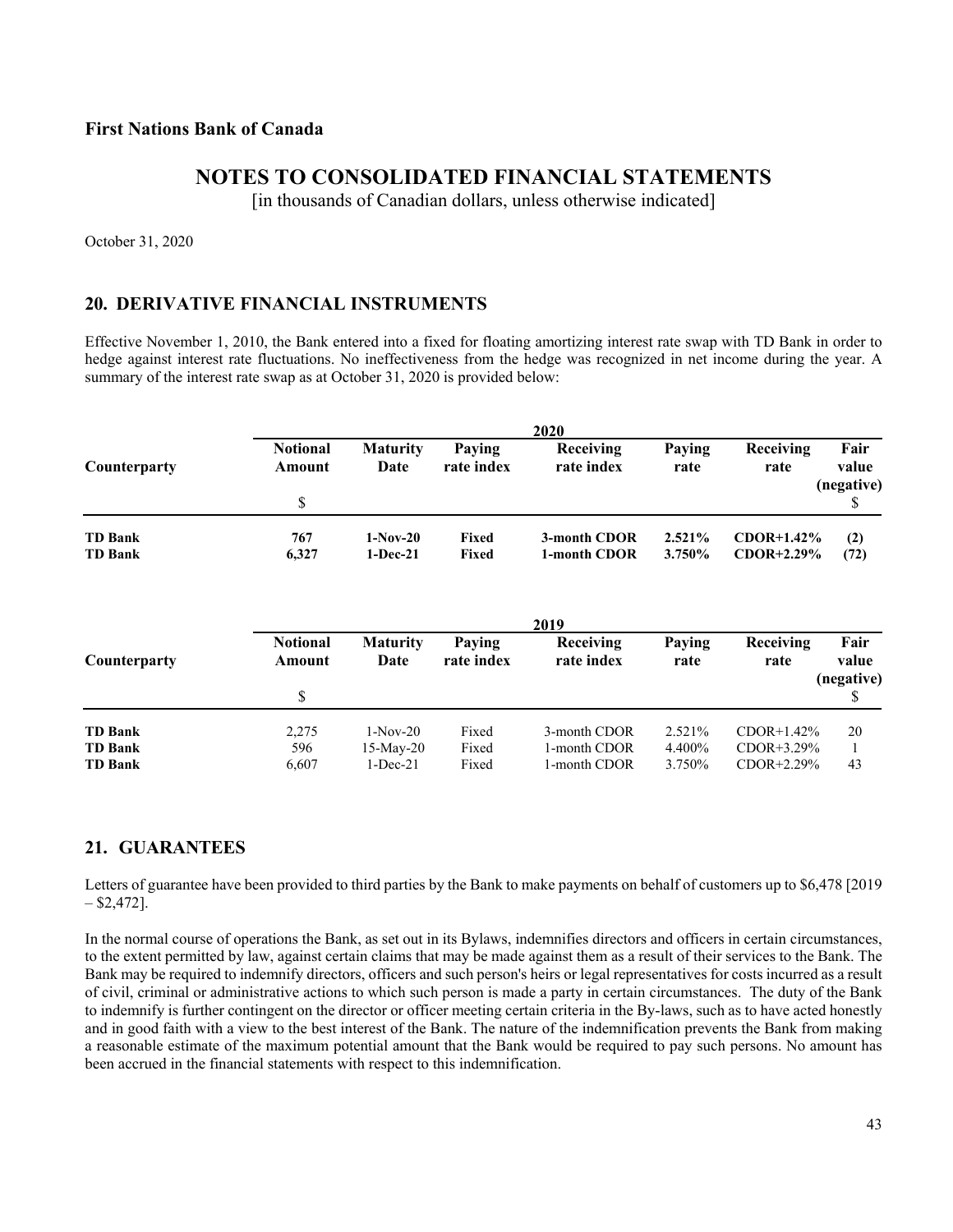**First Nations Bank of Canada**

## NOTES TO CONSOLIDATED FINANCIAL STATEMENTS

[in thousands of Canadian dollars, unless otherwise indicated]

October 31, 2020

## 20. DERIVATIVE FINANCIAL INSTRUMENTS

Effective November 1, 2010, the Bank entered into a fixed for floating amortizing interest rate swap with TD Bank in order to hedge against interest rate fluctuations. No ineffectiveness from the hedge was recognized in net income during the year. A summary of the interest rate swap as at October 31, 2020 is provided below:

| | 2020 | | | | | | |
|---|---|---|---|---|---|---|---|
| Counterparty | Notional Amount<br>$ | Maturity Date | Paying rate index | Receiving rate index | Paying rate | Receiving rate | Fair value (negative)<br>$ |
| **TD Bank** | **767** | **1-Nov-20** | **Fixed** | **3-month CDOR** | **2.521%** | **CDOR+1.42%** | **(2)** |
| **TD Bank** | **6,327** | **1-Dec-21** | **Fixed** | **1-month CDOR** | **3.750%** | **CDOR+2.29%** | **(72)** |

| | 2019 | | | | | | |
|---|---|---|---|---|---|---|---|
| Counterparty | Notional Amount<br>$ | Maturity Date | Paying rate index | Receiving rate index | Paying rate | Receiving rate | Fair value (negative)<br>$ |
| **TD Bank** | 2,275 | 1-Nov-20 | Fixed | 3-month CDOR | 2.521% | CDOR+1.42% | 20 |
| **TD Bank** | 596 | 15-May-20 | Fixed | 1-month CDOR | 4.400% | CDOR+3.29% | 1 |
| **TD Bank** | 6,607 | 1-Dec-21 | Fixed | 1-month CDOR | 3.750% | CDOR+2.29% | 43 |

## 21. GUARANTEES

Letters of guarantee have been provided to third parties by the Bank to make payments on behalf of customers up to $6,478 [2019 – $2,472].

In the normal course of operations the Bank, as set out in its Bylaws, indemnifies directors and officers in certain circumstances, to the extent permitted by law, against certain claims that may be made against them as a result of their services to the Bank. The Bank may be required to indemnify directors, officers and such person's heirs or legal representatives for costs incurred as a result of civil, criminal or administrative actions to which such person is made a party in certain circumstances. The duty of the Bank to indemnify is further contingent on the director or officer meeting certain criteria in the By-laws, such as to have acted honestly and in good faith with a view to the best interest of the Bank. The nature of the indemnification prevents the Bank from making a reasonable estimate of the maximum potential amount that the Bank would be required to pay such persons. No amount has been accrued in the financial statements with respect to this indemnification.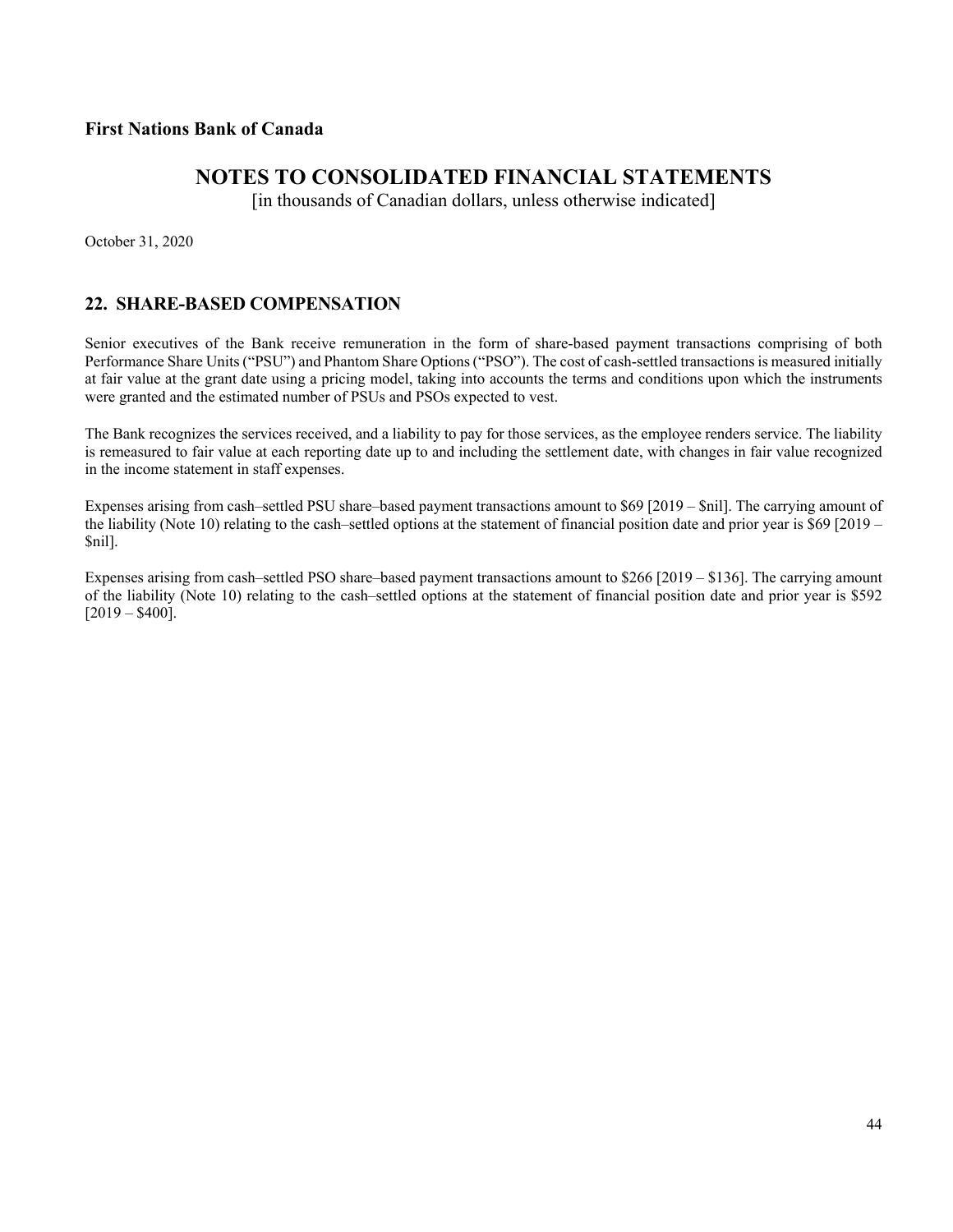**First Nations Bank of Canada**

# NOTES TO CONSOLIDATED FINANCIAL STATEMENTS

[in thousands of Canadian dollars, unless otherwise indicated]

October 31, 2020

## 22. SHARE-BASED COMPENSATION

Senior executives of the Bank receive remuneration in the form of share-based payment transactions comprising of both Performance Share Units ("PSU") and Phantom Share Options ("PSO"). The cost of cash-settled transactions is measured initially at fair value at the grant date using a pricing model, taking into accounts the terms and conditions upon which the instruments were granted and the estimated number of PSUs and PSOs expected to vest.

The Bank recognizes the services received, and a liability to pay for those services, as the employee renders service. The liability is remeasured to fair value at each reporting date up to and including the settlement date, with changes in fair value recognized in the income statement in staff expenses.

Expenses arising from cash–settled PSU share–based payment transactions amount to $69 [2019 – $nil]. The carrying amount of the liability (Note 10) relating to the cash–settled options at the statement of financial position date and prior year is $69 [2019 – $nil].

Expenses arising from cash–settled PSO share–based payment transactions amount to $266 [2019 – $136]. The carrying amount of the liability (Note 10) relating to the cash–settled options at the statement of financial position date and prior year is $592 [2019 – $400].